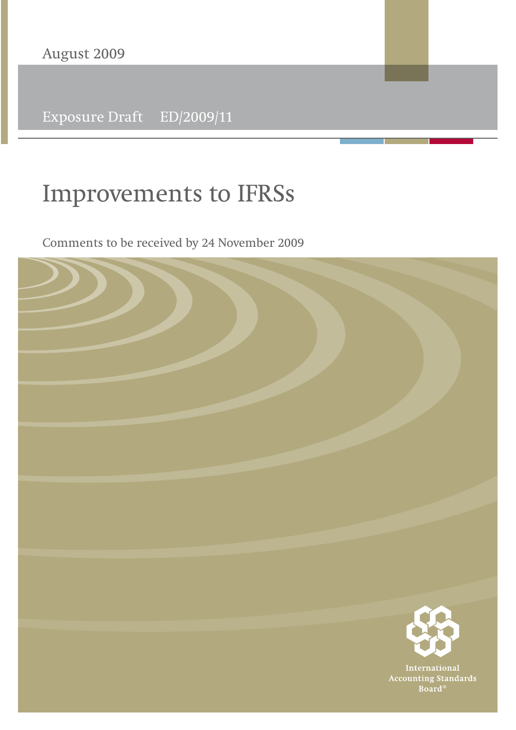August 2009

Exposure Draft ED/2009/11

# Improvements to IFRSs

Comments to be received by 24 November 2009

International Accounting Standards Board®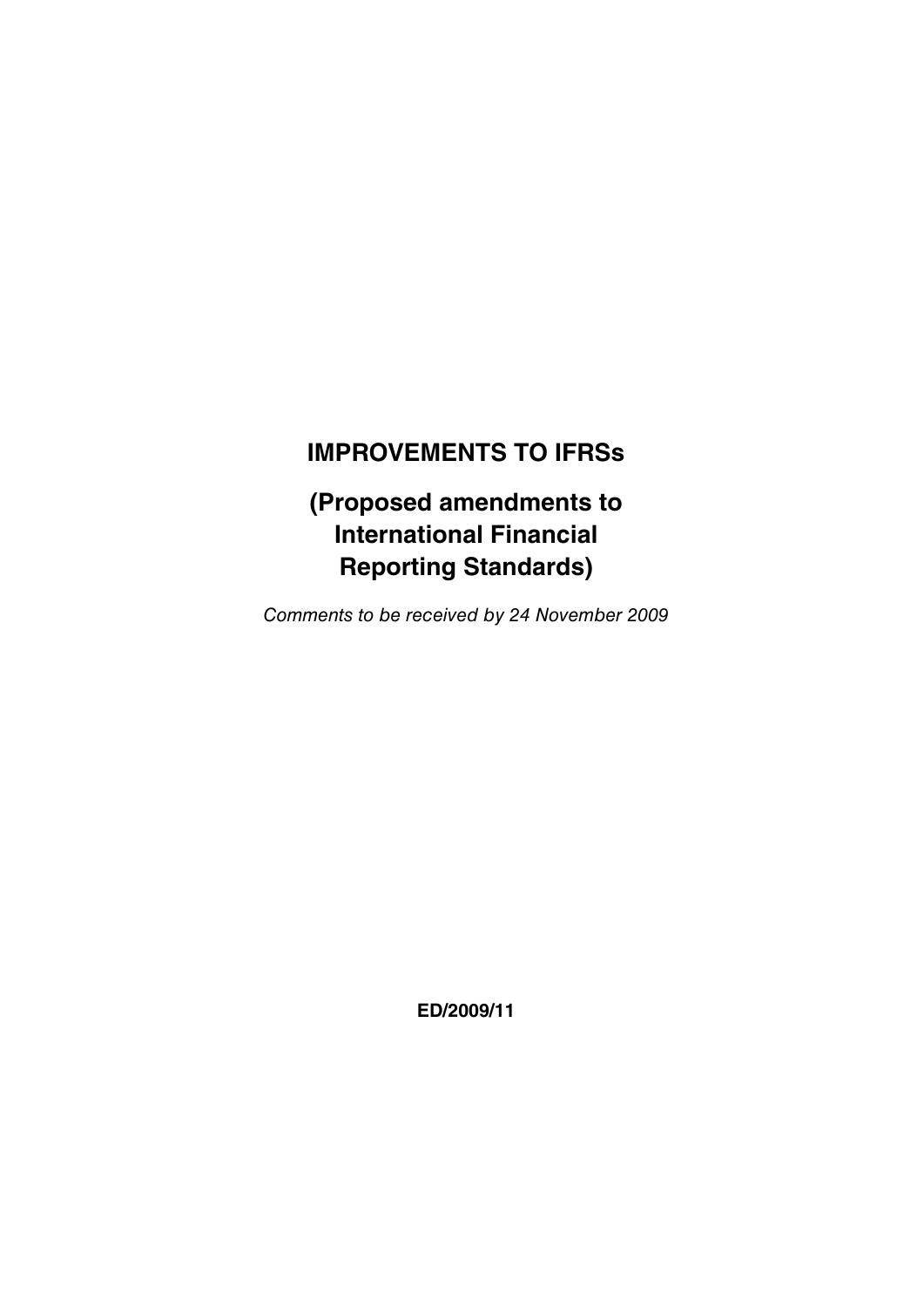# IMPROVEMENTS TO IFRSs

# (Proposed amendments to International Financial Reporting Standards)

*Comments to be received by 24 November 2009*

**ED/2009/11**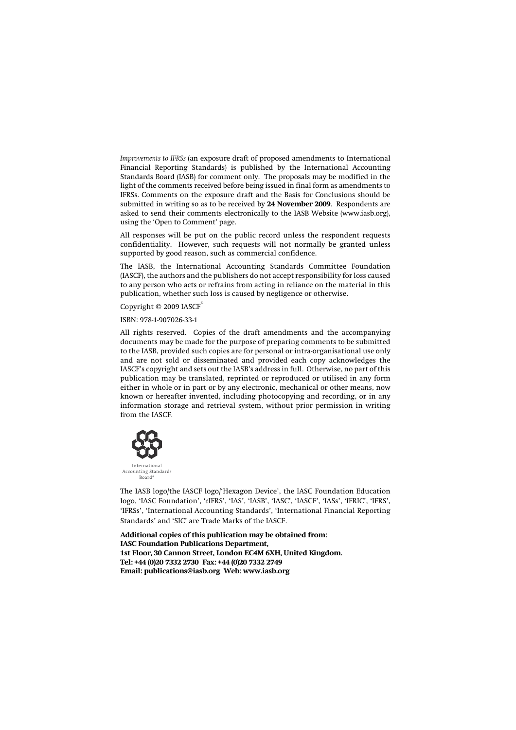*Improvements to IFRSs* (an exposure draft of proposed amendments to International Financial Reporting Standards) is published by the International Accounting Standards Board (IASB) for comment only. The proposals may be modified in the light of the comments received before being issued in final form as amendments to IFRSs. Comments on the exposure draft and the Basis for Conclusions should be submitted in writing so as to be received by **24 November 2009**. Respondents are asked to send their comments electronically to the IASB Website (www.iasb.org), using the 'Open to Comment' page.

All responses will be put on the public record unless the respondent requests confidentiality. However, such requests will not normally be granted unless supported by good reason, such as commercial confidence.

The IASB, the International Accounting Standards Committee Foundation (IASCF), the authors and the publishers do not accept responsibility for loss caused to any person who acts or refrains from acting in reliance on the material in this publication, whether such loss is caused by negligence or otherwise.

Copyright © 2009 IASCF®

ISBN: 978-1-907026-33-1

All rights reserved. Copies of the draft amendments and the accompanying documents may be made for the purpose of preparing comments to be submitted to the IASB, provided such copies are for personal or intra-organisational use only and are not sold or disseminated and provided each copy acknowledges the IASCF's copyright and sets out the IASB's address in full. Otherwise, no part of this publication may be translated, reprinted or reproduced or utilised in any form either in whole or in part or by any electronic, mechanical or other means, now known or hereafter invented, including photocopying and recording, or in any information storage and retrieval system, without prior permission in writing from the IASCF.

International Accounting Standards Board®

The IASB logo/the IASCF logo/'Hexagon Device', the IASC Foundation Education logo, 'IASC Foundation', '*e*IFRS', 'IAS', 'IASB', 'IASC', 'IASCF', 'IASs', 'IFRIC', 'IFRS', 'IFRSs', 'International Accounting Standards', 'International Financial Reporting Standards' and 'SIC' are Trade Marks of the IASCF.

**Additional copies of this publication may be obtained from:**
**IASC Foundation Publications Department,**
**1st Floor, 30 Cannon Street, London EC4M 6XH, United Kingdom.**
**Tel: +44 (0)20 7332 2730 Fax: +44 (0)20 7332 2749**
**Email: publications@iasb.org Web: www.iasb.org**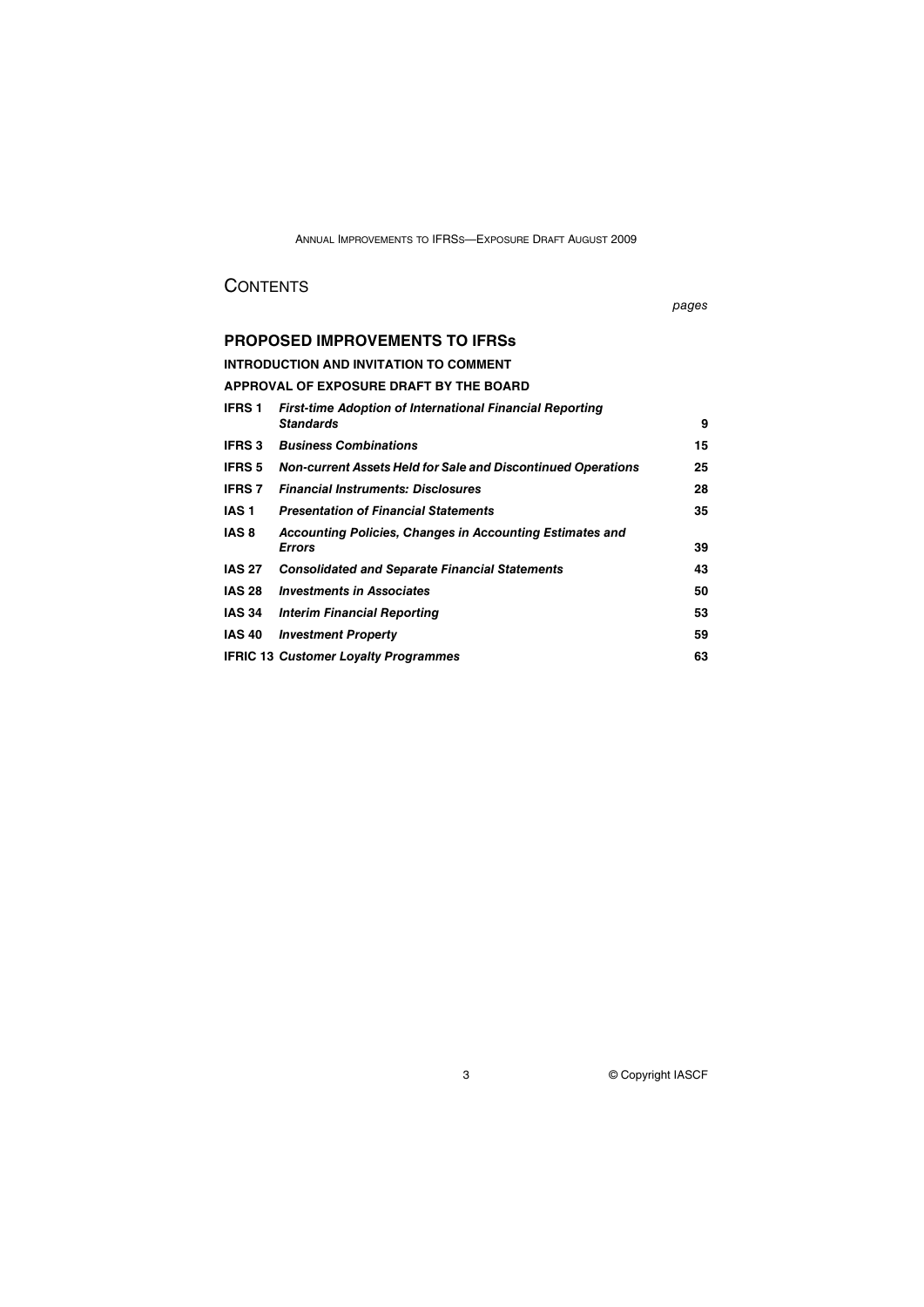# CONTENTS

| | | *pages* |
|---|---|---|

## PROPOSED IMPROVEMENTS TO IFRSs

**INTRODUCTION AND INVITATION TO COMMENT**

**APPROVAL OF EXPOSURE DRAFT BY THE BOARD**

| | | |
|---|---|---|
| **IFRS 1** | ***First-time Adoption of International Financial Reporting Standards*** | **9** |
| **IFRS 3** | ***Business Combinations*** | **15** |
| **IFRS 5** | ***Non-current Assets Held for Sale and Discontinued Operations*** | **25** |
| **IFRS 7** | ***Financial Instruments: Disclosures*** | **28** |
| **IAS 1** | ***Presentation of Financial Statements*** | **35** |
| **IAS 8** | ***Accounting Policies, Changes in Accounting Estimates and Errors*** | **39** |
| **IAS 27** | ***Consolidated and Separate Financial Statements*** | **43** |
| **IAS 28** | ***Investments in Associates*** | **50** |
| **IAS 34** | ***Interim Financial Reporting*** | **53** |
| **IAS 40** | ***Investment Property*** | **59** |
| **IFRIC 13** | ***Customer Loyalty Programmes*** | **63** |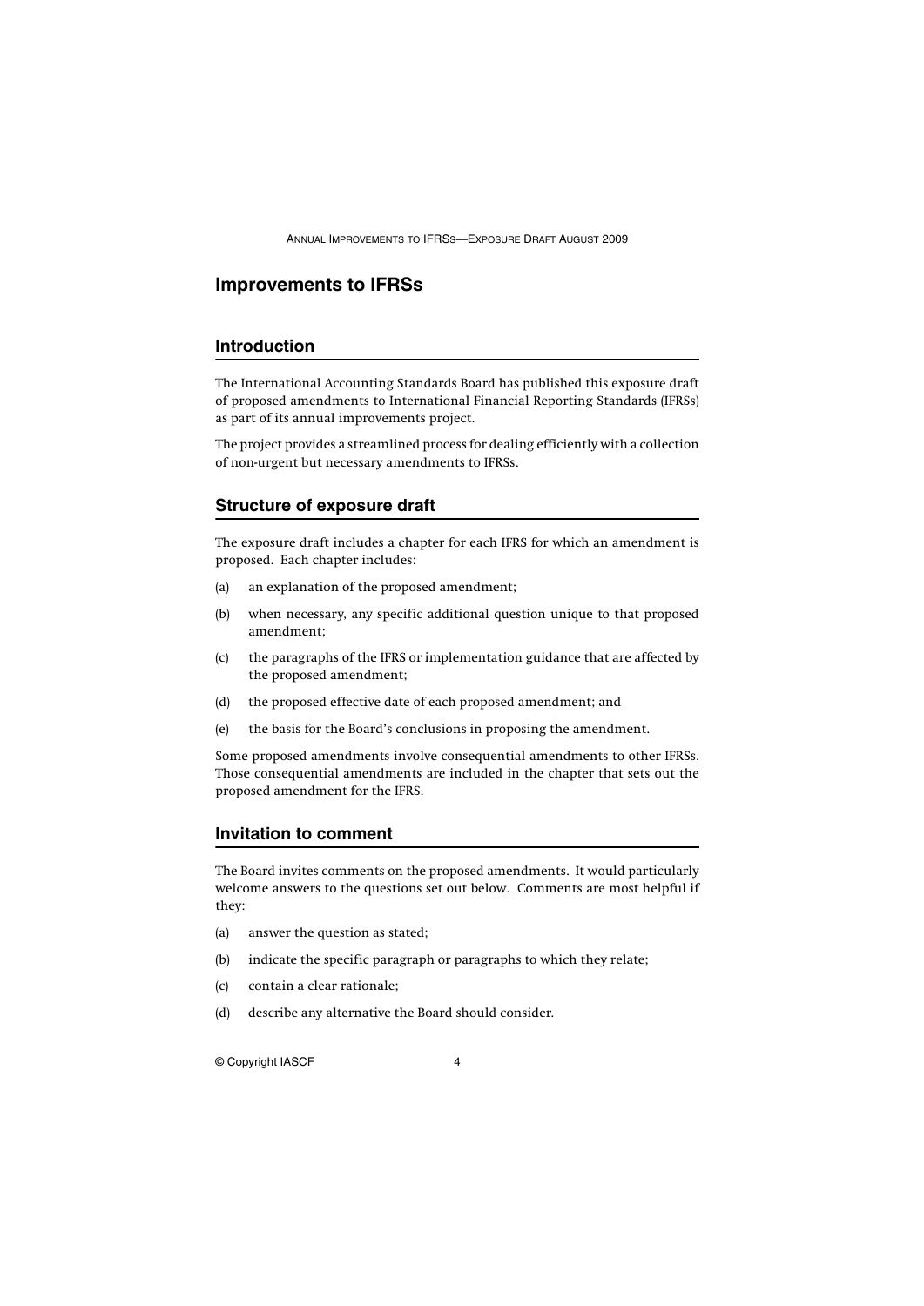# Improvements to IFRSs

## Introduction

The International Accounting Standards Board has published this exposure draft of proposed amendments to International Financial Reporting Standards (IFRSs) as part of its annual improvements project.

The project provides a streamlined process for dealing efficiently with a collection of non-urgent but necessary amendments to IFRSs.

## Structure of exposure draft

The exposure draft includes a chapter for each IFRS for which an amendment is proposed. Each chapter includes:

(a) an explanation of the proposed amendment;

(b) when necessary, any specific additional question unique to that proposed amendment;

(c) the paragraphs of the IFRS or implementation guidance that are affected by the proposed amendment;

(d) the proposed effective date of each proposed amendment; and

(e) the basis for the Board's conclusions in proposing the amendment.

Some proposed amendments involve consequential amendments to other IFRSs. Those consequential amendments are included in the chapter that sets out the proposed amendment for the IFRS.

## Invitation to comment

The Board invites comments on the proposed amendments. It would particularly welcome answers to the questions set out below. Comments are most helpful if they:

(a) answer the question as stated;

(b) indicate the specific paragraph or paragraphs to which they relate;

(c) contain a clear rationale;

(d) describe any alternative the Board should consider.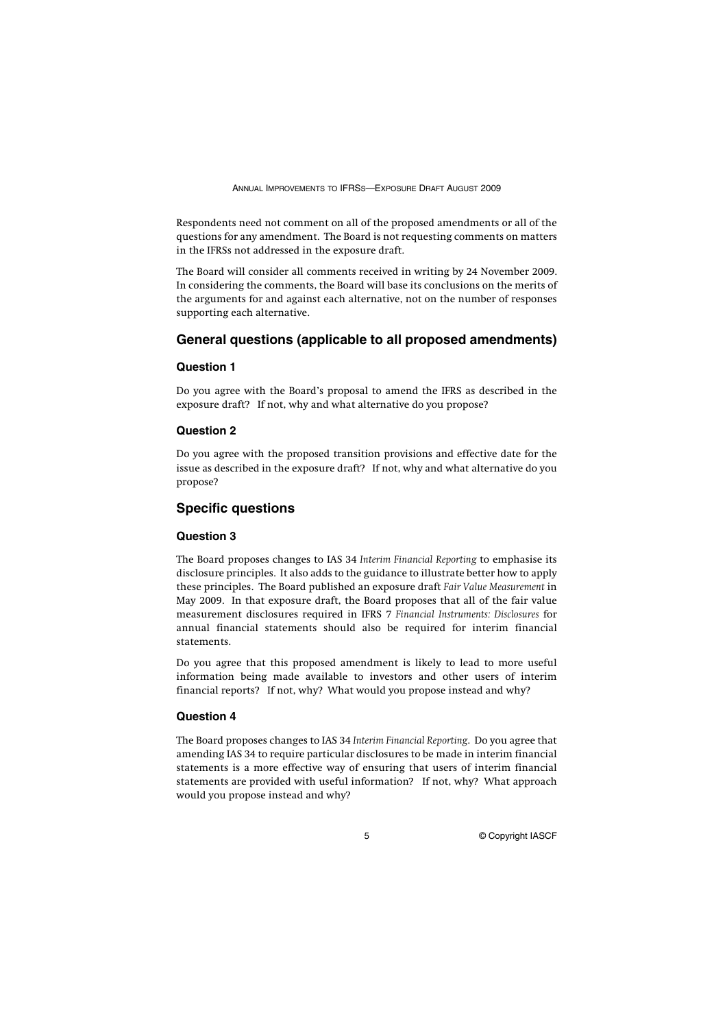Respondents need not comment on all of the proposed amendments or all of the questions for any amendment. The Board is not requesting comments on matters in the IFRSs not addressed in the exposure draft.

The Board will consider all comments received in writing by 24 November 2009. In considering the comments, the Board will base its conclusions on the merits of the arguments for and against each alternative, not on the number of responses supporting each alternative.

## General questions (applicable to all proposed amendments)

### Question 1

Do you agree with the Board's proposal to amend the IFRS as described in the exposure draft? If not, why and what alternative do you propose?

### Question 2

Do you agree with the proposed transition provisions and effective date for the issue as described in the exposure draft? If not, why and what alternative do you propose?

## Specific questions

### Question 3

The Board proposes changes to IAS 34 *Interim Financial Reporting* to emphasise its disclosure principles. It also adds to the guidance to illustrate better how to apply these principles. The Board published an exposure draft *Fair Value Measurement* in May 2009. In that exposure draft, the Board proposes that all of the fair value measurement disclosures required in IFRS 7 *Financial Instruments: Disclosures* for annual financial statements should also be required for interim financial statements.

Do you agree that this proposed amendment is likely to lead to more useful information being made available to investors and other users of interim financial reports? If not, why? What would you propose instead and why?

### Question 4

The Board proposes changes to IAS 34 *Interim Financial Reporting*. Do you agree that amending IAS 34 to require particular disclosures to be made in interim financial statements is a more effective way of ensuring that users of interim financial statements are provided with useful information? If not, why? What approach would you propose instead and why?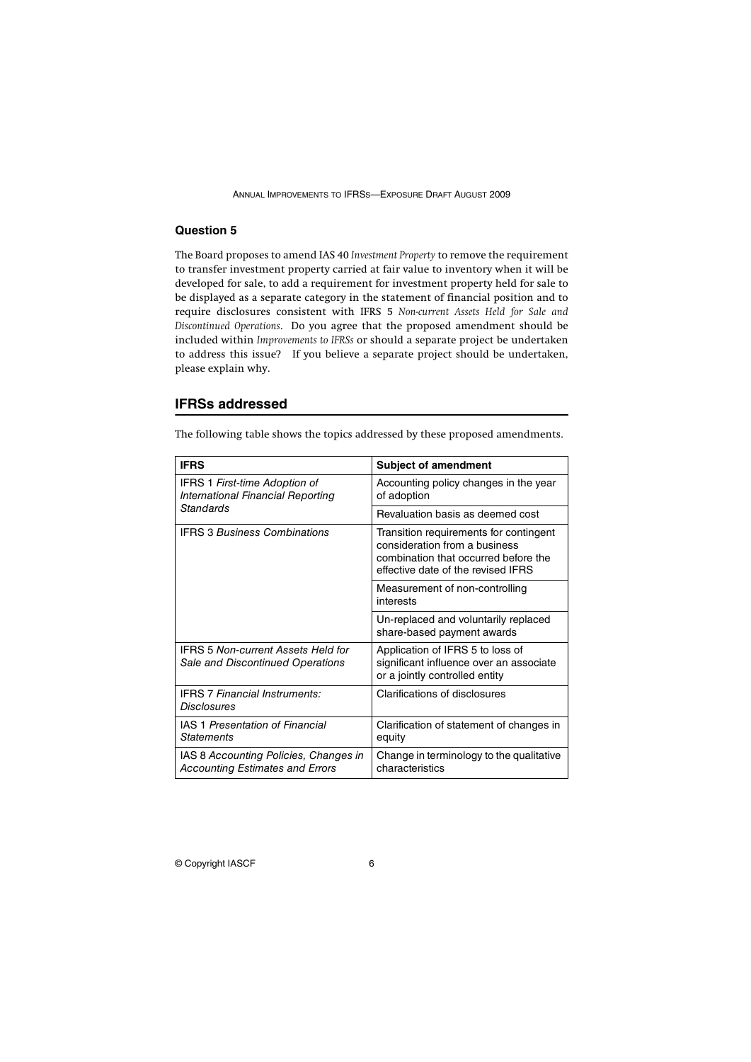### Question 5

The Board proposes to amend IAS 40 *Investment Property* to remove the requirement to transfer investment property carried at fair value to inventory when it will be developed for sale, to add a requirement for investment property held for sale to be displayed as a separate category in the statement of financial position and to require disclosures consistent with IFRS 5 *Non-current Assets Held for Sale and Discontinued Operations*. Do you agree that the proposed amendment should be included within *Improvements to IFRSs* or should a separate project be undertaken to address this issue? If you believe a separate project should be undertaken, please explain why.

## IFRSs addressed

The following table shows the topics addressed by these proposed amendments.

| IFRS | Subject of amendment |
|---|---|
| IFRS 1 *First-time Adoption of International Financial Reporting Standards* | Accounting policy changes in the year of adoption |
| | Revaluation basis as deemed cost |
| IFRS 3 *Business Combinations* | Transition requirements for contingent consideration from a business combination that occurred before the effective date of the revised IFRS |
| | Measurement of non-controlling interests |
| | Un-replaced and voluntarily replaced share-based payment awards |
| IFRS 5 *Non-current Assets Held for Sale and Discontinued Operations* | Application of IFRS 5 to loss of significant influence over an associate or a jointly controlled entity |
| IFRS 7 *Financial Instruments: Disclosures* | Clarifications of disclosures |
| IAS 1 *Presentation of Financial Statements* | Clarification of statement of changes in equity |
| IAS 8 *Accounting Policies, Changes in Accounting Estimates and Errors* | Change in terminology to the qualitative characteristics |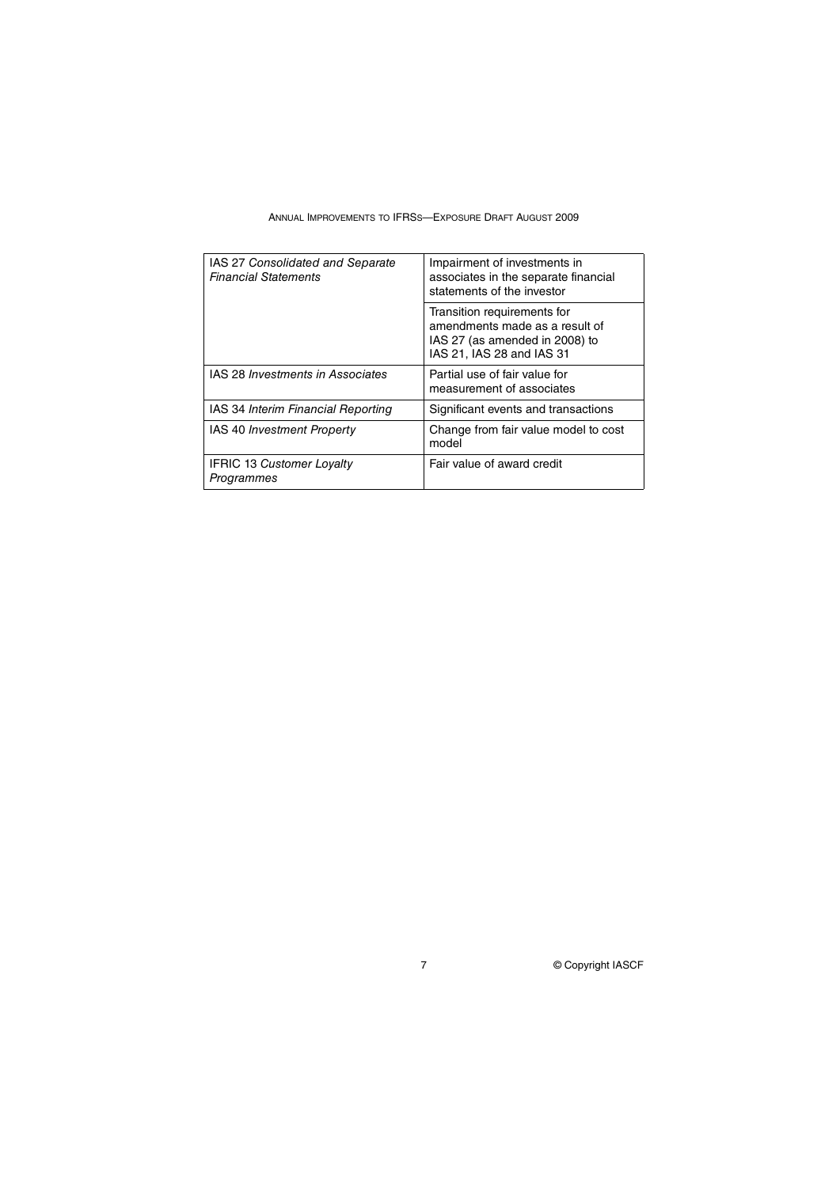| | |
|---|---|
| IAS 27 *Consolidated and Separate Financial Statements* | Impairment of investments in associates in the separate financial statements of the investor |
| | Transition requirements for amendments made as a result of IAS 27 (as amended in 2008) to IAS 21, IAS 28 and IAS 31 |
| IAS 28 *Investments in Associates* | Partial use of fair value for measurement of associates |
| IAS 34 *Interim Financial Reporting* | Significant events and transactions |
| IAS 40 *Investment Property* | Change from fair value model to cost model |
| IFRIC 13 *Customer Loyalty Programmes* | Fair value of award credit |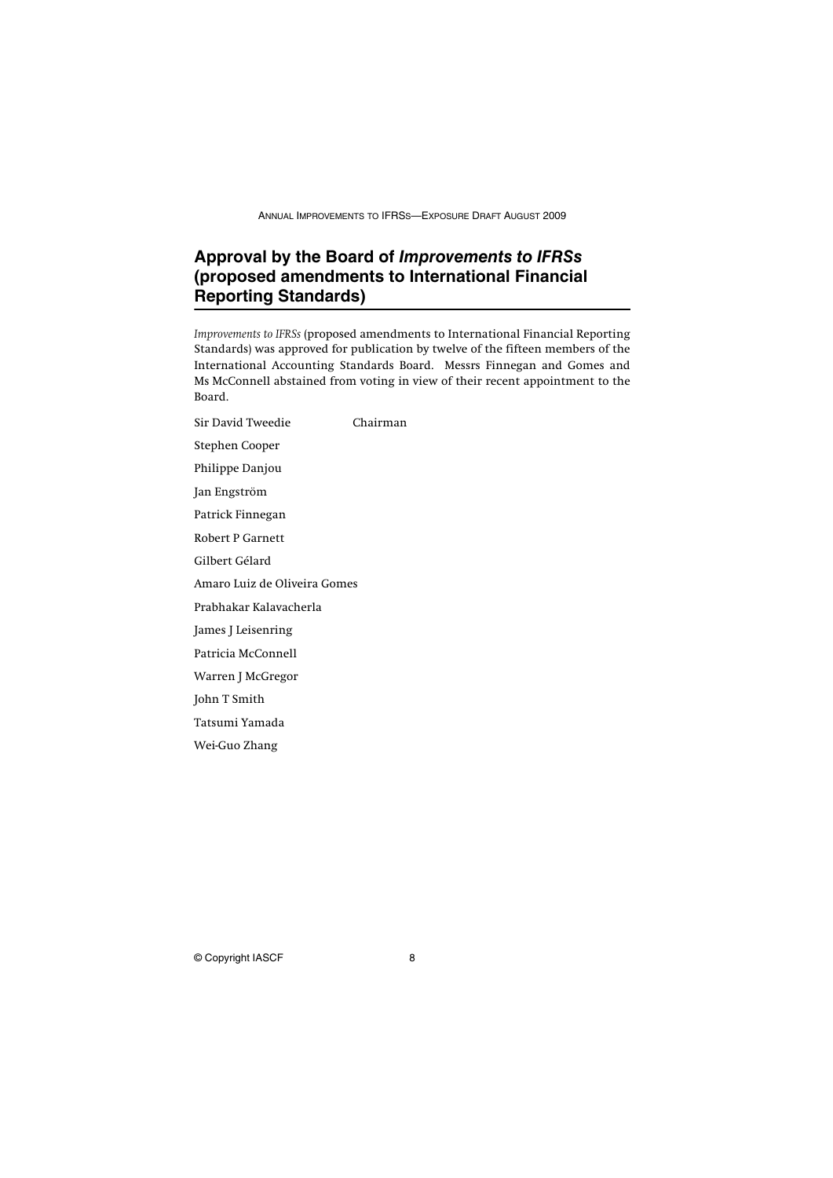## Approval by the Board of *Improvements to IFRSs* (proposed amendments to International Financial Reporting Standards)

*Improvements to IFRSs* (proposed amendments to International Financial Reporting Standards) was approved for publication by twelve of the fifteen members of the International Accounting Standards Board. Messrs Finnegan and Gomes and Ms McConnell abstained from voting in view of their recent appointment to the Board.

Sir David Tweedie Chairman

Stephen Cooper

Philippe Danjou

Jan Engström

Patrick Finnegan

Robert P Garnett

Gilbert Gélard

Amaro Luiz de Oliveira Gomes

Prabhakar Kalavacherla

James J Leisenring

Patricia McConnell

Warren J McGregor

John T Smith

Tatsumi Yamada

Wei-Guo Zhang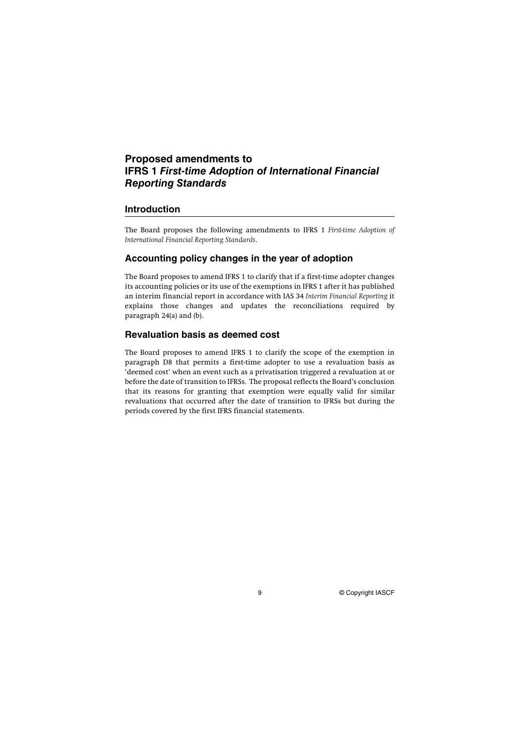# Proposed amendments to IFRS 1 *First-time Adoption of International Financial Reporting Standards*

## Introduction

The Board proposes the following amendments to IFRS 1 *First-time Adoption of International Financial Reporting Standards*.

## Accounting policy changes in the year of adoption

The Board proposes to amend IFRS 1 to clarify that if a first-time adopter changes its accounting policies or its use of the exemptions in IFRS 1 after it has published an interim financial report in accordance with IAS 34 *Interim Financial Reporting* it explains those changes and updates the reconciliations required by paragraph 24(a) and (b).

## Revaluation basis as deemed cost

The Board proposes to amend IFRS 1 to clarify the scope of the exemption in paragraph D8 that permits a first-time adopter to use a revaluation basis as 'deemed cost' when an event such as a privatisation triggered a revaluation at or before the date of transition to IFRSs. The proposal reflects the Board's conclusion that its reasons for granting that exemption were equally valid for similar revaluations that occurred after the date of transition to IFRSs but during the periods covered by the first IFRS financial statements.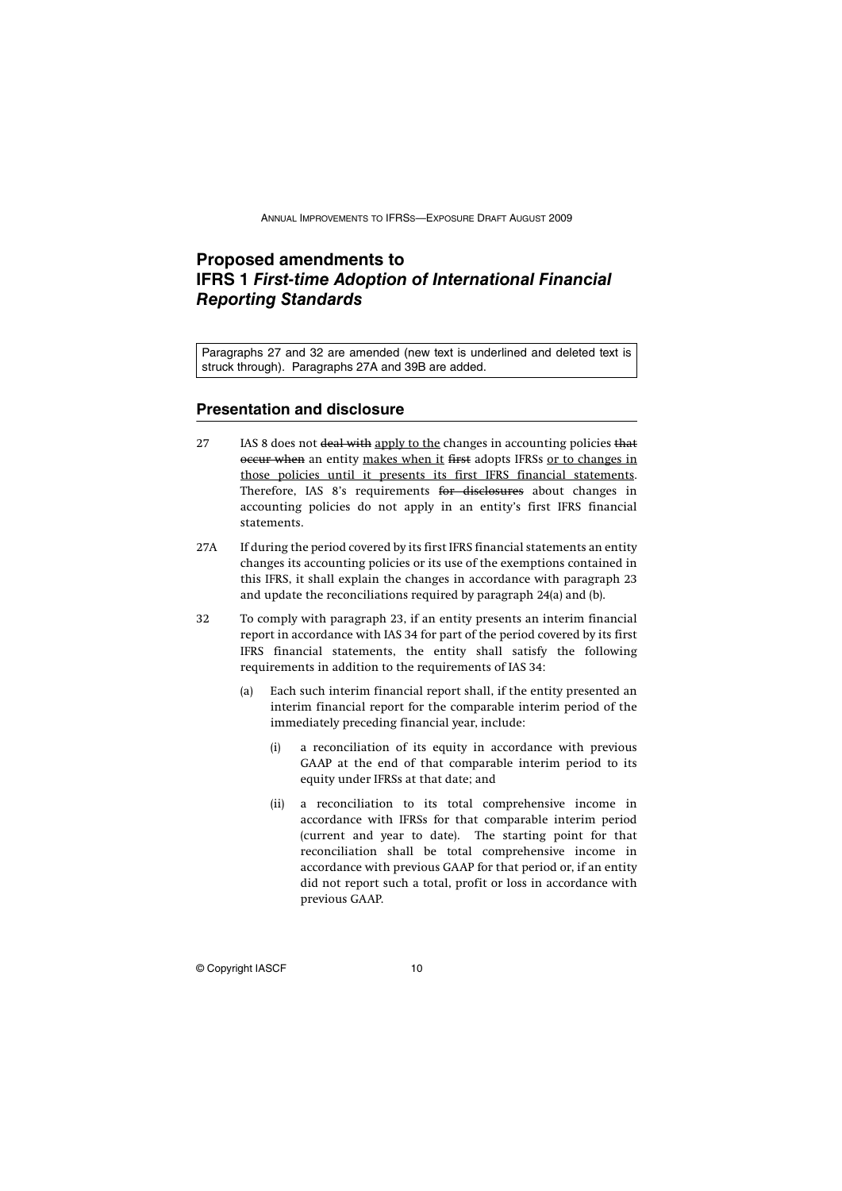# Proposed amendments to IFRS 1 *First-time Adoption of International Financial Reporting Standards*

Paragraphs 27 and 32 are amended (new text is underlined and deleted text is struck through). Paragraphs 27A and 39B are added.

## Presentation and disclosure

27 IAS 8 does not ~~deal with~~ <u>apply to the</u> changes in accounting policies ~~that occur when~~ an entity <u>makes when it</u> ~~first~~ adopts IFRSs <u>or to changes in those policies until it presents its first IFRS financial statements</u>. Therefore, IAS 8's requirements ~~for disclosures~~ about changes in accounting policies do not apply in an entity's first IFRS financial statements.

27A If during the period covered by its first IFRS financial statements an entity changes its accounting policies or its use of the exemptions contained in this IFRS, it shall explain the changes in accordance with paragraph 23 and update the reconciliations required by paragraph 24(a) and (b).

32 To comply with paragraph 23, if an entity presents an interim financial report in accordance with IAS 34 for part of the period covered by its first IFRS financial statements, the entity shall satisfy the following requirements in addition to the requirements of IAS 34:

(a) Each such interim financial report shall, if the entity presented an interim financial report for the comparable interim period of the immediately preceding financial year, include:

   (i) a reconciliation of its equity in accordance with previous GAAP at the end of that comparable interim period to its equity under IFRSs at that date; and

   (ii) a reconciliation to its total comprehensive income in accordance with IFRSs for that comparable interim period (current and year to date). The starting point for that reconciliation shall be total comprehensive income in accordance with previous GAAP for that period or, if an entity did not report such a total, profit or loss in accordance with previous GAAP.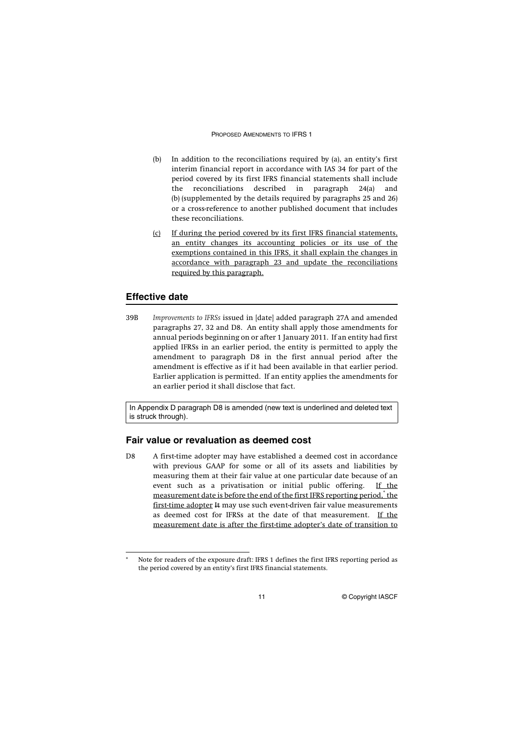(b) In addition to the reconciliations required by (a), an entity's first interim financial report in accordance with IAS 34 for part of the period covered by its first IFRS financial statements shall include the reconciliations described in paragraph 24(a) and (b) (supplemented by the details required by paragraphs 25 and 26) or a cross-reference to another published document that includes these reconciliations.

<u>(c) If during the period covered by its first IFRS financial statements, an entity changes its accounting policies or its use of the exemptions contained in this IFRS, it shall explain the changes in accordance with paragraph 23 and update the reconciliations required by this paragraph.</u>

## Effective date

39B *Improvements to IFRSs* issued in [date] added paragraph 27A and amended paragraphs 27, 32 and D8. An entity shall apply those amendments for annual periods beginning on or after 1 January 2011. If an entity had first applied IFRSs in an earlier period, the entity is permitted to apply the amendment to paragraph D8 in the first annual period after the amendment is effective as if it had been available in that earlier period. Earlier application is permitted. If an entity applies the amendments for an earlier period it shall disclose that fact.

In Appendix D paragraph D8 is amended (new text is underlined and deleted text is struck through).

## Fair value or revaluation as deemed cost

D8 A first-time adopter may have established a deemed cost in accordance with previous GAAP for some or all of its assets and liabilities by measuring them at their fair value at one particular date because of an event such as a privatisation or initial public offering. <u>If the measurement date is before the end of the first IFRS reporting period,[*] the first-time adopter</u> ~~It~~ may use such event-driven fair value measurements as deemed cost for IFRSs at the date of that measurement. <u>If the measurement date is after the first-time adopter's date of transition to</u>

[*] Note for readers of the exposure draft: IFRS 1 defines the first IFRS reporting period as the period covered by an entity's first IFRS financial statements.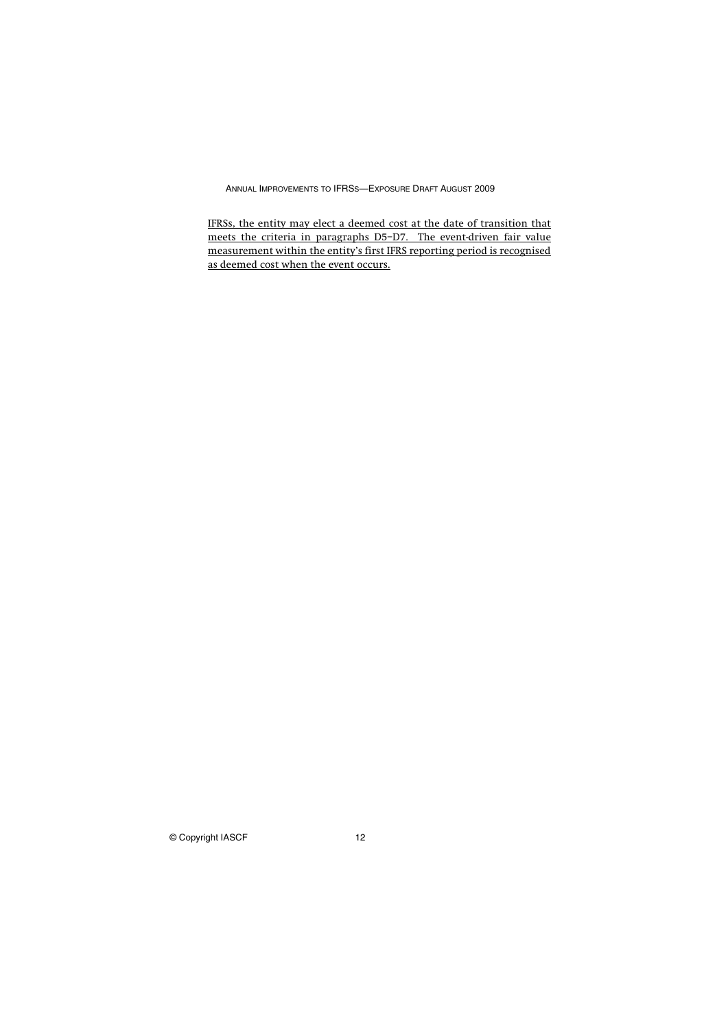IFRSs, the entity may elect a deemed cost at the date of transition that meets the criteria in paragraphs D5–D7. The event-driven fair value measurement within the entity's first IFRS reporting period is recognised as deemed cost when the event occurs.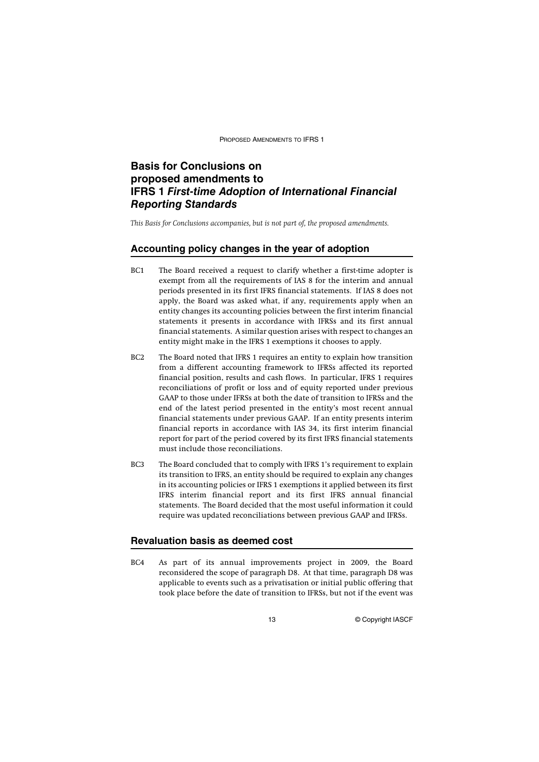# Basis for Conclusions on proposed amendments to IFRS 1 *First-time Adoption of International Financial Reporting Standards*

*This Basis for Conclusions accompanies, but is not part of, the proposed amendments.*

## Accounting policy changes in the year of adoption

BC1 The Board received a request to clarify whether a first-time adopter is exempt from all the requirements of IAS 8 for the interim and annual periods presented in its first IFRS financial statements. If IAS 8 does not apply, the Board was asked what, if any, requirements apply when an entity changes its accounting policies between the first interim financial statements it presents in accordance with IFRSs and its first annual financial statements. A similar question arises with respect to changes an entity might make in the IFRS 1 exemptions it chooses to apply.

BC2 The Board noted that IFRS 1 requires an entity to explain how transition from a different accounting framework to IFRSs affected its reported financial position, results and cash flows. In particular, IFRS 1 requires reconciliations of profit or loss and of equity reported under previous GAAP to those under IFRSs at both the date of transition to IFRSs and the end of the latest period presented in the entity's most recent annual financial statements under previous GAAP. If an entity presents interim financial reports in accordance with IAS 34, its first interim financial report for part of the period covered by its first IFRS financial statements must include those reconciliations.

BC3 The Board concluded that to comply with IFRS 1's requirement to explain its transition to IFRS, an entity should be required to explain any changes in its accounting policies or IFRS 1 exemptions it applied between its first IFRS interim financial report and its first IFRS annual financial statements. The Board decided that the most useful information it could require was updated reconciliations between previous GAAP and IFRSs.

## Revaluation basis as deemed cost

BC4 As part of its annual improvements project in 2009, the Board reconsidered the scope of paragraph D8. At that time, paragraph D8 was applicable to events such as a privatisation or initial public offering that took place before the date of transition to IFRSs, but not if the event was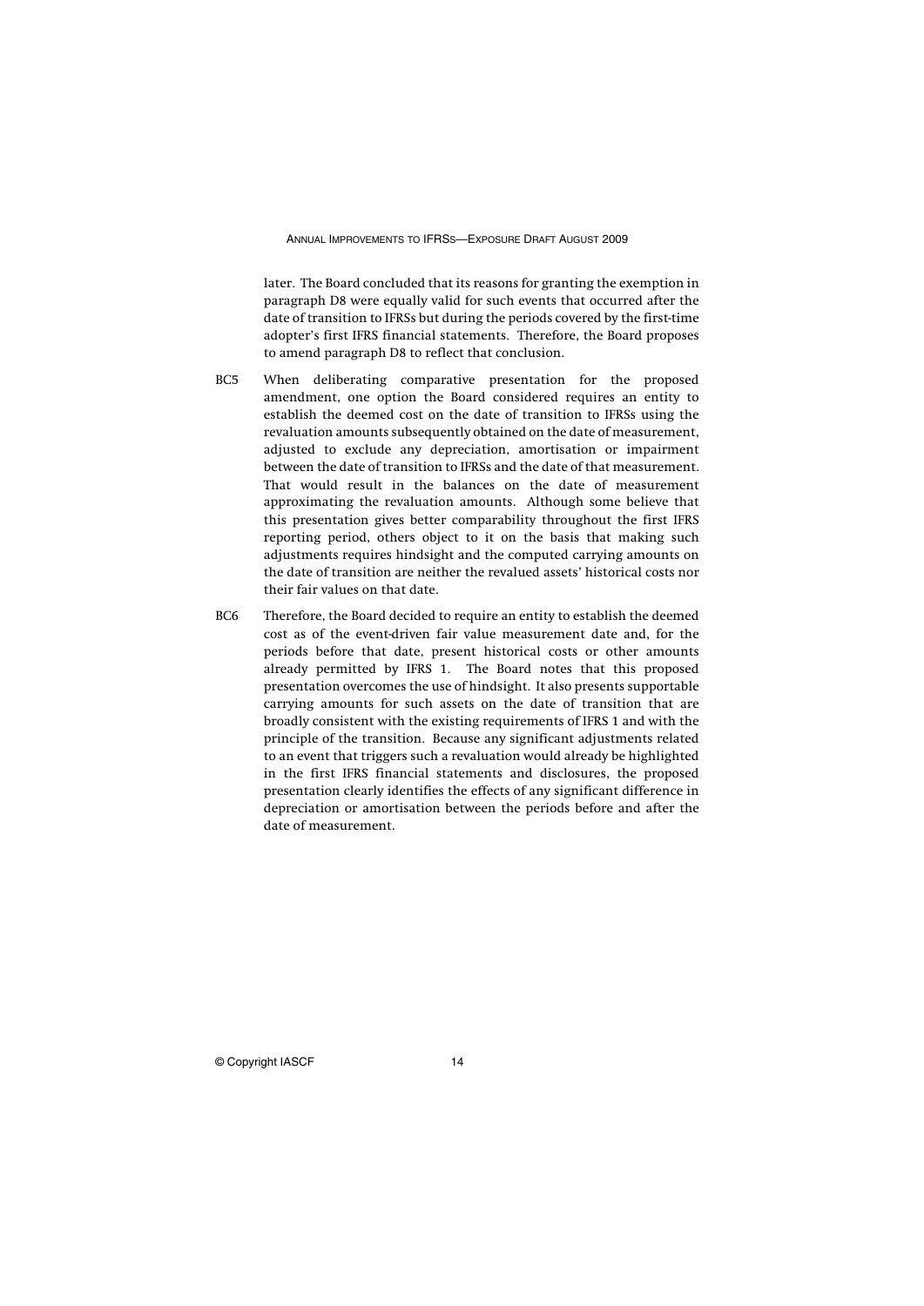later. The Board concluded that its reasons for granting the exemption in paragraph D8 were equally valid for such events that occurred after the date of transition to IFRSs but during the periods covered by the first-time adopter's first IFRS financial statements. Therefore, the Board proposes to amend paragraph D8 to reflect that conclusion.

BC5 When deliberating comparative presentation for the proposed amendment, one option the Board considered requires an entity to establish the deemed cost on the date of transition to IFRSs using the revaluation amounts subsequently obtained on the date of measurement, adjusted to exclude any depreciation, amortisation or impairment between the date of transition to IFRSs and the date of that measurement. That would result in the balances on the date of measurement approximating the revaluation amounts. Although some believe that this presentation gives better comparability throughout the first IFRS reporting period, others object to it on the basis that making such adjustments requires hindsight and the computed carrying amounts on the date of transition are neither the revalued assets' historical costs nor their fair values on that date.

BC6 Therefore, the Board decided to require an entity to establish the deemed cost as of the event-driven fair value measurement date and, for the periods before that date, present historical costs or other amounts already permitted by IFRS 1. The Board notes that this proposed presentation overcomes the use of hindsight. It also presents supportable carrying amounts for such assets on the date of transition that are broadly consistent with the existing requirements of IFRS 1 and with the principle of the transition. Because any significant adjustments related to an event that triggers such a revaluation would already be highlighted in the first IFRS financial statements and disclosures, the proposed presentation clearly identifies the effects of any significant difference in depreciation or amortisation between the periods before and after the date of measurement.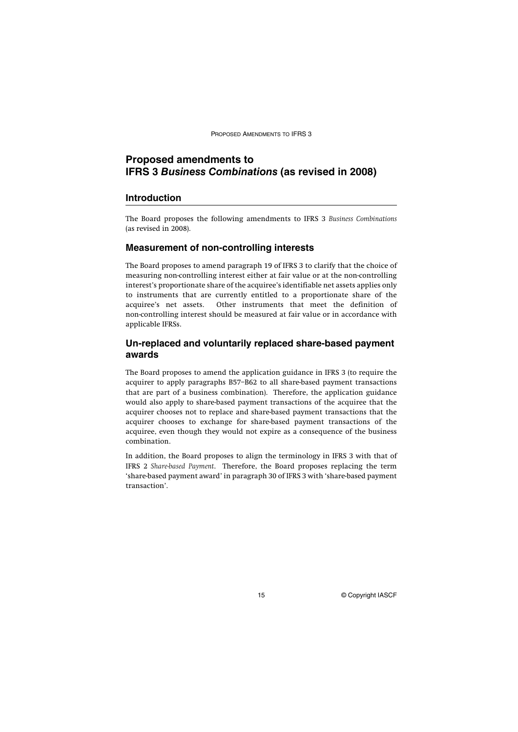# Proposed amendments to IFRS 3 *Business Combinations* (as revised in 2008)

## Introduction

The Board proposes the following amendments to IFRS 3 *Business Combinations* (as revised in 2008).

## Measurement of non-controlling interests

The Board proposes to amend paragraph 19 of IFRS 3 to clarify that the choice of measuring non-controlling interest either at fair value or at the non-controlling interest's proportionate share of the acquiree's identifiable net assets applies only to instruments that are currently entitled to a proportionate share of the acquiree's net assets. Other instruments that meet the definition of non-controlling interest should be measured at fair value or in accordance with applicable IFRSs.

## Un-replaced and voluntarily replaced share-based payment awards

The Board proposes to amend the application guidance in IFRS 3 (to require the acquirer to apply paragraphs B57–B62 to all share-based payment transactions that are part of a business combination). Therefore, the application guidance would also apply to share-based payment transactions of the acquiree that the acquirer chooses not to replace and share-based payment transactions that the acquirer chooses to exchange for share-based payment transactions of the acquiree, even though they would not expire as a consequence of the business combination.

In addition, the Board proposes to align the terminology in IFRS 3 with that of IFRS 2 *Share-based Payment*. Therefore, the Board proposes replacing the term 'share-based payment award' in paragraph 30 of IFRS 3 with 'share-based payment transaction'.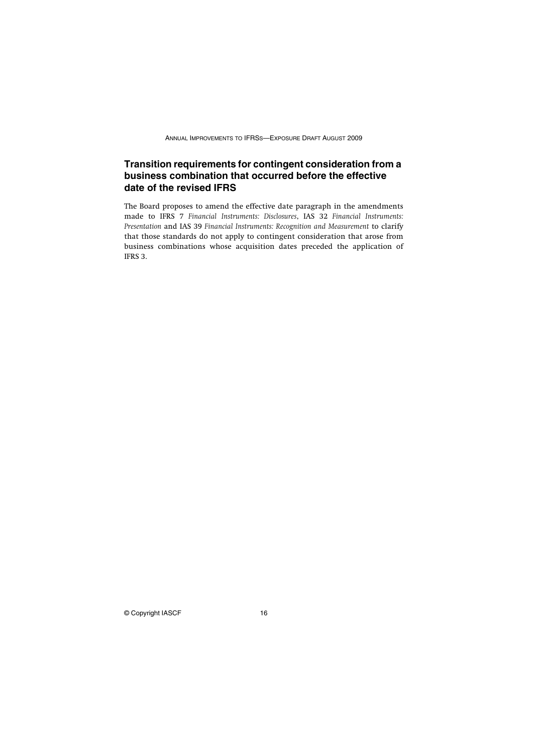## Transition requirements for contingent consideration from a business combination that occurred before the effective date of the revised IFRS

The Board proposes to amend the effective date paragraph in the amendments made to IFRS 7 *Financial Instruments: Disclosures*, IAS 32 *Financial Instruments: Presentation* and IAS 39 *Financial Instruments: Recognition and Measurement* to clarify that those standards do not apply to contingent consideration that arose from business combinations whose acquisition dates preceded the application of IFRS 3.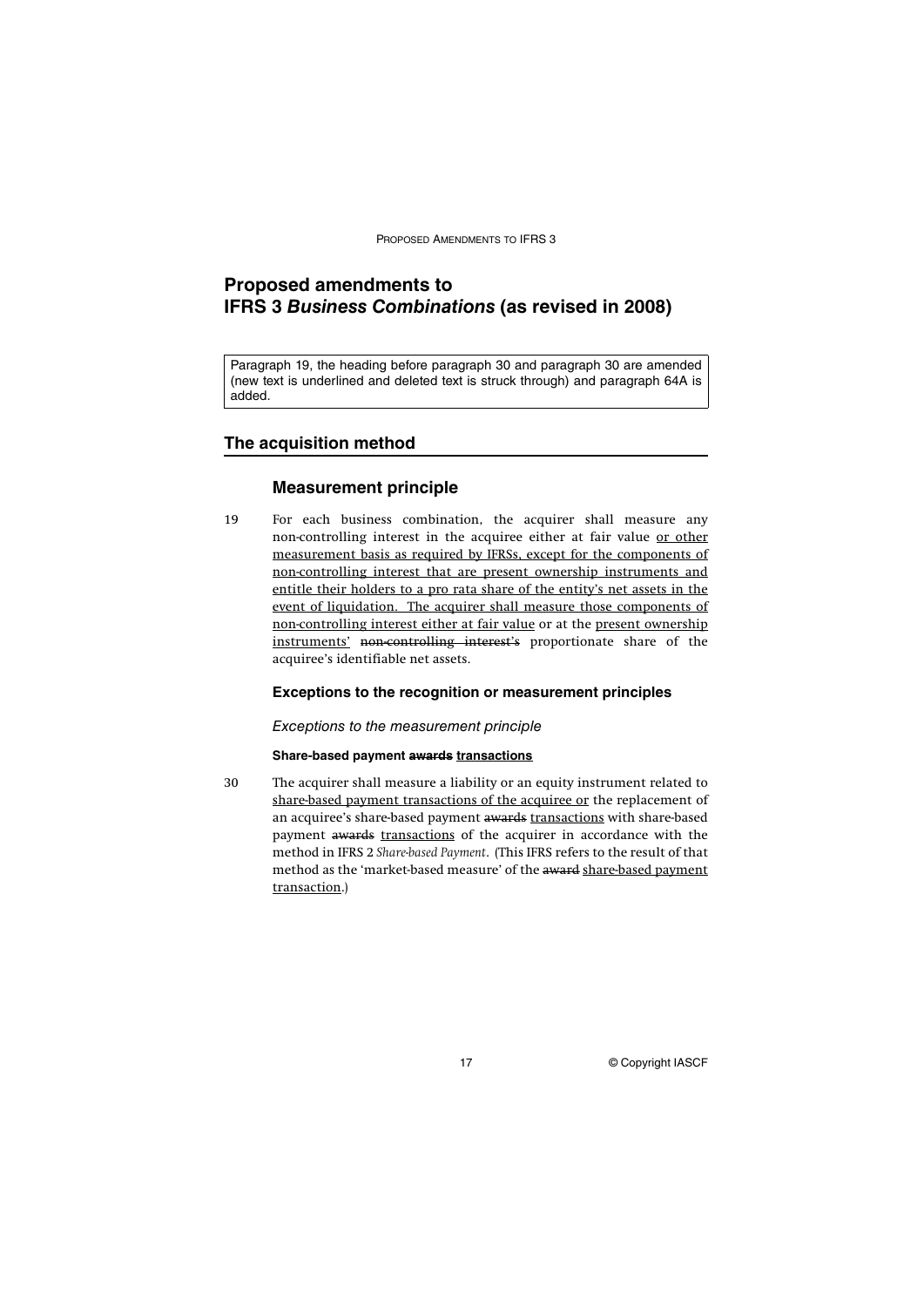# Proposed amendments to IFRS 3 *Business Combinations* (as revised in 2008)

Paragraph 19, the heading before paragraph 30 and paragraph 30 are amended (new text is underlined and deleted text is struck through) and paragraph 64A is added.

## The acquisition method

### Measurement principle

19 For each business combination, the acquirer shall measure any non-controlling interest in the acquiree either at fair value <u>or other measurement basis as required by IFRSs, except for the components of non-controlling interest that are present ownership instruments and entitle their holders to a pro rata share of the entity's net assets in the event of liquidation. The acquirer shall measure those components of non-controlling interest either at fair value</u> or at the <u>present ownership instruments'</u> ~~non-controlling interest's~~ proportionate share of the acquiree's identifiable net assets.

#### Exceptions to the recognition or measurement principles

*Exceptions to the measurement principle*

**Share-based payment ~~awards~~ <u>transactions</u>**

30 The acquirer shall measure a liability or an equity instrument related to <u>share-based payment transactions of the acquiree or</u> the replacement of an acquiree's share-based payment ~~awards~~ <u>transactions</u> with share-based payment ~~awards~~ <u>transactions</u> of the acquirer in accordance with the method in IFRS 2 *Share-based Payment*. (This IFRS refers to the result of that method as the 'market-based measure' of the ~~award~~ <u>share-based payment transaction</u>.)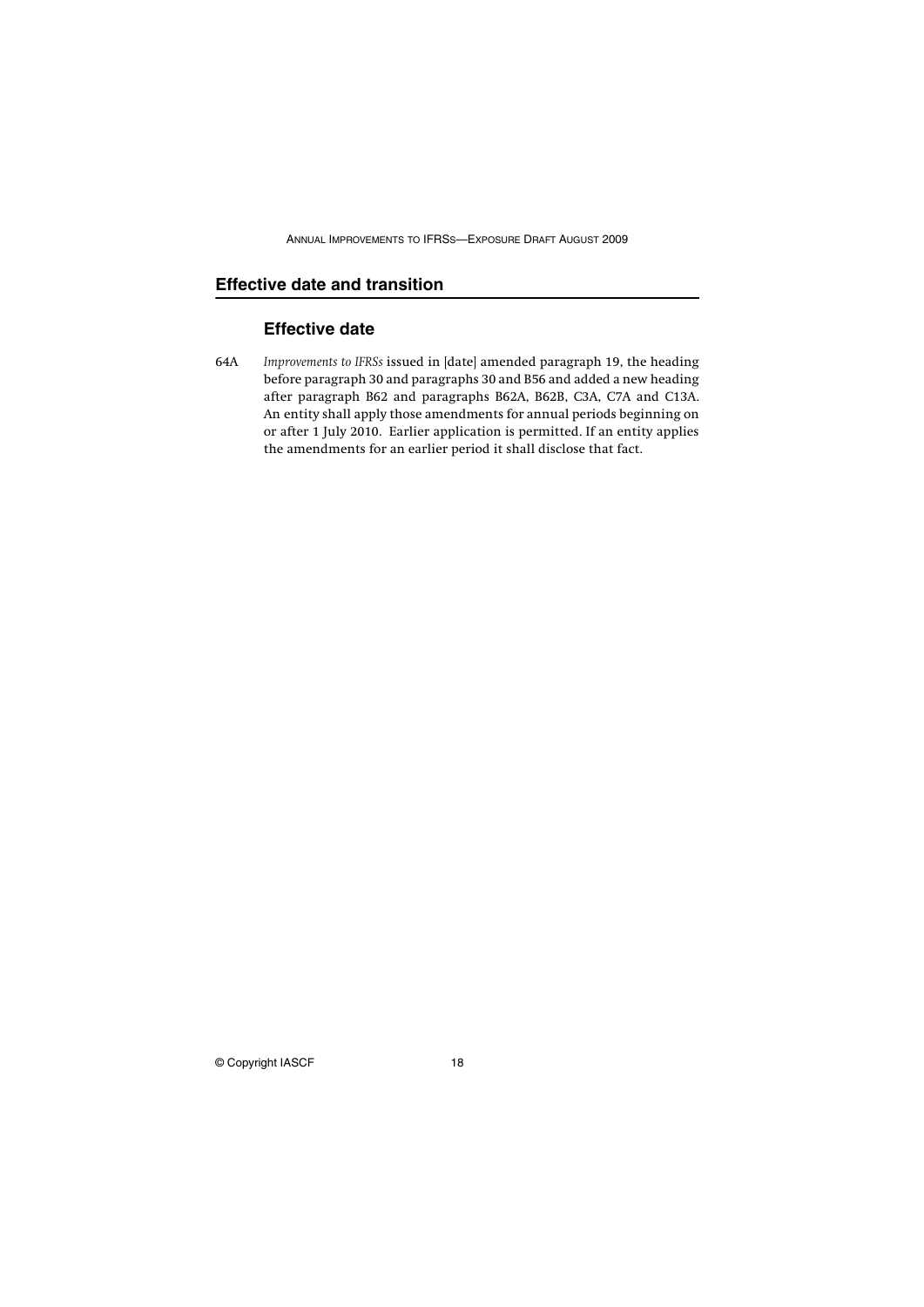## Effective date and transition

### Effective date

64A *Improvements to IFRSs* issued in [date] amended paragraph 19, the heading before paragraph 30 and paragraphs 30 and B56 and added a new heading after paragraph B62 and paragraphs B62A, B62B, C3A, C7A and C13A. An entity shall apply those amendments for annual periods beginning on or after 1 July 2010. Earlier application is permitted. If an entity applies the amendments for an earlier period it shall disclose that fact.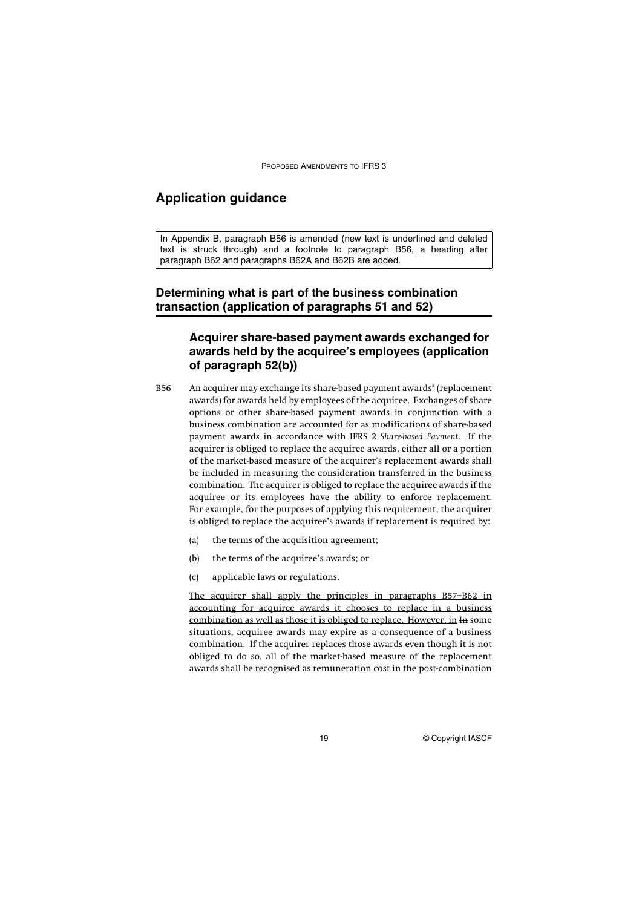## Application guidance

In Appendix B, paragraph B56 is amended (new text is underlined and deleted text is struck through) and a footnote to paragraph B56, a heading after paragraph B62 and paragraphs B62A and B62B are added.

### Determining what is part of the business combination transaction (application of paragraphs 51 and 52)

#### Acquirer share-based payment awards exchanged for awards held by the acquiree's employees (application of paragraph 52(b))

B56 An acquirer may exchange its share-based payment awards<u>*</u> (replacement awards) for awards held by employees of the acquiree. Exchanges of share options or other share-based payment awards in conjunction with a business combination are accounted for as modifications of share-based payment awards in accordance with IFRS 2 *Share-based Payment*. If the acquirer is obliged to replace the acquiree awards, either all or a portion of the market-based measure of the acquirer's replacement awards shall be included in measuring the consideration transferred in the business combination. The acquirer is obliged to replace the acquiree awards if the acquiree or its employees have the ability to enforce replacement. For example, for the purposes of applying this requirement, the acquirer is obliged to replace the acquiree's awards if replacement is required by:

(a) the terms of the acquisition agreement;

(b) the terms of the acquiree's awards; or

(c) applicable laws or regulations.

<u>The acquirer shall apply the principles in paragraphs B57–B62 in accounting for acquiree awards it chooses to replace in a business combination as well as those it is obliged to replace. However, in</u> ~~In~~ some situations, acquiree awards may expire as a consequence of a business combination. If the acquirer replaces those awards even though it is not obliged to do so, all of the market-based measure of the replacement awards shall be recognised as remuneration cost in the post-combination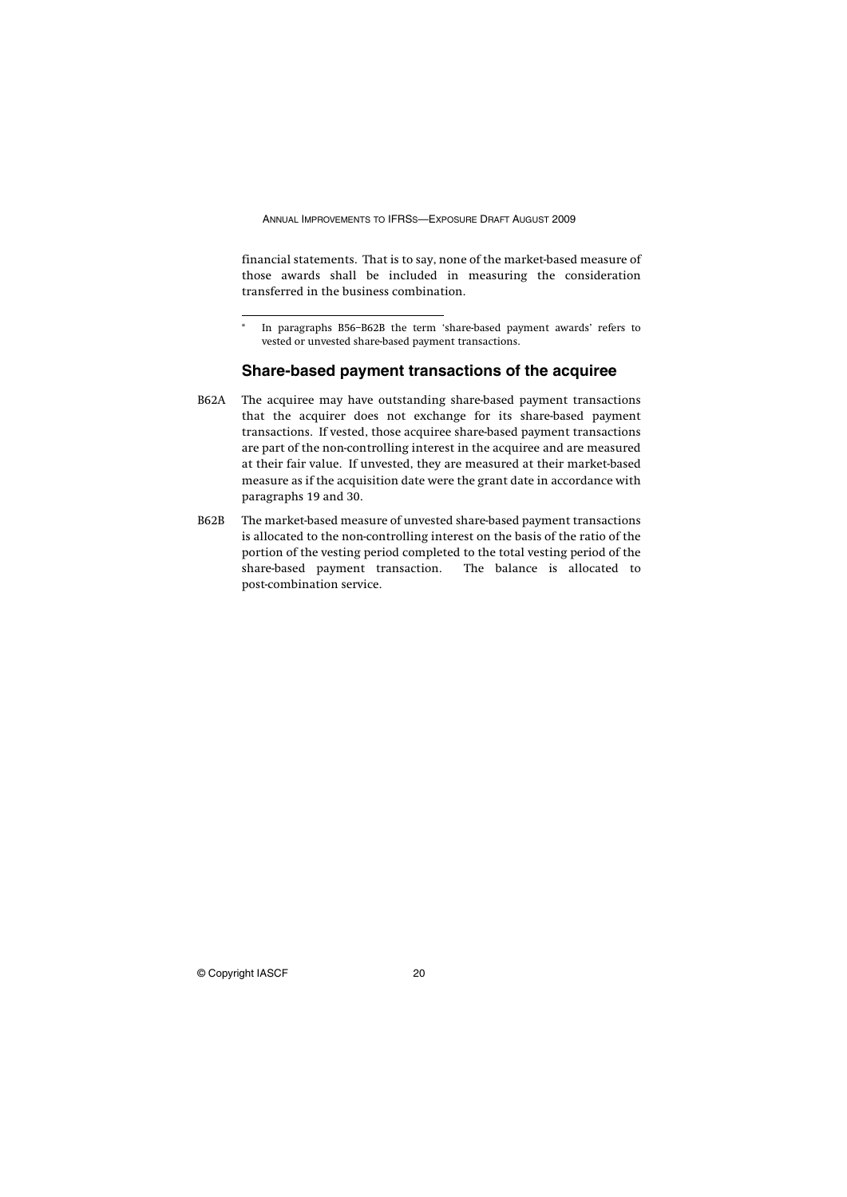financial statements. That is to say, none of the market-based measure of those awards shall be included in measuring the consideration transferred in the business combination.

\* In paragraphs B56–B62B the term 'share-based payment awards' refers to vested or unvested share-based payment transactions.

### Share-based payment transactions of the acquiree

B62A The acquiree may have outstanding share-based payment transactions that the acquirer does not exchange for its share-based payment transactions. If vested, those acquiree share-based payment transactions are part of the non-controlling interest in the acquiree and are measured at their fair value. If unvested, they are measured at their market-based measure as if the acquisition date were the grant date in accordance with paragraphs 19 and 30.

B62B The market-based measure of unvested share-based payment transactions is allocated to the non-controlling interest on the basis of the ratio of the portion of the vesting period completed to the total vesting period of the share-based payment transaction. The balance is allocated to post-combination service.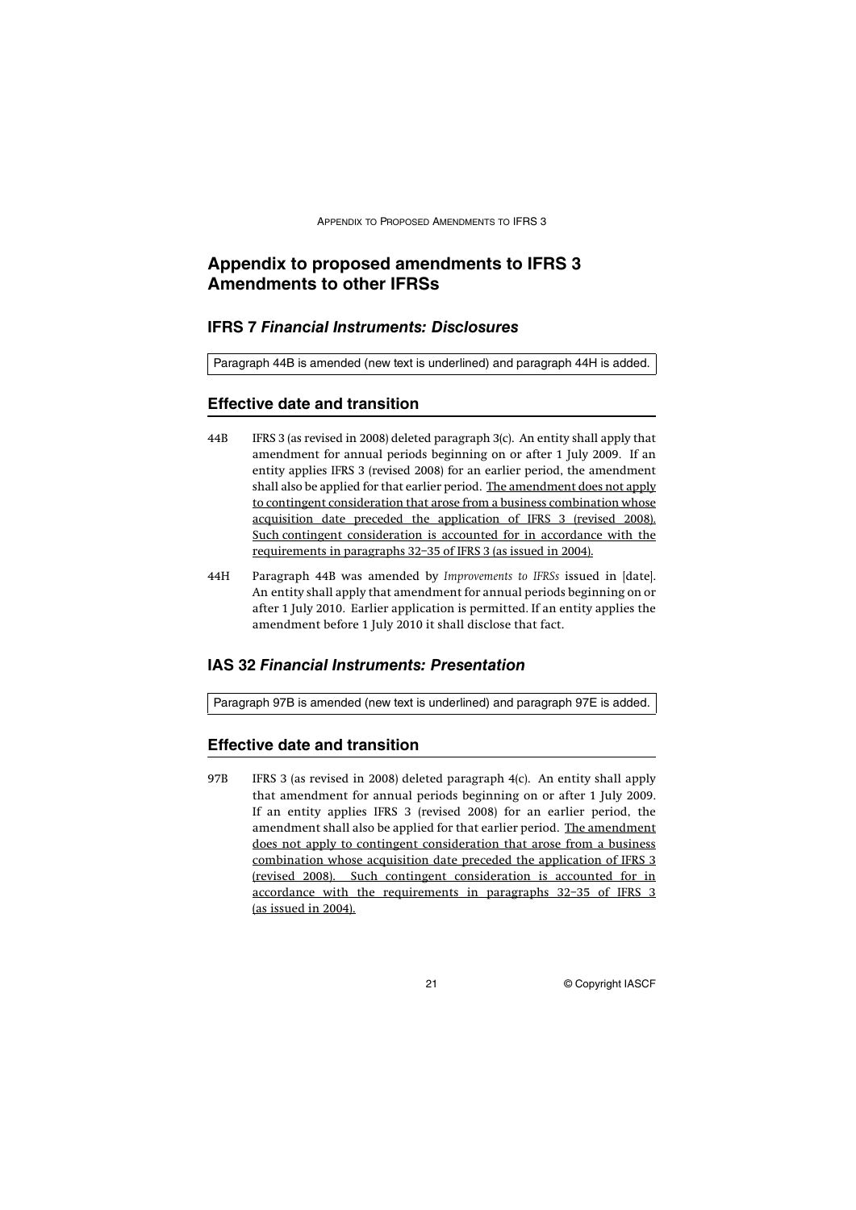# Appendix to proposed amendments to IFRS 3 Amendments to other IFRSs

## IFRS 7 *Financial Instruments: Disclosures*

Paragraph 44B is amended (new text is underlined) and paragraph 44H is added.

## Effective date and transition

44B IFRS 3 (as revised in 2008) deleted paragraph 3(c). An entity shall apply that amendment for annual periods beginning on or after 1 July 2009. If an entity applies IFRS 3 (revised 2008) for an earlier period, the amendment shall also be applied for that earlier period. <u>The amendment does not apply to contingent consideration that arose from a business combination whose acquisition date preceded the application of IFRS 3 (revised 2008). Such contingent consideration is accounted for in accordance with the requirements in paragraphs 32–35 of IFRS 3 (as issued in 2004).</u>

44H Paragraph 44B was amended by *Improvements to IFRSs* issued in [date]. An entity shall apply that amendment for annual periods beginning on or after 1 July 2010. Earlier application is permitted. If an entity applies the amendment before 1 July 2010 it shall disclose that fact.

## IAS 32 *Financial Instruments: Presentation*

Paragraph 97B is amended (new text is underlined) and paragraph 97E is added.

## Effective date and transition

97B IFRS 3 (as revised in 2008) deleted paragraph 4(c). An entity shall apply that amendment for annual periods beginning on or after 1 July 2009. If an entity applies IFRS 3 (revised 2008) for an earlier period, the amendment shall also be applied for that earlier period. <u>The amendment does not apply to contingent consideration that arose from a business combination whose acquisition date preceded the application of IFRS 3 (revised 2008). Such contingent consideration is accounted for in accordance with the requirements in paragraphs 32–35 of IFRS 3 (as issued in 2004).</u>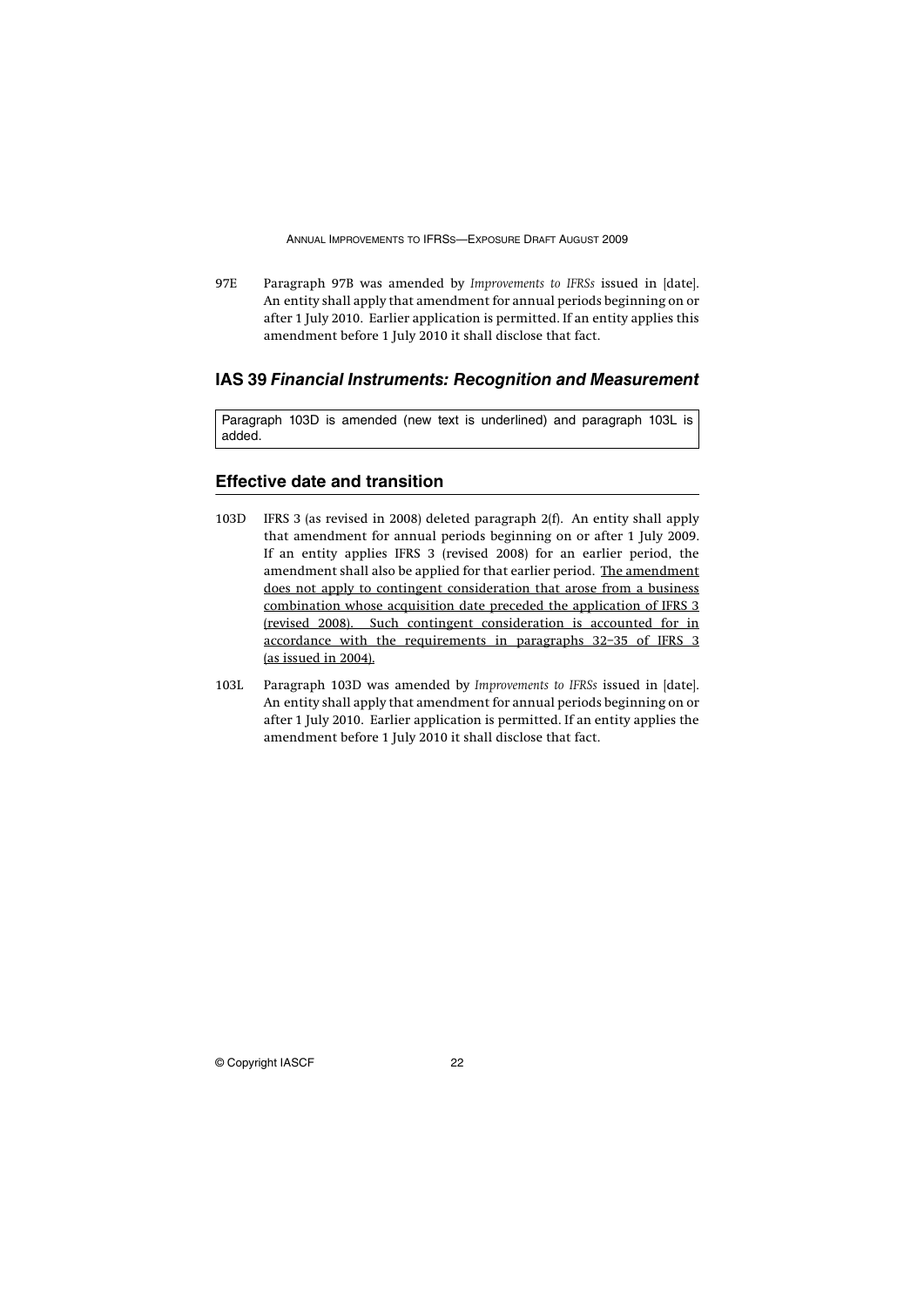97E Paragraph 97B was amended by *Improvements to IFRSs* issued in [date]. An entity shall apply that amendment for annual periods beginning on or after 1 July 2010. Earlier application is permitted. If an entity applies this amendment before 1 July 2010 it shall disclose that fact.

## IAS 39 *Financial Instruments: Recognition and Measurement*

Paragraph 103D is amended (new text is underlined) and paragraph 103L is added.

## Effective date and transition

103D IFRS 3 (as revised in 2008) deleted paragraph 2(f). An entity shall apply that amendment for annual periods beginning on or after 1 July 2009. If an entity applies IFRS 3 (revised 2008) for an earlier period, the amendment shall also be applied for that earlier period. <u>The amendment does not apply to contingent consideration that arose from a business combination whose acquisition date preceded the application of IFRS 3 (revised 2008). Such contingent consideration is accounted for in accordance with the requirements in paragraphs 32–35 of IFRS 3 (as issued in 2004).</u>

103L Paragraph 103D was amended by *Improvements to IFRSs* issued in [date]. An entity shall apply that amendment for annual periods beginning on or after 1 July 2010. Earlier application is permitted. If an entity applies the amendment before 1 July 2010 it shall disclose that fact.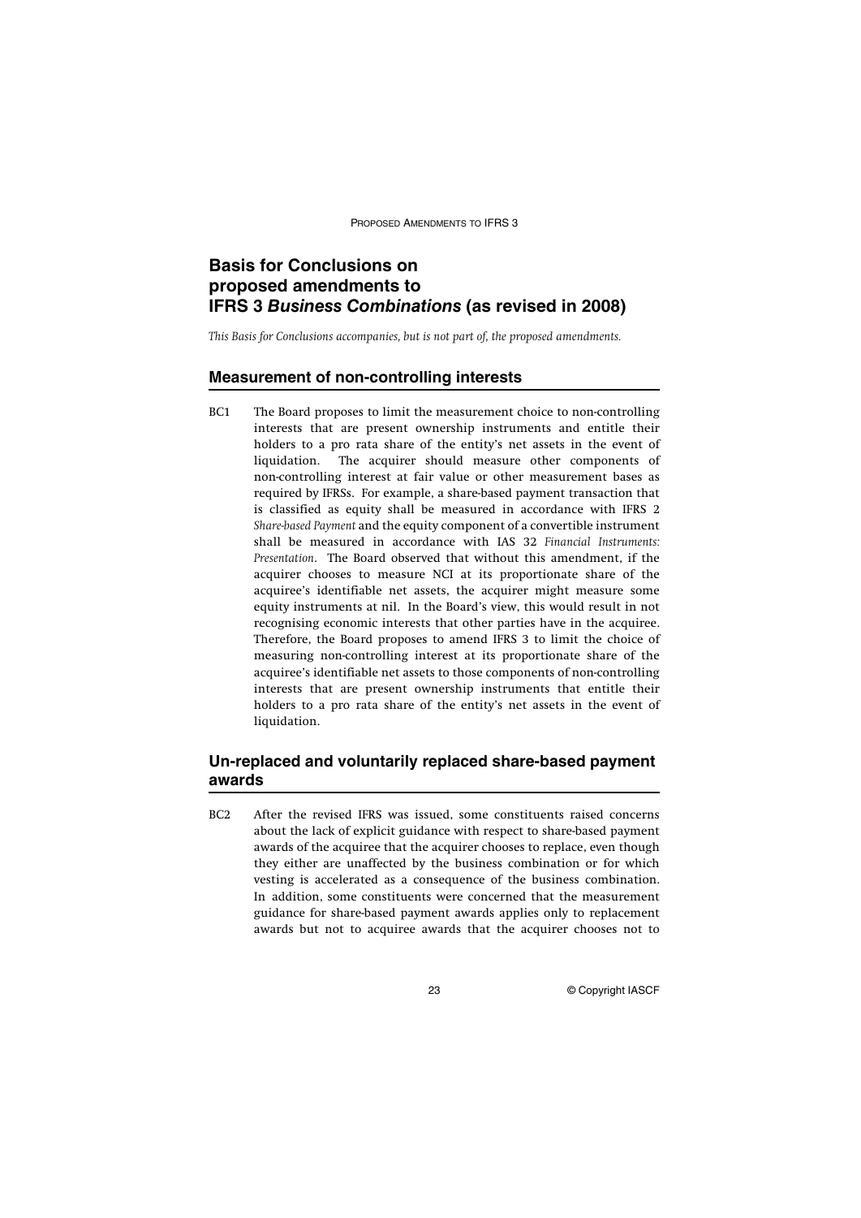# Basis for Conclusions on proposed amendments to IFRS 3 *Business Combinations* (as revised in 2008)

*This Basis for Conclusions accompanies, but is not part of, the proposed amendments.*

## Measurement of non-controlling interests

BC1 The Board proposes to limit the measurement choice to non-controlling interests that are present ownership instruments and entitle their holders to a pro rata share of the entity's net assets in the event of liquidation. The acquirer should measure other components of non-controlling interest at fair value or other measurement bases as required by IFRSs. For example, a share-based payment transaction that is classified as equity shall be measured in accordance with IFRS 2 *Share-based Payment* and the equity component of a convertible instrument shall be measured in accordance with IAS 32 *Financial Instruments: Presentation*. The Board observed that without this amendment, if the acquirer chooses to measure NCI at its proportionate share of the acquiree's identifiable net assets, the acquirer might measure some equity instruments at nil. In the Board's view, this would result in not recognising economic interests that other parties have in the acquiree. Therefore, the Board proposes to amend IFRS 3 to limit the choice of measuring non-controlling interest at its proportionate share of the acquiree's identifiable net assets to those components of non-controlling interests that are present ownership instruments that entitle their holders to a pro rata share of the entity's net assets in the event of liquidation.

## Un-replaced and voluntarily replaced share-based payment awards

BC2 After the revised IFRS was issued, some constituents raised concerns about the lack of explicit guidance with respect to share-based payment awards of the acquiree that the acquirer chooses to replace, even though they either are unaffected by the business combination or for which vesting is accelerated as a consequence of the business combination. In addition, some constituents were concerned that the measurement guidance for share-based payment awards applies only to replacement awards but not to acquiree awards that the acquirer chooses not to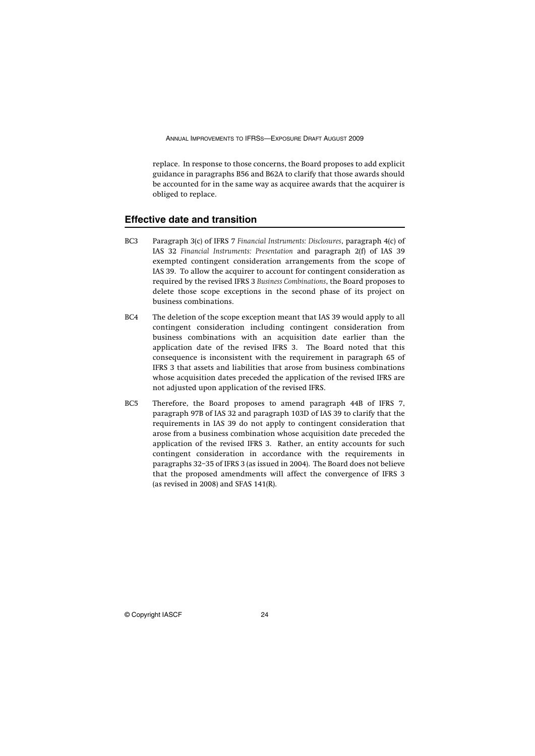replace. In response to those concerns, the Board proposes to add explicit guidance in paragraphs B56 and B62A to clarify that those awards should be accounted for in the same way as acquiree awards that the acquirer is obliged to replace.

## Effective date and transition

BC3 Paragraph 3(c) of IFRS 7 *Financial Instruments: Disclosures*, paragraph 4(c) of IAS 32 *Financial Instruments: Presentation* and paragraph 2(f) of IAS 39 exempted contingent consideration arrangements from the scope of IAS 39. To allow the acquirer to account for contingent consideration as required by the revised IFRS 3 *Business Combinations*, the Board proposes to delete those scope exceptions in the second phase of its project on business combinations.

BC4 The deletion of the scope exception meant that IAS 39 would apply to all contingent consideration including contingent consideration from business combinations with an acquisition date earlier than the application date of the revised IFRS 3. The Board noted that this consequence is inconsistent with the requirement in paragraph 65 of IFRS 3 that assets and liabilities that arose from business combinations whose acquisition dates preceded the application of the revised IFRS are not adjusted upon application of the revised IFRS.

BC5 Therefore, the Board proposes to amend paragraph 44B of IFRS 7, paragraph 97B of IAS 32 and paragraph 103D of IAS 39 to clarify that the requirements in IAS 39 do not apply to contingent consideration that arose from a business combination whose acquisition date preceded the application of the revised IFRS 3. Rather, an entity accounts for such contingent consideration in accordance with the requirements in paragraphs 32–35 of IFRS 3 (as issued in 2004). The Board does not believe that the proposed amendments will affect the convergence of IFRS 3 (as revised in 2008) and SFAS 141(R).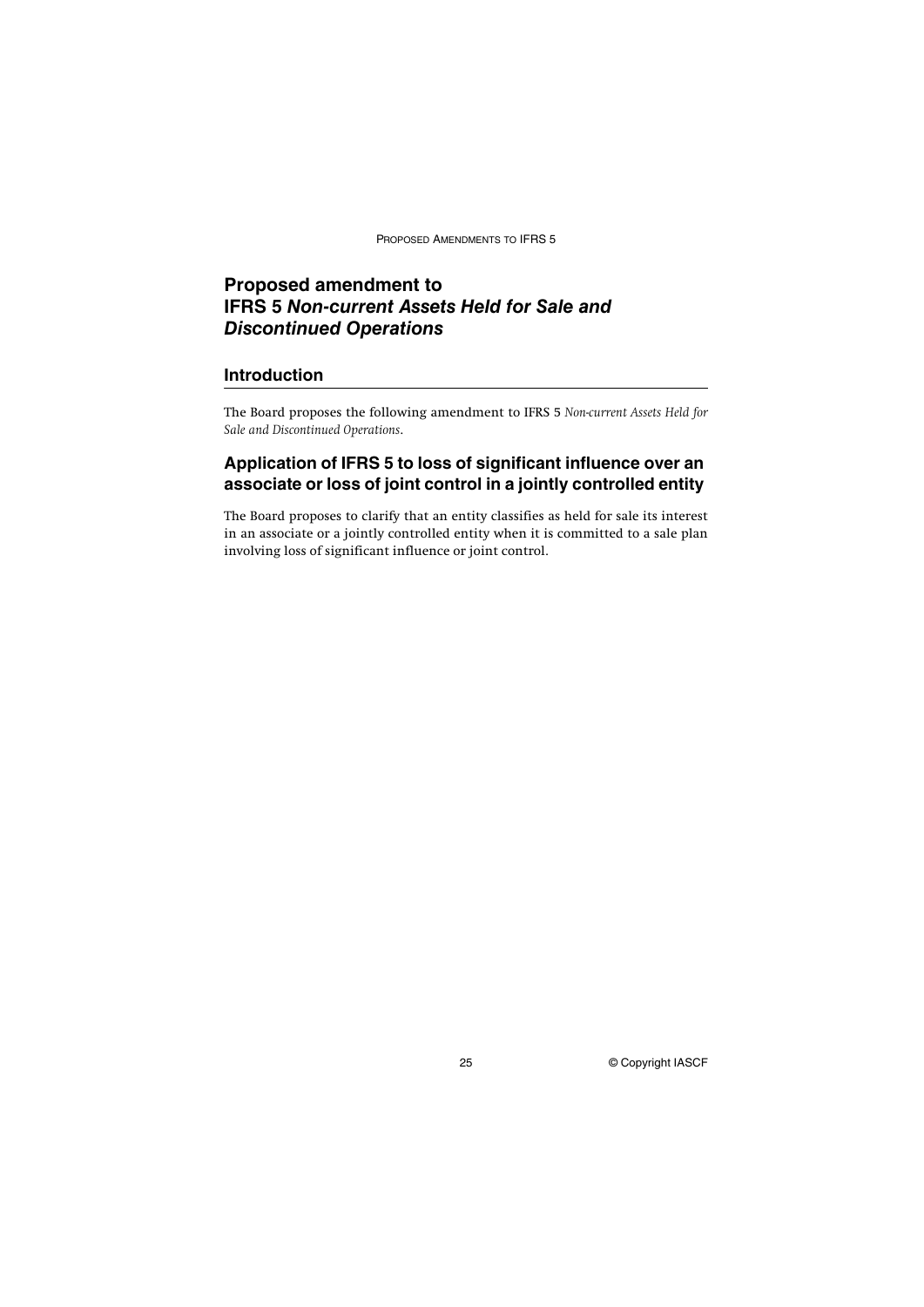# Proposed amendment to IFRS 5 *Non-current Assets Held for Sale and Discontinued Operations*

## Introduction

The Board proposes the following amendment to IFRS 5 *Non-current Assets Held for Sale and Discontinued Operations*.

## Application of IFRS 5 to loss of significant influence over an associate or loss of joint control in a jointly controlled entity

The Board proposes to clarify that an entity classifies as held for sale its interest in an associate or a jointly controlled entity when it is committed to a sale plan involving loss of significant influence or joint control.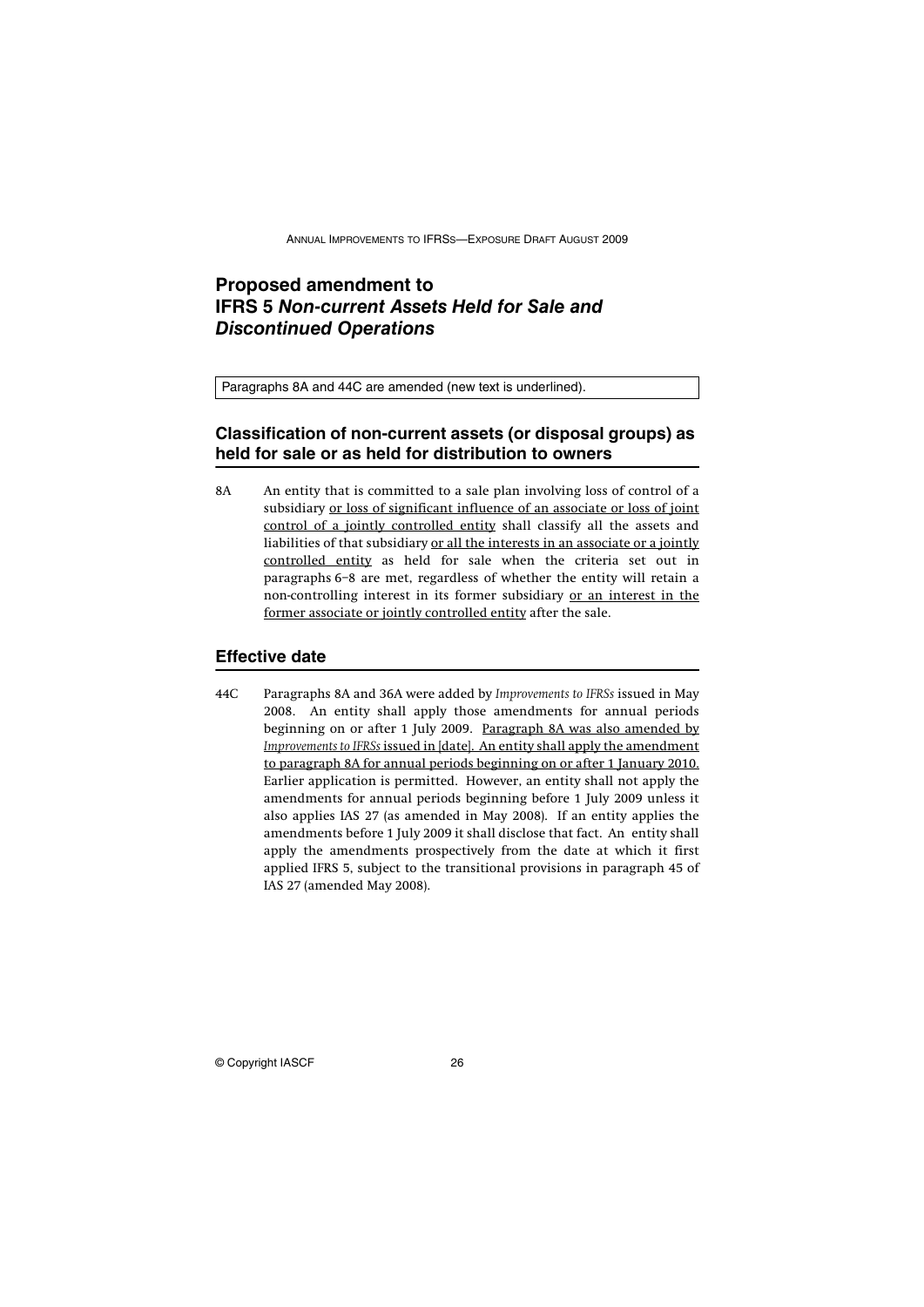# Proposed amendment to IFRS 5 *Non-current Assets Held for Sale and Discontinued Operations*

Paragraphs 8A and 44C are amended (new text is underlined).

## Classification of non-current assets (or disposal groups) as held for sale or as held for distribution to owners

8A An entity that is committed to a sale plan involving loss of control of a subsidiary <u>or loss of significant influence of an associate or loss of joint control of a jointly controlled entity</u> shall classify all the assets and liabilities of that subsidiary <u>or all the interests in an associate or a jointly controlled entity</u> as held for sale when the criteria set out in paragraphs 6–8 are met, regardless of whether the entity will retain a non-controlling interest in its former subsidiary <u>or an interest in the former associate or jointly controlled entity</u> after the sale.

## Effective date

44C Paragraphs 8A and 36A were added by *Improvements to IFRSs* issued in May 2008. An entity shall apply those amendments for annual periods beginning on or after 1 July 2009. <u>Paragraph 8A was also amended by *Improvements to IFRSs* issued in [date]. An entity shall apply the amendment to paragraph 8A for annual periods beginning on or after 1 January 2010.</u> Earlier application is permitted. However, an entity shall not apply the amendments for annual periods beginning before 1 July 2009 unless it also applies IAS 27 (as amended in May 2008). If an entity applies the amendments before 1 July 2009 it shall disclose that fact. An entity shall apply the amendments prospectively from the date at which it first applied IFRS 5, subject to the transitional provisions in paragraph 45 of IAS 27 (amended May 2008).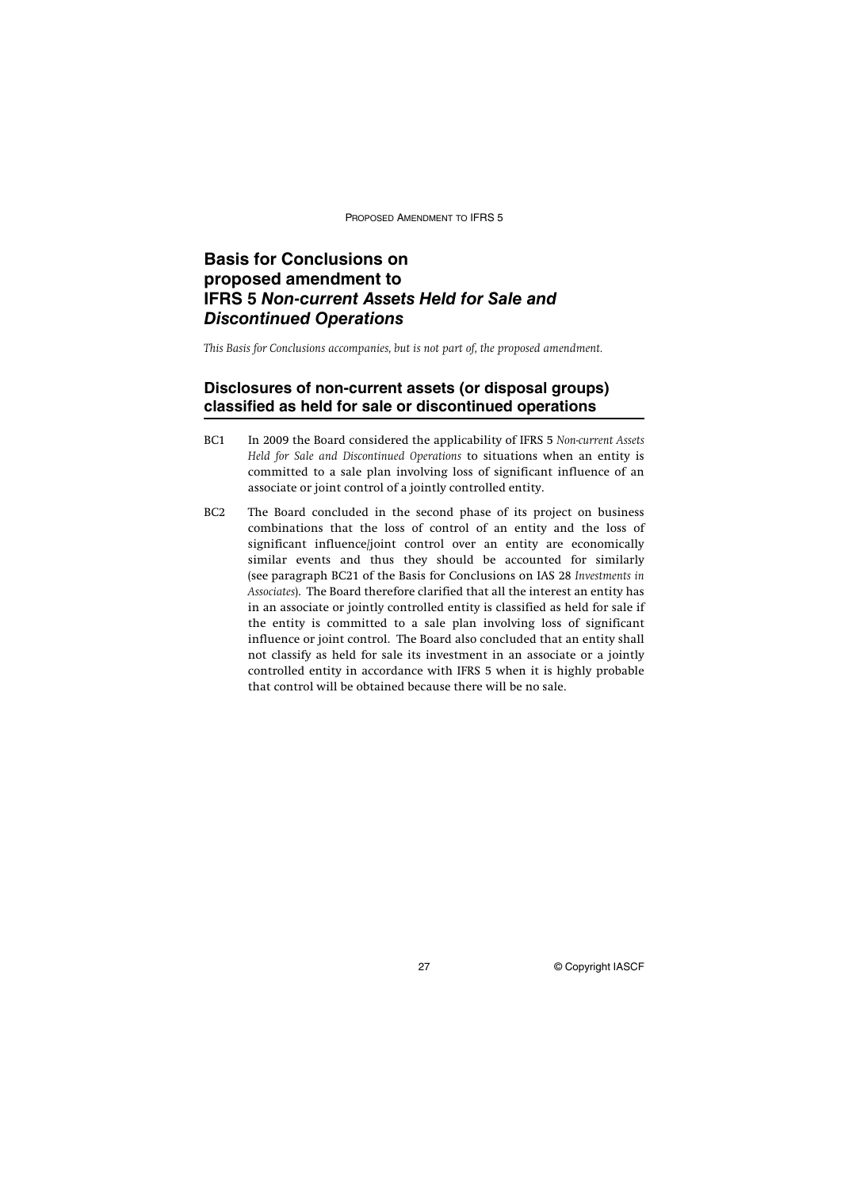# Basis for Conclusions on proposed amendment to IFRS 5 *Non-current Assets Held for Sale and Discontinued Operations*

*This Basis for Conclusions accompanies, but is not part of, the proposed amendment.*

## Disclosures of non-current assets (or disposal groups) classified as held for sale or discontinued operations

BC1 In 2009 the Board considered the applicability of IFRS 5 *Non-current Assets Held for Sale and Discontinued Operations* to situations when an entity is committed to a sale plan involving loss of significant influence of an associate or joint control of a jointly controlled entity.

BC2 The Board concluded in the second phase of its project on business combinations that the loss of control of an entity and the loss of significant influence/joint control over an entity are economically similar events and thus they should be accounted for similarly (see paragraph BC21 of the Basis for Conclusions on IAS 28 *Investments in Associates*). The Board therefore clarified that all the interest an entity has in an associate or jointly controlled entity is classified as held for sale if the entity is committed to a sale plan involving loss of significant influence or joint control. The Board also concluded that an entity shall not classify as held for sale its investment in an associate or a jointly controlled entity in accordance with IFRS 5 when it is highly probable that control will be obtained because there will be no sale.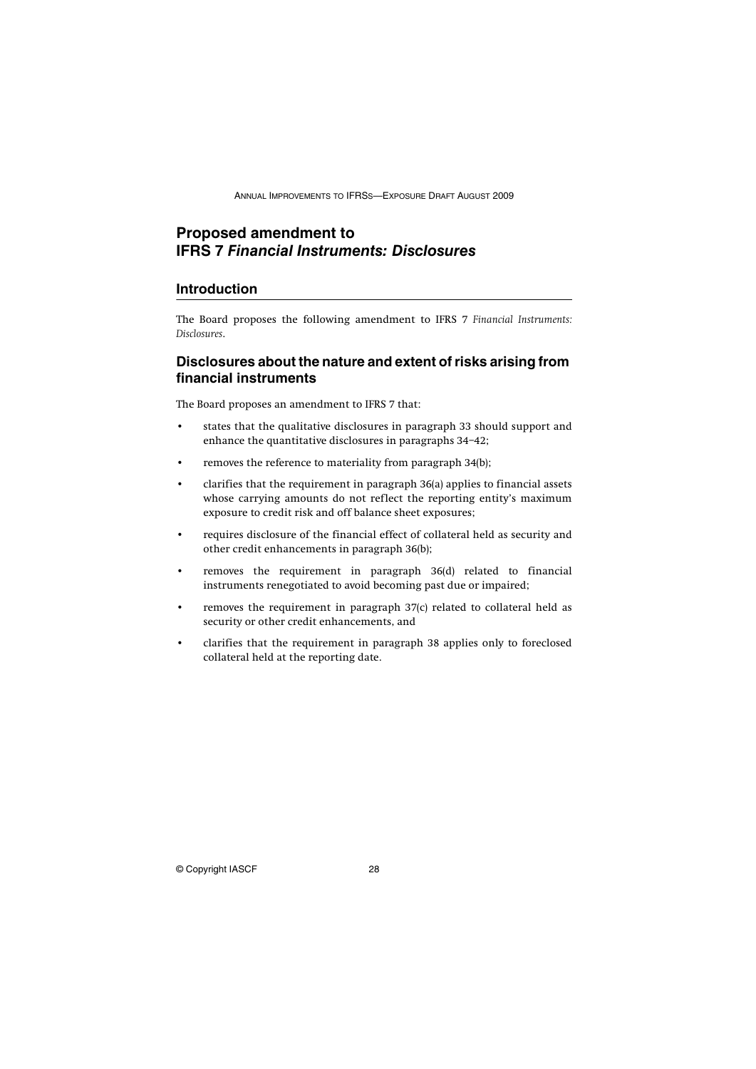# Proposed amendment to IFRS 7 *Financial Instruments: Disclosures*

## Introduction

The Board proposes the following amendment to IFRS 7 *Financial Instruments: Disclosures*.

## Disclosures about the nature and extent of risks arising from financial instruments

The Board proposes an amendment to IFRS 7 that:

- states that the qualitative disclosures in paragraph 33 should support and enhance the quantitative disclosures in paragraphs 34–42;
- removes the reference to materiality from paragraph 34(b);
- clarifies that the requirement in paragraph 36(a) applies to financial assets whose carrying amounts do not reflect the reporting entity's maximum exposure to credit risk and off balance sheet exposures;
- requires disclosure of the financial effect of collateral held as security and other credit enhancements in paragraph 36(b);
- removes the requirement in paragraph 36(d) related to financial instruments renegotiated to avoid becoming past due or impaired;
- removes the requirement in paragraph 37(c) related to collateral held as security or other credit enhancements, and
- clarifies that the requirement in paragraph 38 applies only to foreclosed collateral held at the reporting date.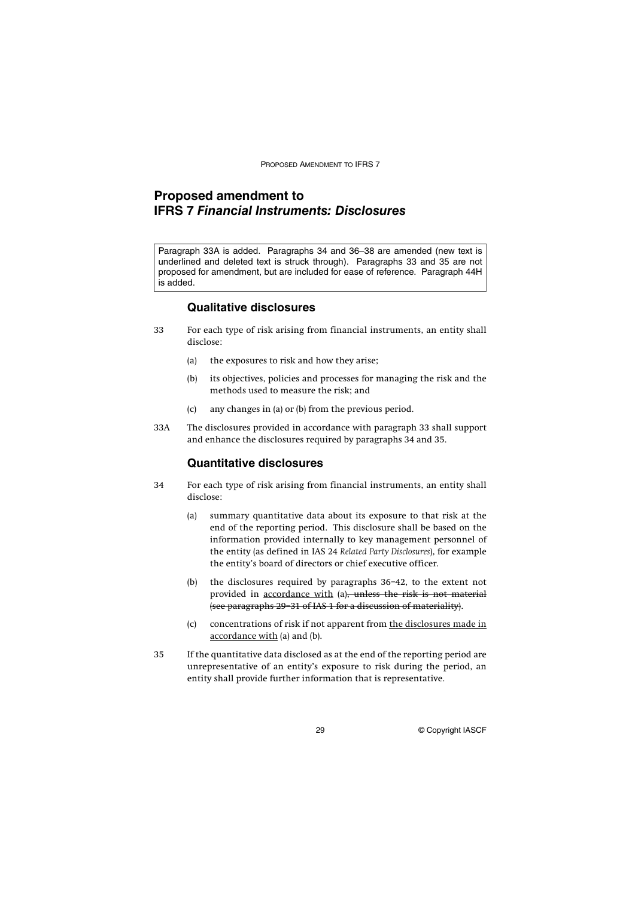# Proposed amendment to IFRS 7 *Financial Instruments: Disclosures*

> Paragraph 33A is added. Paragraphs 34 and 36–38 are amended (new text is underlined and deleted text is struck through). Paragraphs 33 and 35 are not proposed for amendment, but are included for ease of reference. Paragraph 44H is added.

### Qualitative disclosures

33 For each type of risk arising from financial instruments, an entity shall disclose:

(a) the exposures to risk and how they arise;

(b) its objectives, policies and processes for managing the risk and the methods used to measure the risk; and

(c) any changes in (a) or (b) from the previous period.

33A The disclosures provided in accordance with paragraph 33 shall support and enhance the disclosures required by paragraphs 34 and 35.

### Quantitative disclosures

34 For each type of risk arising from financial instruments, an entity shall disclose:

(a) summary quantitative data about its exposure to that risk at the end of the reporting period. This disclosure shall be based on the information provided internally to key management personnel of the entity (as defined in IAS 24 *Related Party Disclosures*), for example the entity's board of directors or chief executive officer.

(b) the disclosures required by paragraphs 36–42, to the extent not provided in <u>accordance with</u> (a)~~, unless the risk is not material (see paragraphs 29–31 of IAS 1 for a discussion of materiality)~~.

(c) concentrations of risk if not apparent from <u>the disclosures made in accordance with</u> (a) and (b).

35 If the quantitative data disclosed as at the end of the reporting period are unrepresentative of an entity's exposure to risk during the period, an entity shall provide further information that is representative.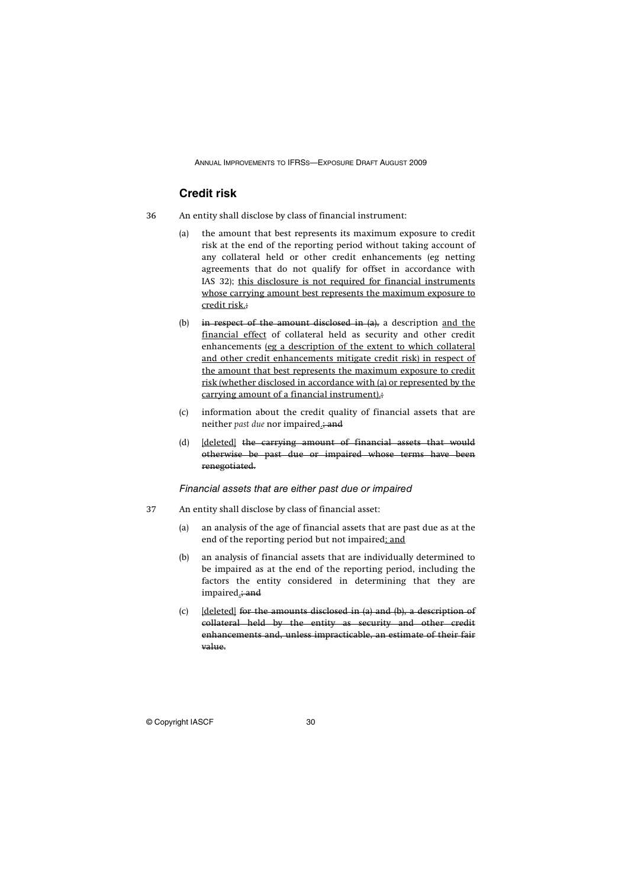## Credit risk

36 An entity shall disclose by class of financial instrument:

(a) the amount that best represents its maximum exposure to credit risk at the end of the reporting period without taking account of any collateral held or other credit enhancements (eg netting agreements that do not qualify for offset in accordance with IAS 32); <u>this disclosure is not required for financial instruments whose carrying amount best represents the maximum exposure to credit risk.</u>~~;~~

(b) ~~in respect of the amount disclosed in (a),~~ a description <u>and the financial effect</u> of collateral held as security and other credit enhancements <u>(eg a description of the extent to which collateral and other credit enhancements mitigate credit risk) in respect of the amount that best represents the maximum exposure to credit risk (whether disclosed in accordance with (a) or represented by the carrying amount of a financial instrument).</u>~~;~~

(c) information about the credit quality of financial assets that are neither *past due* nor impaired<u>.</u>~~; and~~

(d) <u>[deleted]</u> ~~the carrying amount of financial assets that would otherwise be past due or impaired whose terms have been renegotiated.~~

### *Financial assets that are either past due or impaired*

37 An entity shall disclose by class of financial asset:

(a) an analysis of the age of financial assets that are past due as at the end of the reporting period but not impaired<u>; and</u>

(b) an analysis of financial assets that are individually determined to be impaired as at the end of the reporting period, including the factors the entity considered in determining that they are impaired<u>.</u>~~; and~~

(c) <u>[deleted]</u> ~~for the amounts disclosed in (a) and (b), a description of collateral held by the entity as security and other credit enhancements and, unless impracticable, an estimate of their fair value.~~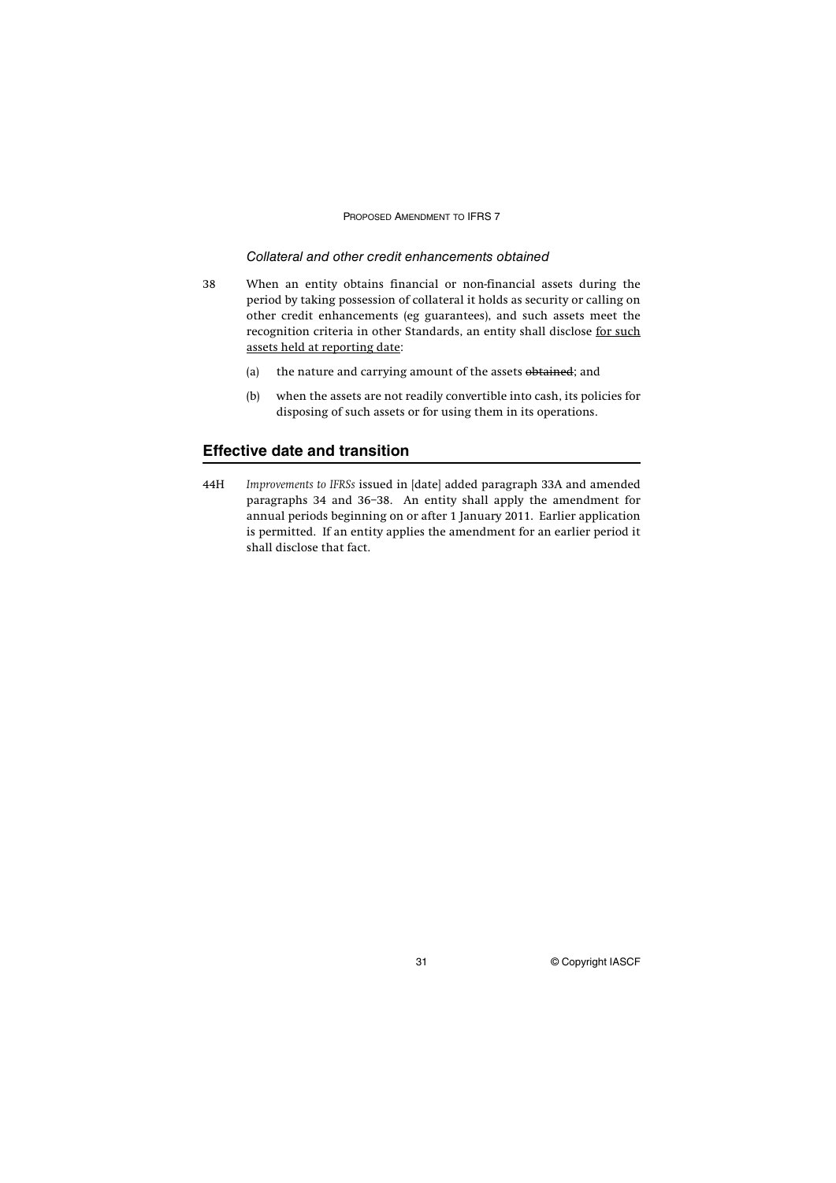*Collateral and other credit enhancements obtained*

38 When an entity obtains financial or non-financial assets during the period by taking possession of collateral it holds as security or calling on other credit enhancements (eg guarantees), and such assets meet the recognition criteria in other Standards, an entity shall disclose <u>for such assets held at reporting date</u>:

(a) the nature and carrying amount of the assets ~~obtained~~; and

(b) when the assets are not readily convertible into cash, its policies for disposing of such assets or for using them in its operations.

## Effective date and transition

44H *Improvements to IFRSs* issued in [date] added paragraph 33A and amended paragraphs 34 and 36–38. An entity shall apply the amendment for annual periods beginning on or after 1 January 2011. Earlier application is permitted. If an entity applies the amendment for an earlier period it shall disclose that fact.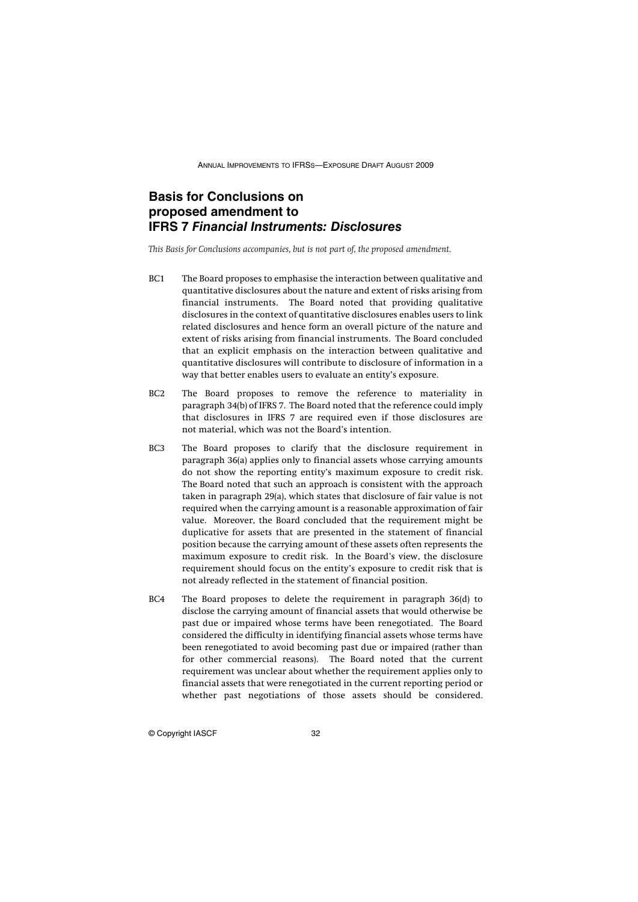## Basis for Conclusions on proposed amendment to IFRS 7 *Financial Instruments: Disclosures*

*This Basis for Conclusions accompanies, but is not part of, the proposed amendment.*

BC1 The Board proposes to emphasise the interaction between qualitative and quantitative disclosures about the nature and extent of risks arising from financial instruments. The Board noted that providing qualitative disclosures in the context of quantitative disclosures enables users to link related disclosures and hence form an overall picture of the nature and extent of risks arising from financial instruments. The Board concluded that an explicit emphasis on the interaction between qualitative and quantitative disclosures will contribute to disclosure of information in a way that better enables users to evaluate an entity's exposure.

BC2 The Board proposes to remove the reference to materiality in paragraph 34(b) of IFRS 7. The Board noted that the reference could imply that disclosures in IFRS 7 are required even if those disclosures are not material, which was not the Board's intention.

BC3 The Board proposes to clarify that the disclosure requirement in paragraph 36(a) applies only to financial assets whose carrying amounts do not show the reporting entity's maximum exposure to credit risk. The Board noted that such an approach is consistent with the approach taken in paragraph 29(a), which states that disclosure of fair value is not required when the carrying amount is a reasonable approximation of fair value. Moreover, the Board concluded that the requirement might be duplicative for assets that are presented in the statement of financial position because the carrying amount of these assets often represents the maximum exposure to credit risk. In the Board's view, the disclosure requirement should focus on the entity's exposure to credit risk that is not already reflected in the statement of financial position.

BC4 The Board proposes to delete the requirement in paragraph 36(d) to disclose the carrying amount of financial assets that would otherwise be past due or impaired whose terms have been renegotiated. The Board considered the difficulty in identifying financial assets whose terms have been renegotiated to avoid becoming past due or impaired (rather than for other commercial reasons). The Board noted that the current requirement was unclear about whether the requirement applies only to financial assets that were renegotiated in the current reporting period or whether past negotiations of those assets should be considered.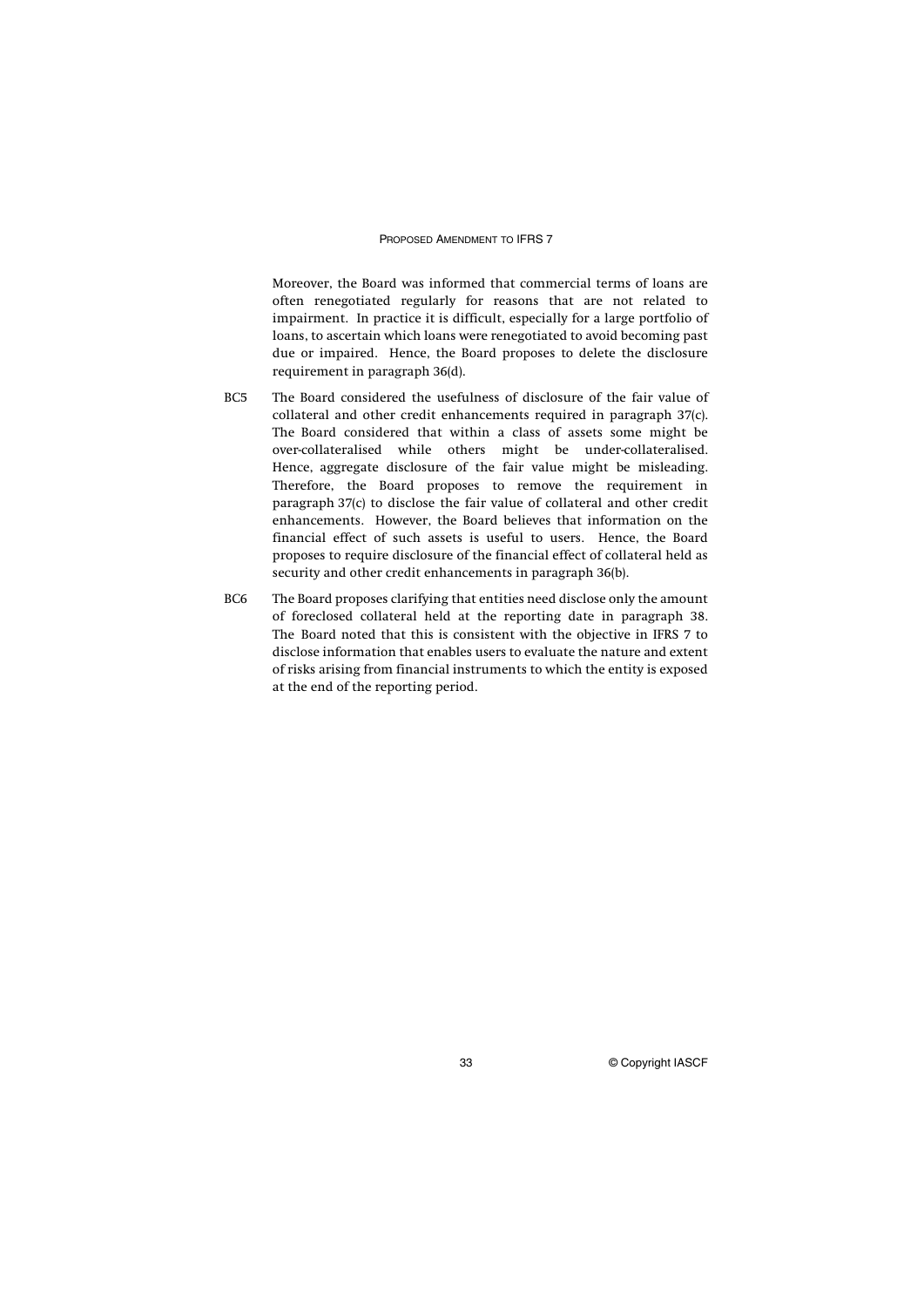Moreover, the Board was informed that commercial terms of loans are often renegotiated regularly for reasons that are not related to impairment. In practice it is difficult, especially for a large portfolio of loans, to ascertain which loans were renegotiated to avoid becoming past due or impaired. Hence, the Board proposes to delete the disclosure requirement in paragraph 36(d).

BC5 The Board considered the usefulness of disclosure of the fair value of collateral and other credit enhancements required in paragraph 37(c). The Board considered that within a class of assets some might be over-collateralised while others might be under-collateralised. Hence, aggregate disclosure of the fair value might be misleading. Therefore, the Board proposes to remove the requirement in paragraph 37(c) to disclose the fair value of collateral and other credit enhancements. However, the Board believes that information on the financial effect of such assets is useful to users. Hence, the Board proposes to require disclosure of the financial effect of collateral held as security and other credit enhancements in paragraph 36(b).

BC6 The Board proposes clarifying that entities need disclose only the amount of foreclosed collateral held at the reporting date in paragraph 38. The Board noted that this is consistent with the objective in IFRS 7 to disclose information that enables users to evaluate the nature and extent of risks arising from financial instruments to which the entity is exposed at the end of the reporting period.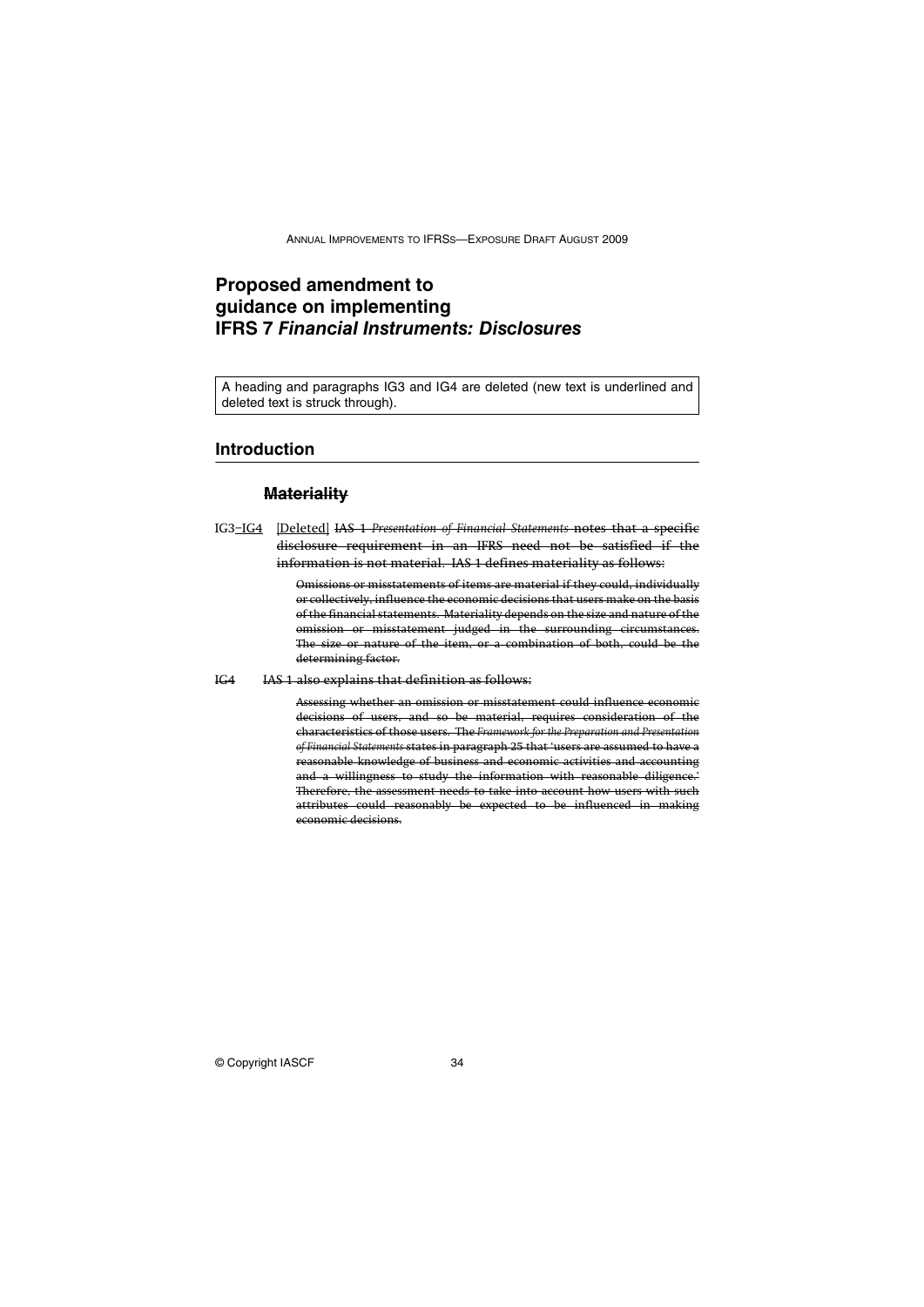# Proposed amendment to guidance on implementing IFRS 7 *Financial Instruments: Disclosures*

A heading and paragraphs IG3 and IG4 are deleted (new text is underlined and deleted text is struck through).

## Introduction

### ~~Materiality~~

IG3<u>–IG4</u> <u>[Deleted]</u> ~~IAS 1 *Presentation of Financial Statements* notes that a specific disclosure requirement in an IFRS need not be satisfied if the information is not material. IAS 1 defines materiality as follows:~~

> ~~Omissions or misstatements of items are material if they could, individually or collectively, influence the economic decisions that users make on the basis of the financial statements. Materiality depends on the size and nature of the omission or misstatement judged in the surrounding circumstances. The size or nature of the item, or a combination of both, could be the determining factor.~~

~~IG4~~ ~~IAS 1 also explains that definition as follows:~~

> ~~Assessing whether an omission or misstatement could influence economic decisions of users, and so be material, requires consideration of the characteristics of those users. The *Framework for the Preparation and Presentation of Financial Statements* states in paragraph 25 that 'users are assumed to have a reasonable knowledge of business and economic activities and accounting and a willingness to study the information with reasonable diligence.' Therefore, the assessment needs to take into account how users with such attributes could reasonably be expected to be influenced in making economic decisions.~~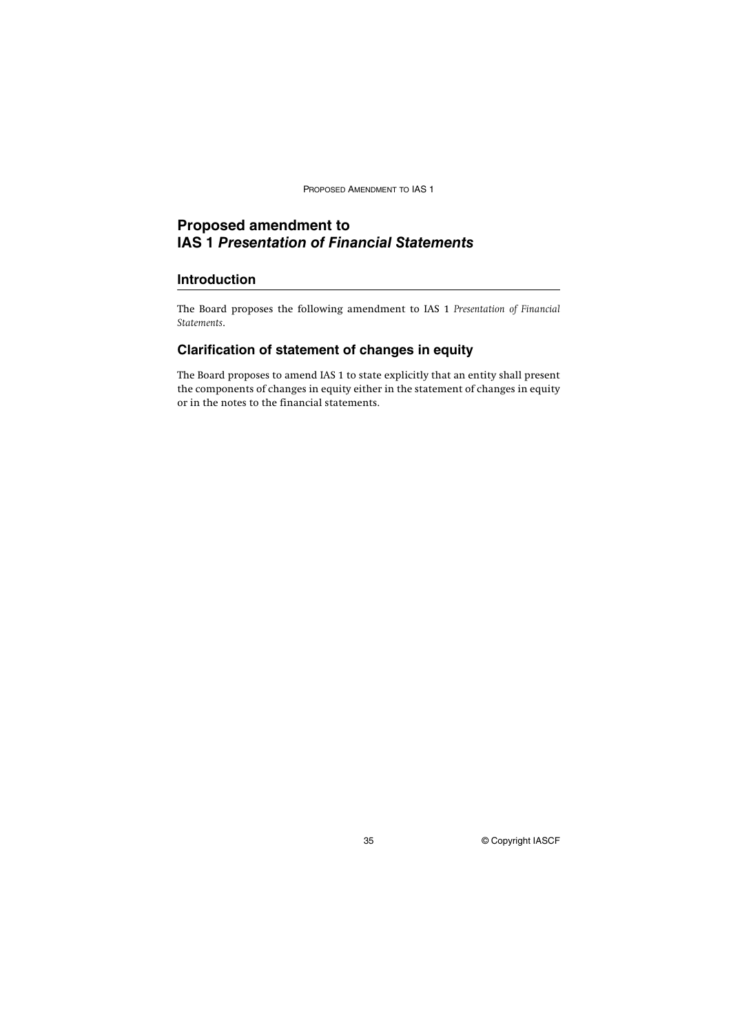# Proposed amendment to IAS 1 *Presentation of Financial Statements*

## Introduction

The Board proposes the following amendment to IAS 1 *Presentation of Financial Statements*.

## Clarification of statement of changes in equity

The Board proposes to amend IAS 1 to state explicitly that an entity shall present the components of changes in equity either in the statement of changes in equity or in the notes to the financial statements.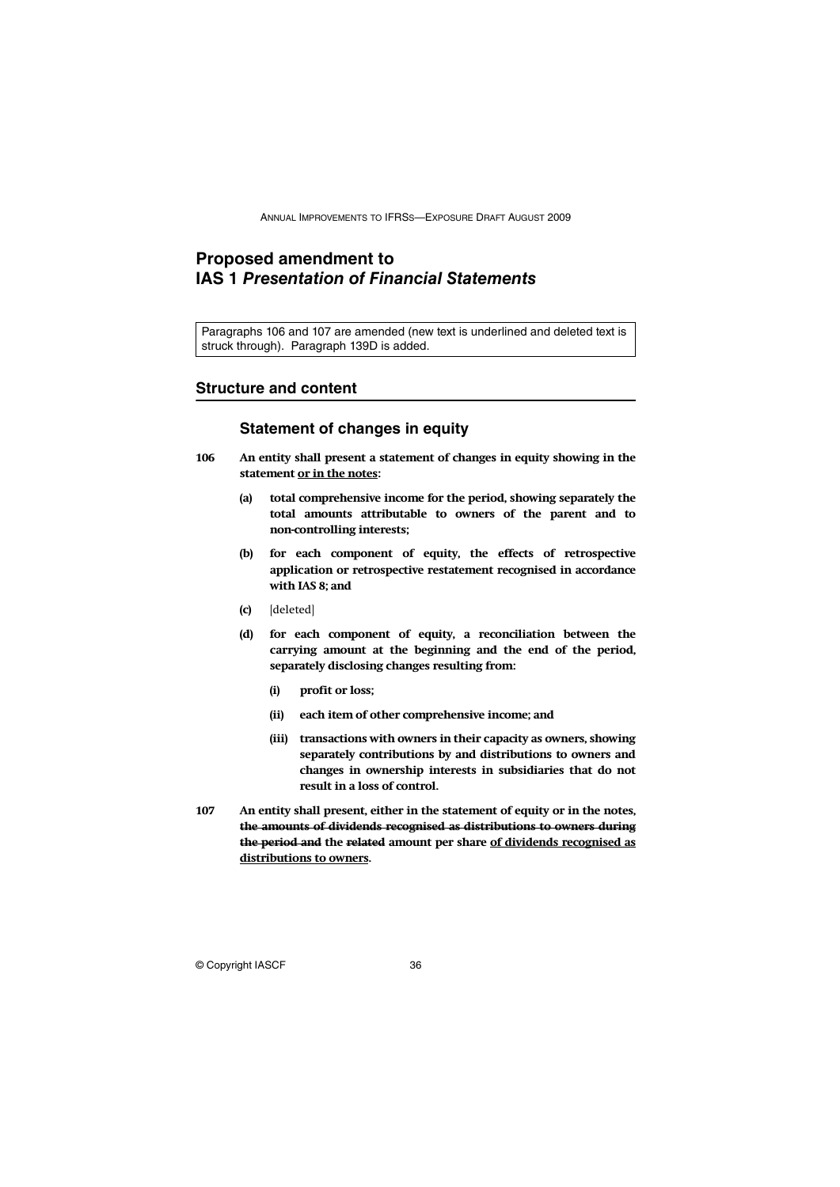# Proposed amendment to IAS 1 *Presentation of Financial Statements*

Paragraphs 106 and 107 are amended (new text is underlined and deleted text is struck through). Paragraph 139D is added.

## Structure and content

### Statement of changes in equity

106 **An entity shall present a statement of changes in equity showing in the statement <u>or in the notes</u>:**

- **(a) total comprehensive income for the period, showing separately the total amounts attributable to owners of the parent and to non-controlling interests;**
- **(b) for each component of equity, the effects of retrospective application or retrospective restatement recognised in accordance with IAS 8; and**
- **(c)** [deleted]
- **(d) for each component of equity, a reconciliation between the carrying amount at the beginning and the end of the period, separately disclosing changes resulting from:**
  - **(i) profit or loss;**
  - **(ii) each item of other comprehensive income; and**
  - **(iii) transactions with owners in their capacity as owners, showing separately contributions by and distributions to owners and changes in ownership interests in subsidiaries that do not result in a loss of control.**

107 **An entity shall present, either in the statement of equity or in the notes, ~~the amounts of dividends recognised as distributions to owners during the period and~~ the ~~related~~ amount per share <u>of dividends recognised as distributions to owners</u>.**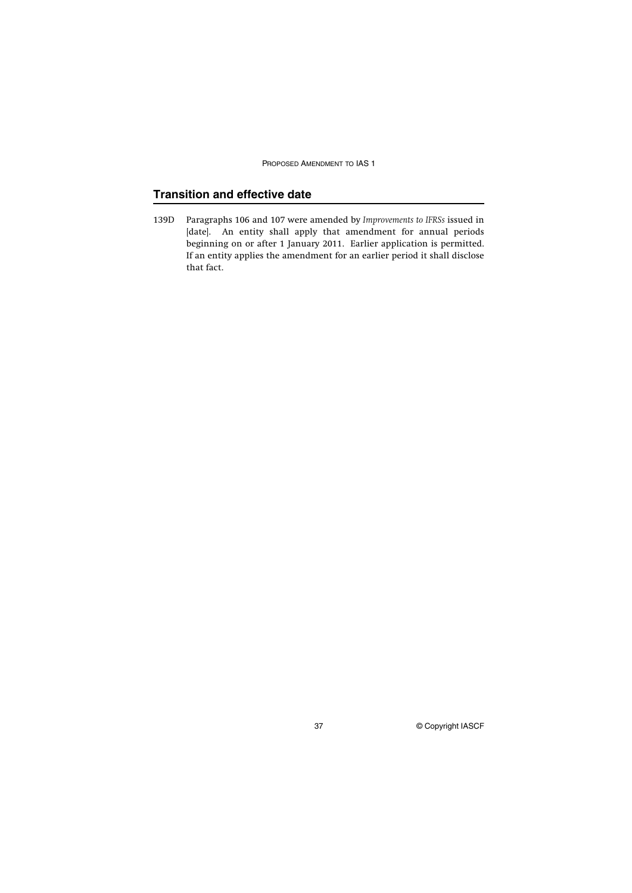## Transition and effective date

139D Paragraphs 106 and 107 were amended by *Improvements to IFRSs* issued in [date]. An entity shall apply that amendment for annual periods beginning on or after 1 January 2011. Earlier application is permitted. If an entity applies the amendment for an earlier period it shall disclose that fact.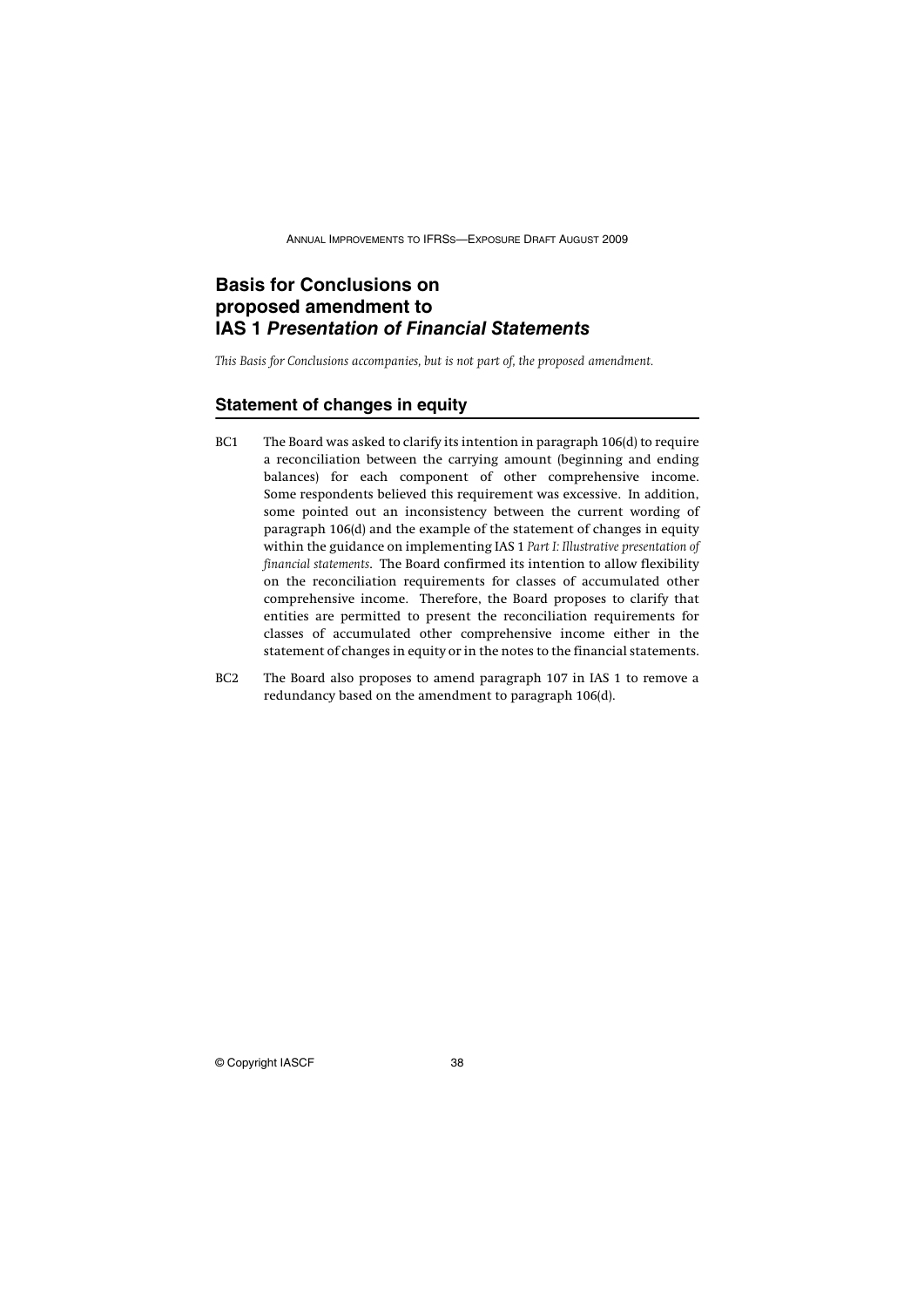# Basis for Conclusions on proposed amendment to IAS 1 *Presentation of Financial Statements*

*This Basis for Conclusions accompanies, but is not part of, the proposed amendment.*

## Statement of changes in equity

BC1 The Board was asked to clarify its intention in paragraph 106(d) to require a reconciliation between the carrying amount (beginning and ending balances) for each component of other comprehensive income. Some respondents believed this requirement was excessive. In addition, some pointed out an inconsistency between the current wording of paragraph 106(d) and the example of the statement of changes in equity within the guidance on implementing IAS 1 *Part I: Illustrative presentation of financial statements*. The Board confirmed its intention to allow flexibility on the reconciliation requirements for classes of accumulated other comprehensive income. Therefore, the Board proposes to clarify that entities are permitted to present the reconciliation requirements for classes of accumulated other comprehensive income either in the statement of changes in equity or in the notes to the financial statements.

BC2 The Board also proposes to amend paragraph 107 in IAS 1 to remove a redundancy based on the amendment to paragraph 106(d).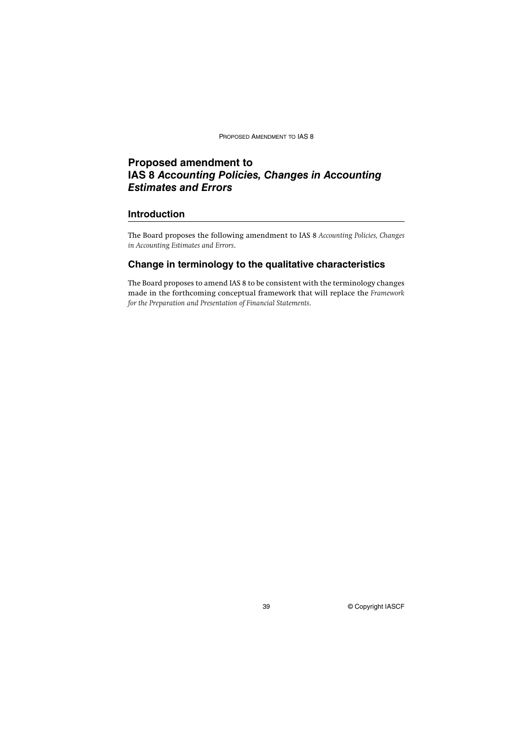# Proposed amendment to IAS 8 *Accounting Policies, Changes in Accounting Estimates and Errors*

## Introduction

The Board proposes the following amendment to IAS 8 *Accounting Policies, Changes in Accounting Estimates and Errors*.

## Change in terminology to the qualitative characteristics

The Board proposes to amend IAS 8 to be consistent with the terminology changes made in the forthcoming conceptual framework that will replace the *Framework for the Preparation and Presentation of Financial Statements*.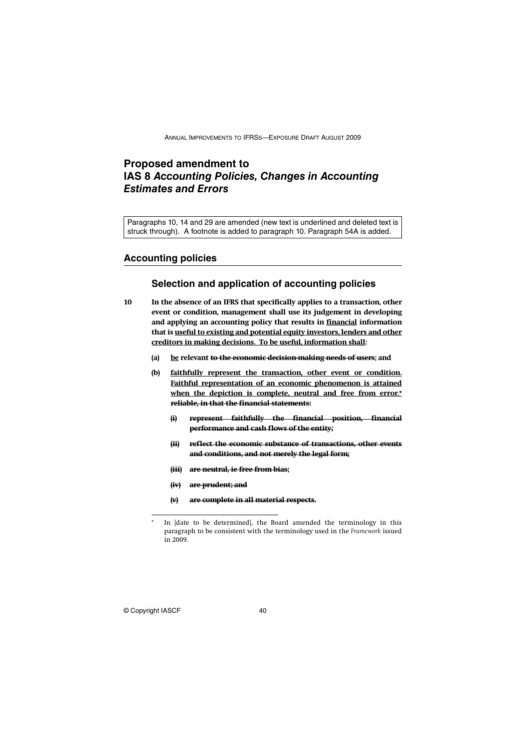# Proposed amendment to IAS 8 *Accounting Policies, Changes in Accounting Estimates and Errors*

Paragraphs 10, 14 and 29 are amended (new text is underlined and deleted text is struck through). A footnote is added to paragraph 10. Paragraph 54A is added.

## Accounting policies

### Selection and application of accounting policies

10 **In the absence of an IFRS that specifically applies to a transaction, other event or condition, management shall use its judgement in developing and applying an accounting policy that results in <u>financial</u> information that is <u>useful to existing and potential equity investors, lenders and other creditors in making decisions. To be useful, information shall</u>:**

**(a) <u>be</u> relevant ~~to the economic decision-making needs of users~~; and**

**(b) <u>faithfully represent the transaction, other event or condition. Faithful representation of an economic phenomenon is attained when the depiction is complete, neutral and free from error.</u>[*] ~~reliable, in that the financial statements:~~**

**~~(i) represent faithfully the financial position, financial performance and cash flows of the entity;~~**

**~~(ii) reflect the economic substance of transactions, other events and conditions, and not merely the legal form;~~**

**~~(iii) are neutral, ie free from bias;~~**

**~~(iv) are prudent; and~~**

**~~(v) are complete in all material respects.~~**

---

[*] In [date to be determined], the Board amended the terminology in this paragraph to be consistent with the terminology used in the *Framework* issued in 2009.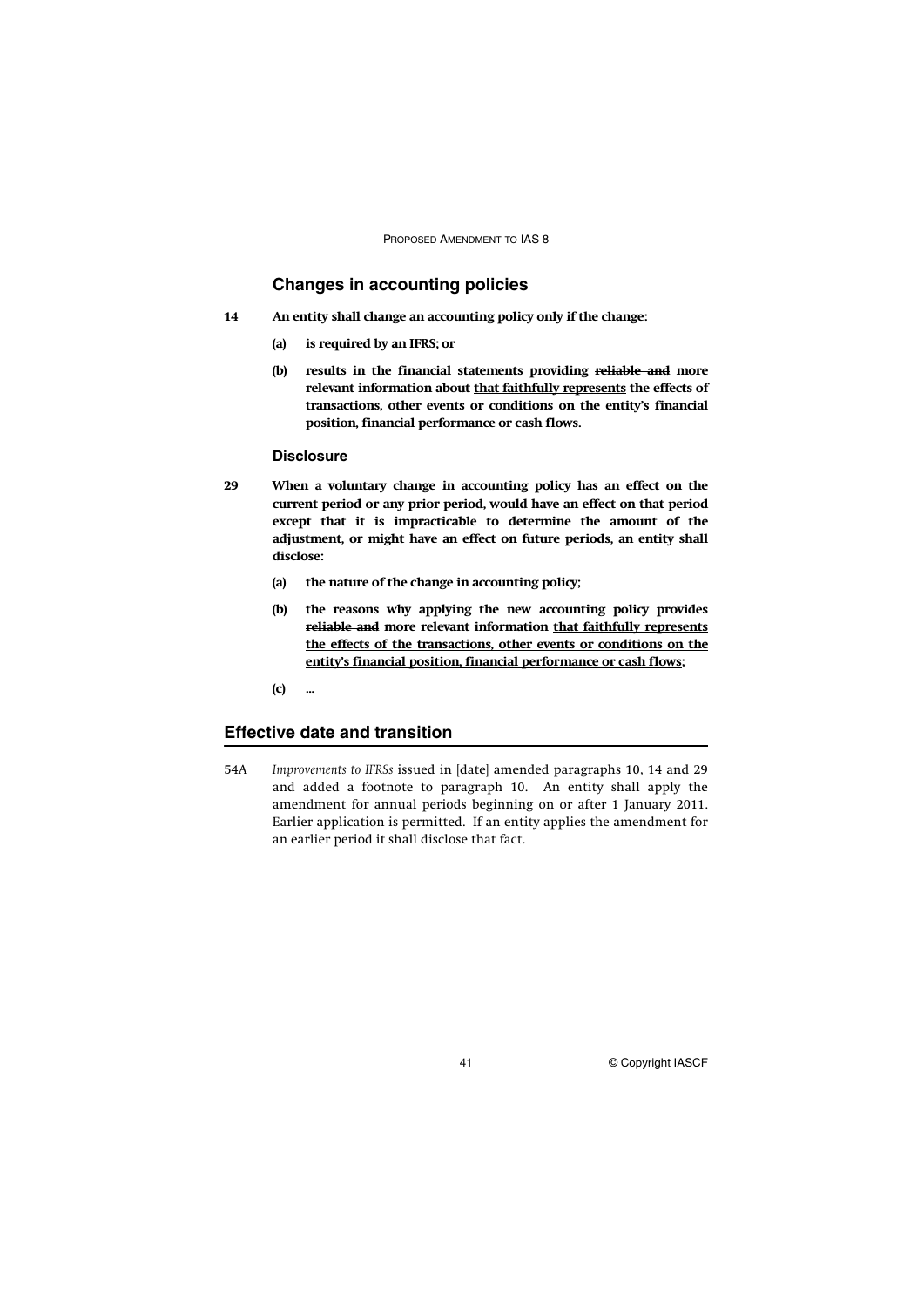## Changes in accounting policies

**14 An entity shall change an accounting policy only if the change:**

**(a) is required by an IFRS; or**

**(b) results in the financial statements providing ~~reliable and~~ more relevant information ~~about~~ <u>that faithfully represents</u> the effects of transactions, other events or conditions on the entity's financial position, financial performance or cash flows.**

### Disclosure

**29 When a voluntary change in accounting policy has an effect on the current period or any prior period, would have an effect on that period except that it is impracticable to determine the amount of the adjustment, or might have an effect on future periods, an entity shall disclose:**

**(a) the nature of the change in accounting policy;**

**(b) the reasons why applying the new accounting policy provides ~~reliable and~~ more relevant information <u>that faithfully represents the effects of the transactions, other events or conditions on the entity's financial position, financial performance or cash flows</u>;**

**(c) ...**

## Effective date and transition

54A *Improvements to IFRSs* issued in [date] amended paragraphs 10, 14 and 29 and added a footnote to paragraph 10. An entity shall apply the amendment for annual periods beginning on or after 1 January 2011. Earlier application is permitted. If an entity applies the amendment for an earlier period it shall disclose that fact.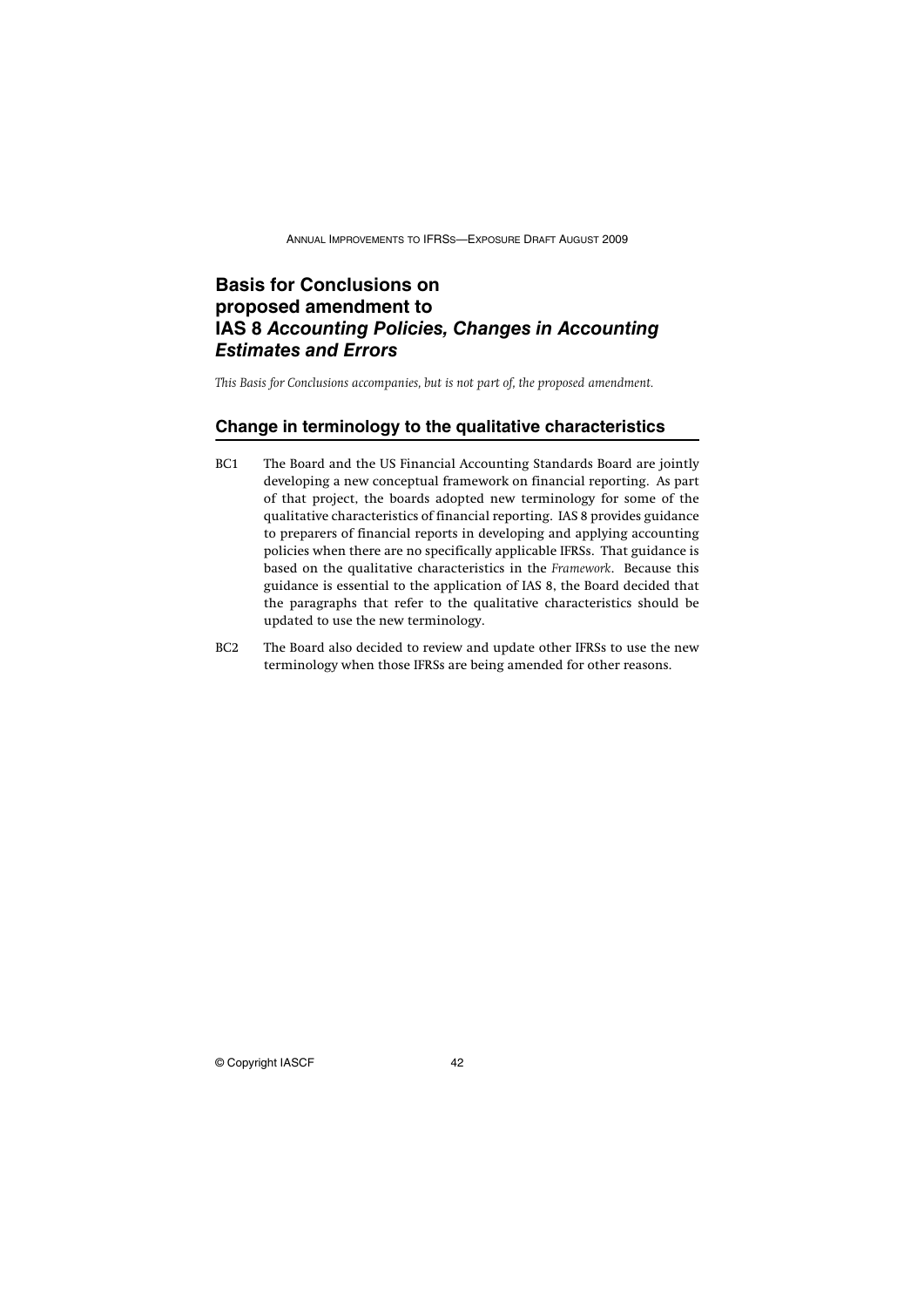# Basis for Conclusions on proposed amendment to IAS 8 *Accounting Policies, Changes in Accounting Estimates and Errors*

*This Basis for Conclusions accompanies, but is not part of, the proposed amendment.*

## Change in terminology to the qualitative characteristics

BC1 The Board and the US Financial Accounting Standards Board are jointly developing a new conceptual framework on financial reporting. As part of that project, the boards adopted new terminology for some of the qualitative characteristics of financial reporting. IAS 8 provides guidance to preparers of financial reports in developing and applying accounting policies when there are no specifically applicable IFRSs. That guidance is based on the qualitative characteristics in the *Framework*. Because this guidance is essential to the application of IAS 8, the Board decided that the paragraphs that refer to the qualitative characteristics should be updated to use the new terminology.

BC2 The Board also decided to review and update other IFRSs to use the new terminology when those IFRSs are being amended for other reasons.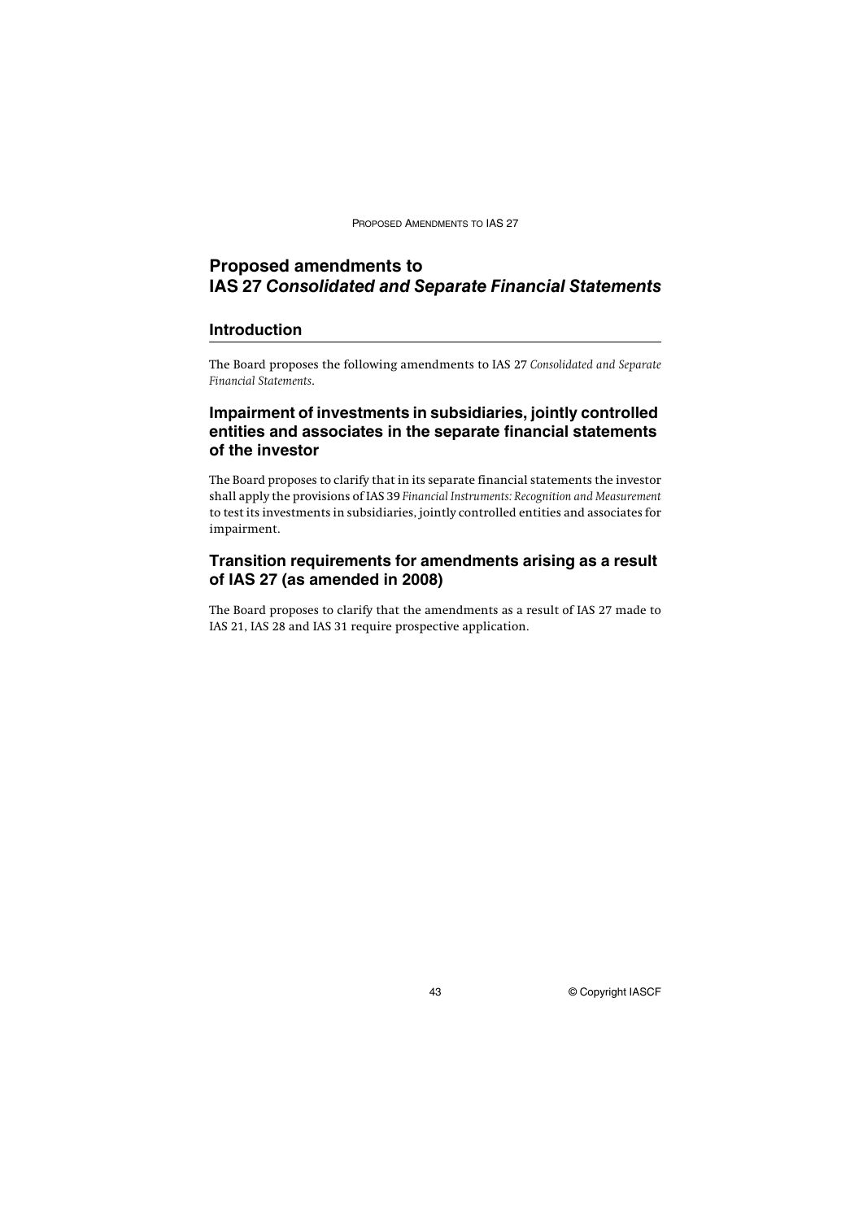# Proposed amendments to IAS 27 *Consolidated and Separate Financial Statements*

## Introduction

The Board proposes the following amendments to IAS 27 *Consolidated and Separate Financial Statements*.

## Impairment of investments in subsidiaries, jointly controlled entities and associates in the separate financial statements of the investor

The Board proposes to clarify that in its separate financial statements the investor shall apply the provisions of IAS 39 *Financial Instruments: Recognition and Measurement* to test its investments in subsidiaries, jointly controlled entities and associates for impairment.

## Transition requirements for amendments arising as a result of IAS 27 (as amended in 2008)

The Board proposes to clarify that the amendments as a result of IAS 27 made to IAS 21, IAS 28 and IAS 31 require prospective application.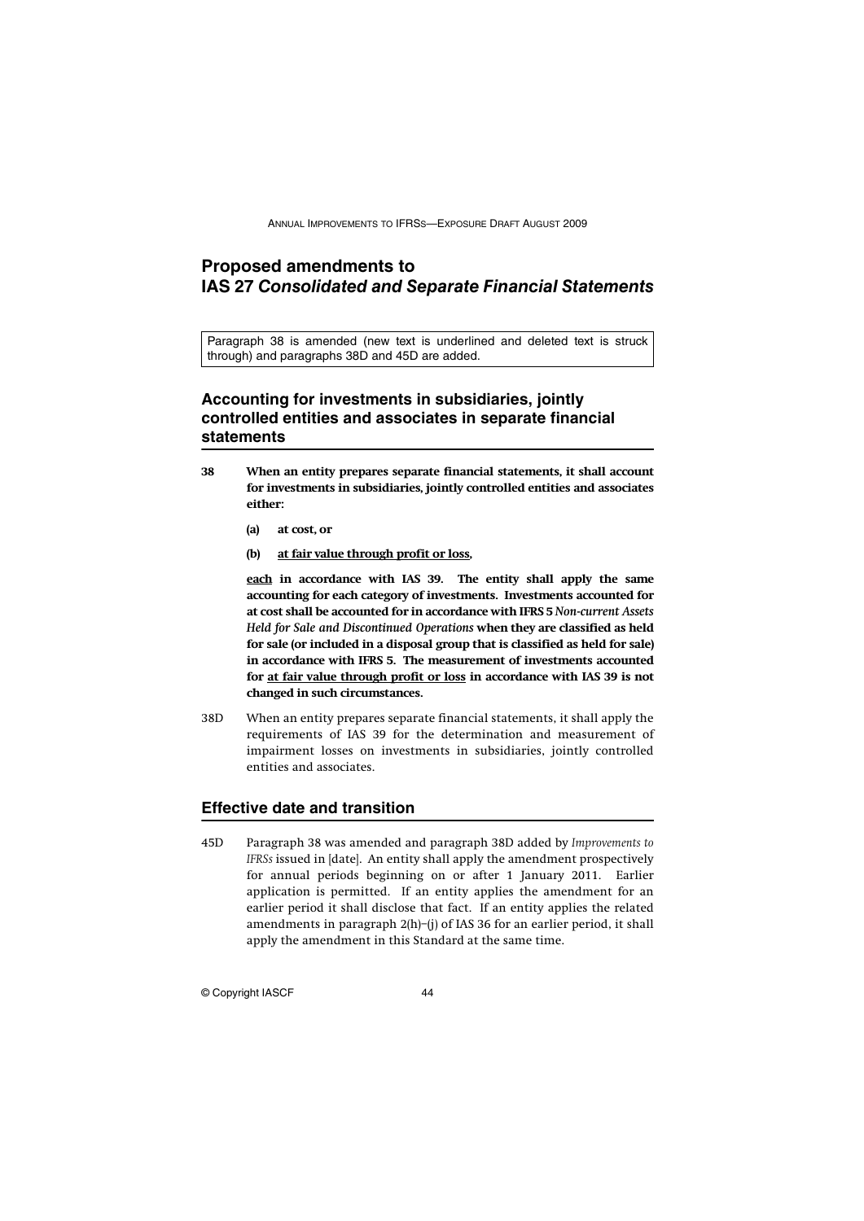# Proposed amendments to IAS 27 *Consolidated and Separate Financial Statements*

Paragraph 38 is amended (new text is underlined and deleted text is struck through) and paragraphs 38D and 45D are added.

## Accounting for investments in subsidiaries, jointly controlled entities and associates in separate financial statements

38 **When an entity prepares separate financial statements, it shall account for investments in subsidiaries, jointly controlled entities and associates either:**

**(a) at cost, or**

**(b) <u>at fair value through profit or loss</u>,**

**<u>each</u> in accordance with IAS 39. The entity shall apply the same accounting for each category of investments. Investments accounted for at cost shall be accounted for in accordance with IFRS 5 *Non-current Assets Held for Sale and Discontinued Operations* when they are classified as held for sale (or included in a disposal group that is classified as held for sale) in accordance with IFRS 5. The measurement of investments accounted for <u>at fair value through profit or loss</u> in accordance with IAS 39 is not changed in such circumstances.**

38D When an entity prepares separate financial statements, it shall apply the requirements of IAS 39 for the determination and measurement of impairment losses on investments in subsidiaries, jointly controlled entities and associates.

## Effective date and transition

45D Paragraph 38 was amended and paragraph 38D added by *Improvements to IFRSs* issued in [date]. An entity shall apply the amendment prospectively for annual periods beginning on or after 1 January 2011. Earlier application is permitted. If an entity applies the amendment for an earlier period it shall disclose that fact. If an entity applies the related amendments in paragraph 2(h)–(j) of IAS 36 for an earlier period, it shall apply the amendment in this Standard at the same time.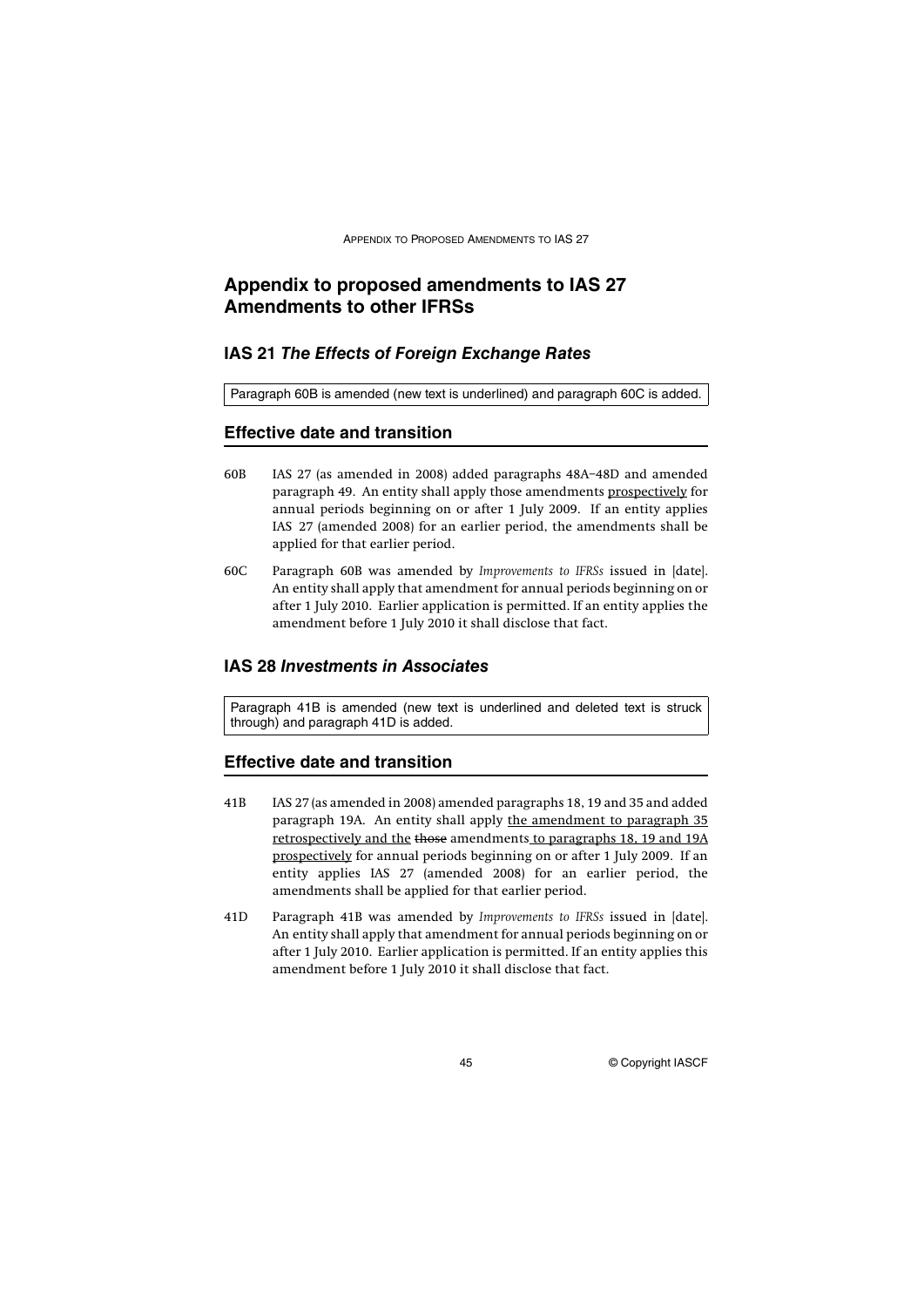# Appendix to proposed amendments to IAS 27 Amendments to other IFRSs

## IAS 21 *The Effects of Foreign Exchange Rates*

Paragraph 60B is amended (new text is underlined) and paragraph 60C is added.

## Effective date and transition

60B IAS 27 (as amended in 2008) added paragraphs 48A–48D and amended paragraph 49. An entity shall apply those amendments <u>prospectively</u> for annual periods beginning on or after 1 July 2009. If an entity applies IAS 27 (amended 2008) for an earlier period, the amendments shall be applied for that earlier period.

60C Paragraph 60B was amended by *Improvements to IFRSs* issued in [date]. An entity shall apply that amendment for annual periods beginning on or after 1 July 2010. Earlier application is permitted. If an entity applies the amendment before 1 July 2010 it shall disclose that fact.

## IAS 28 *Investments in Associates*

Paragraph 41B is amended (new text is underlined and deleted text is struck through) and paragraph 41D is added.

## Effective date and transition

41B IAS 27 (as amended in 2008) amended paragraphs 18, 19 and 35 and added paragraph 19A. An entity shall apply <u>the amendment to paragraph 35 retrospectively and the</u> ~~those~~ amendments <u>to paragraphs 18, 19 and 19A prospectively</u> for annual periods beginning on or after 1 July 2009. If an entity applies IAS 27 (amended 2008) for an earlier period, the amendments shall be applied for that earlier period.

41D Paragraph 41B was amended by *Improvements to IFRSs* issued in [date]. An entity shall apply that amendment for annual periods beginning on or after 1 July 2010. Earlier application is permitted. If an entity applies this amendment before 1 July 2010 it shall disclose that fact.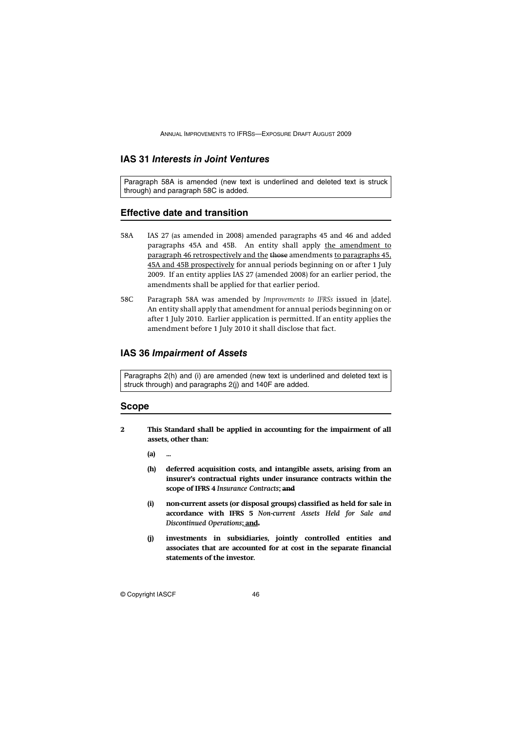## IAS 31 *Interests in Joint Ventures*

Paragraph 58A is amended (new text is underlined and deleted text is struck through) and paragraph 58C is added.

## Effective date and transition

58A IAS 27 (as amended in 2008) amended paragraphs 45 and 46 and added paragraphs 45A and 45B. An entity shall apply <u>the amendment to paragraph 46 retrospectively and the</u> ~~those~~ amendments <u>to paragraphs 45, 45A and 45B prospectively</u> for annual periods beginning on or after 1 July 2009. If an entity applies IAS 27 (amended 2008) for an earlier period, the amendments shall be applied for that earlier period.

58C Paragraph 58A was amended by *Improvements to IFRSs* issued in [date]. An entity shall apply that amendment for annual periods beginning on or after 1 July 2010. Earlier application is permitted. If an entity applies the amendment before 1 July 2010 it shall disclose that fact.

## IAS 36 *Impairment of Assets*

Paragraphs 2(h) and (i) are amended (new text is underlined and deleted text is struck through) and paragraphs 2(j) and 140F are added.

## Scope

**2 This Standard shall be applied in accounting for the impairment of all assets, other than:**

**(a) ...**

**(h) deferred acquisition costs, and intangible assets, arising from an insurer's contractual rights under insurance contracts within the scope of IFRS 4 *Insurance Contracts*; ~~and~~**

**(i) non-current assets (or disposal groups) classified as held for sale in accordance with IFRS 5 *Non-current Assets Held for Sale and Discontinued Operations*<u>; and</u>~~.~~**

**(j) investments in subsidiaries, jointly controlled entities and associates that are accounted for at cost in the separate financial statements of the investor.**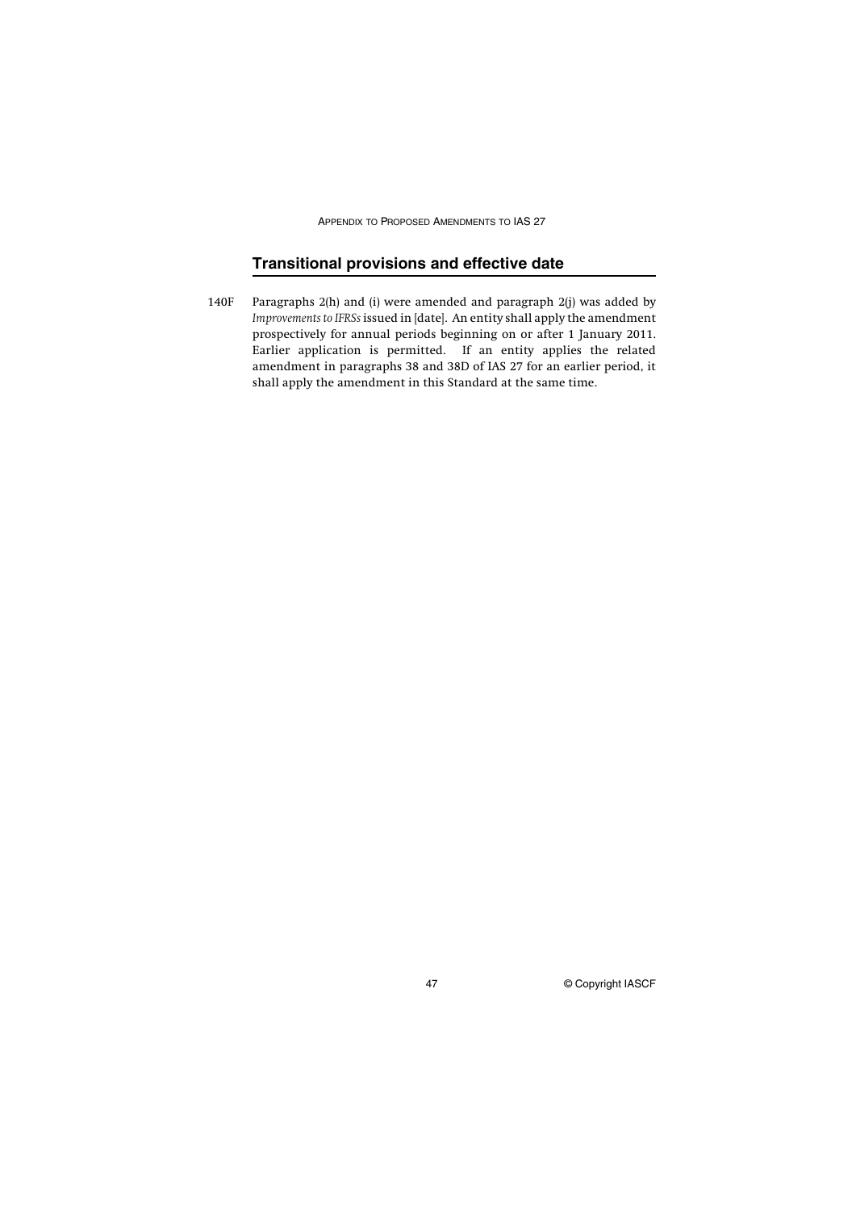## Transitional provisions and effective date

140F Paragraphs 2(h) and (i) were amended and paragraph 2(j) was added by *Improvements to IFRSs* issued in [date]. An entity shall apply the amendment prospectively for annual periods beginning on or after 1 January 2011. Earlier application is permitted. If an entity applies the related amendment in paragraphs 38 and 38D of IAS 27 for an earlier period, it shall apply the amendment in this Standard at the same time.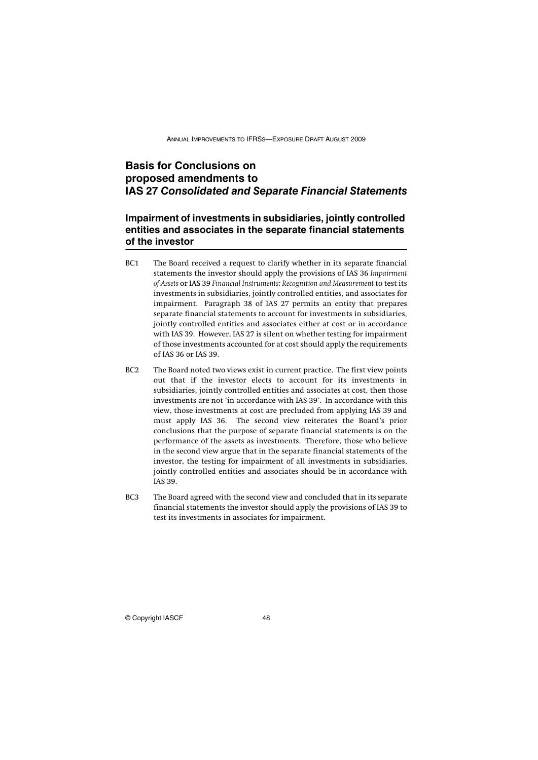# Basis for Conclusions on proposed amendments to IAS 27 *Consolidated and Separate Financial Statements*

## Impairment of investments in subsidiaries, jointly controlled entities and associates in the separate financial statements of the investor

BC1 The Board received a request to clarify whether in its separate financial statements the investor should apply the provisions of IAS 36 *Impairment of Assets* or IAS 39 *Financial Instruments: Recognition and Measurement* to test its investments in subsidiaries, jointly controlled entities, and associates for impairment. Paragraph 38 of IAS 27 permits an entity that prepares separate financial statements to account for investments in subsidiaries, jointly controlled entities and associates either at cost or in accordance with IAS 39. However, IAS 27 is silent on whether testing for impairment of those investments accounted for at cost should apply the requirements of IAS 36 or IAS 39.

BC2 The Board noted two views exist in current practice. The first view points out that if the investor elects to account for its investments in subsidiaries, jointly controlled entities and associates at cost, then those investments are not 'in accordance with IAS 39'. In accordance with this view, those investments at cost are precluded from applying IAS 39 and must apply IAS 36. The second view reiterates the Board's prior conclusions that the purpose of separate financial statements is on the performance of the assets as investments. Therefore, those who believe in the second view argue that in the separate financial statements of the investor, the testing for impairment of all investments in subsidiaries, jointly controlled entities and associates should be in accordance with IAS 39.

BC3 The Board agreed with the second view and concluded that in its separate financial statements the investor should apply the provisions of IAS 39 to test its investments in associates for impairment.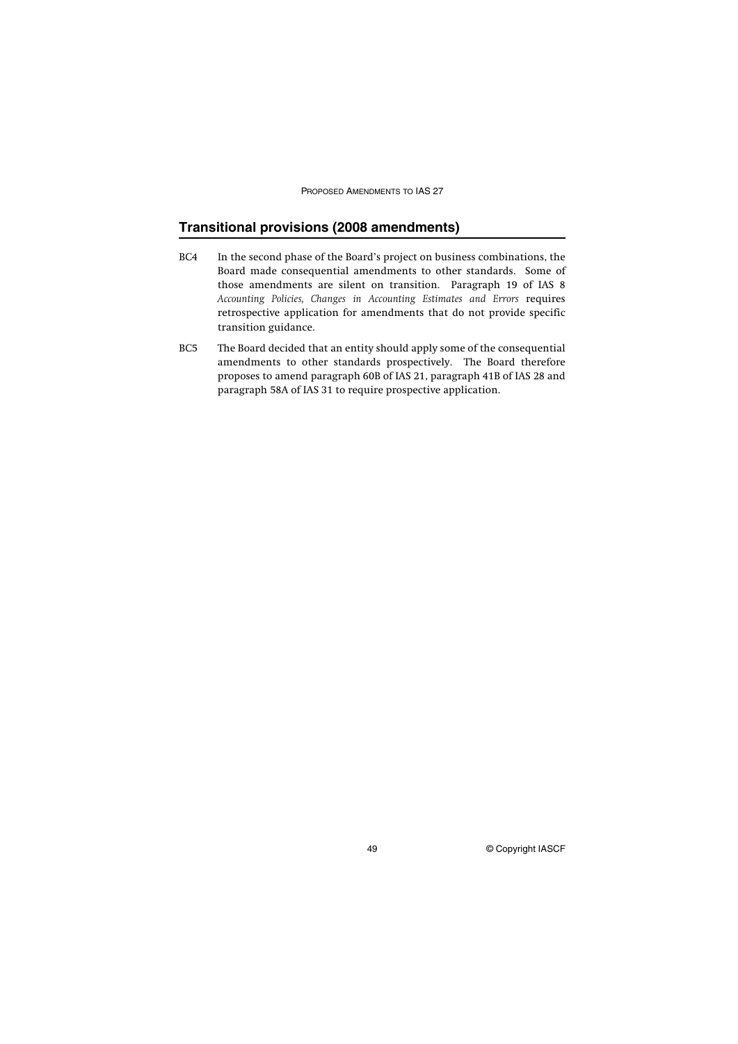## Transitional provisions (2008 amendments)

BC4 In the second phase of the Board's project on business combinations, the Board made consequential amendments to other standards. Some of those amendments are silent on transition. Paragraph 19 of IAS 8 *Accounting Policies, Changes in Accounting Estimates and Errors* requires retrospective application for amendments that do not provide specific transition guidance.

BC5 The Board decided that an entity should apply some of the consequential amendments to other standards prospectively. The Board therefore proposes to amend paragraph 60B of IAS 21, paragraph 41B of IAS 28 and paragraph 58A of IAS 31 to require prospective application.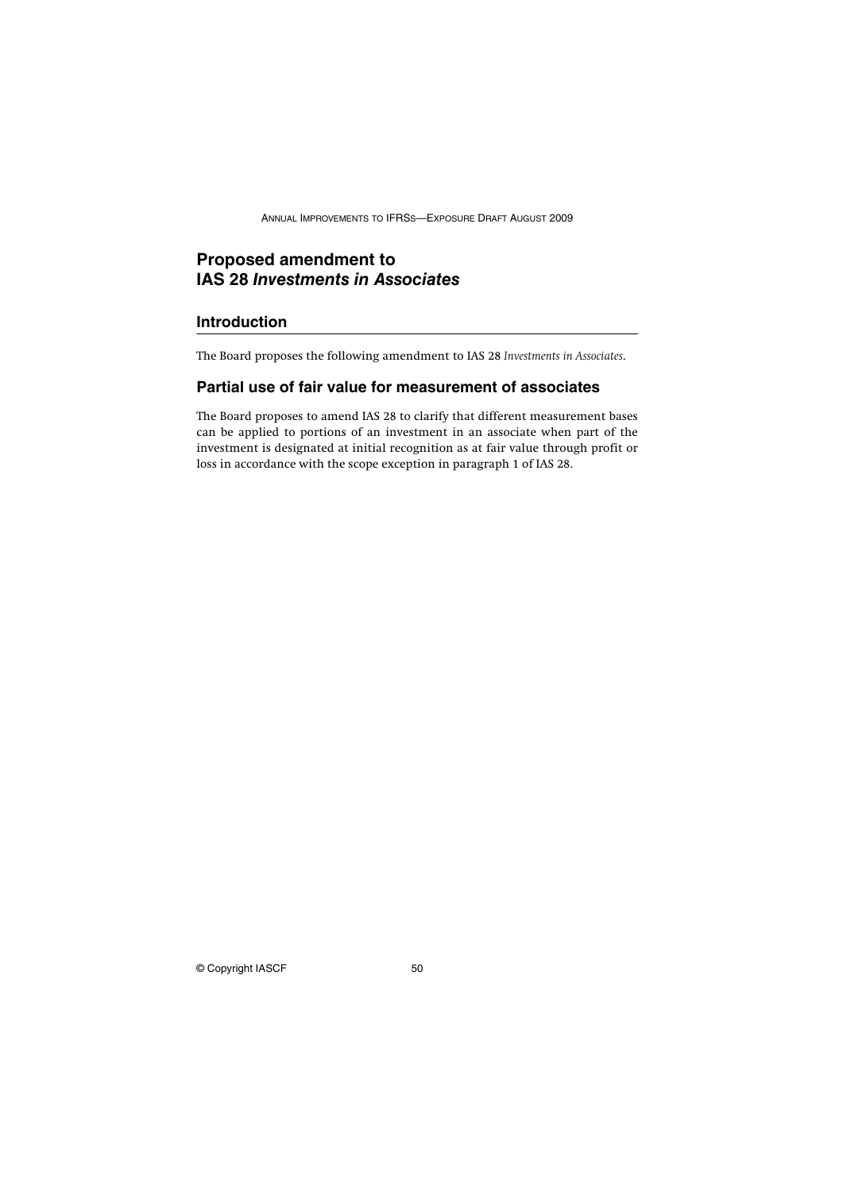# Proposed amendment to IAS 28 *Investments in Associates*

## Introduction

The Board proposes the following amendment to IAS 28 *Investments in Associates*.

## Partial use of fair value for measurement of associates

The Board proposes to amend IAS 28 to clarify that different measurement bases can be applied to portions of an investment in an associate when part of the investment is designated at initial recognition as at fair value through profit or loss in accordance with the scope exception in paragraph 1 of IAS 28.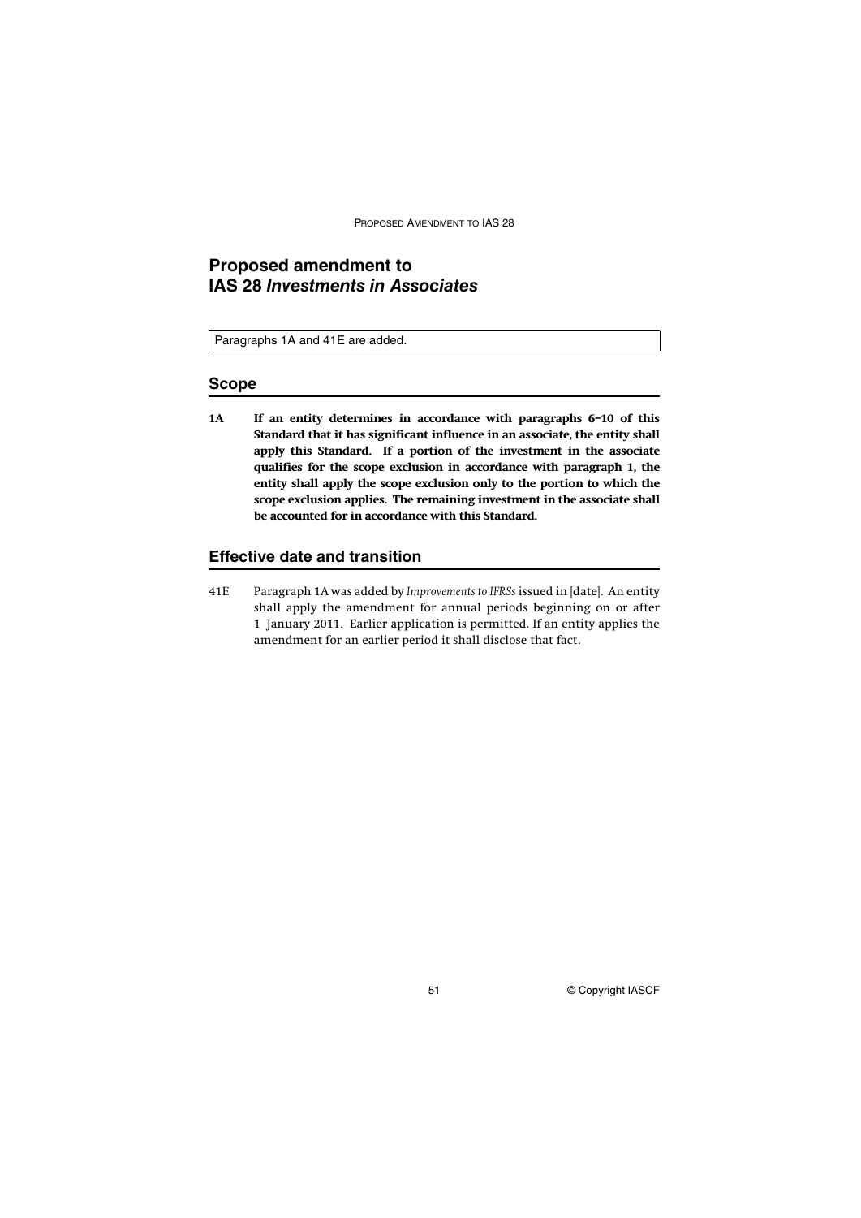# Proposed amendment to IAS 28 *Investments in Associates*

Paragraphs 1A and 41E are added.

## Scope

**1A If an entity determines in accordance with paragraphs 6–10 of this Standard that it has significant influence in an associate, the entity shall apply this Standard. If a portion of the investment in the associate qualifies for the scope exclusion in accordance with paragraph 1, the entity shall apply the scope exclusion only to the portion to which the scope exclusion applies. The remaining investment in the associate shall be accounted for in accordance with this Standard.**

## Effective date and transition

41E Paragraph 1A was added by *Improvements to IFRSs* issued in [date]. An entity shall apply the amendment for annual periods beginning on or after 1 January 2011. Earlier application is permitted. If an entity applies the amendment for an earlier period it shall disclose that fact.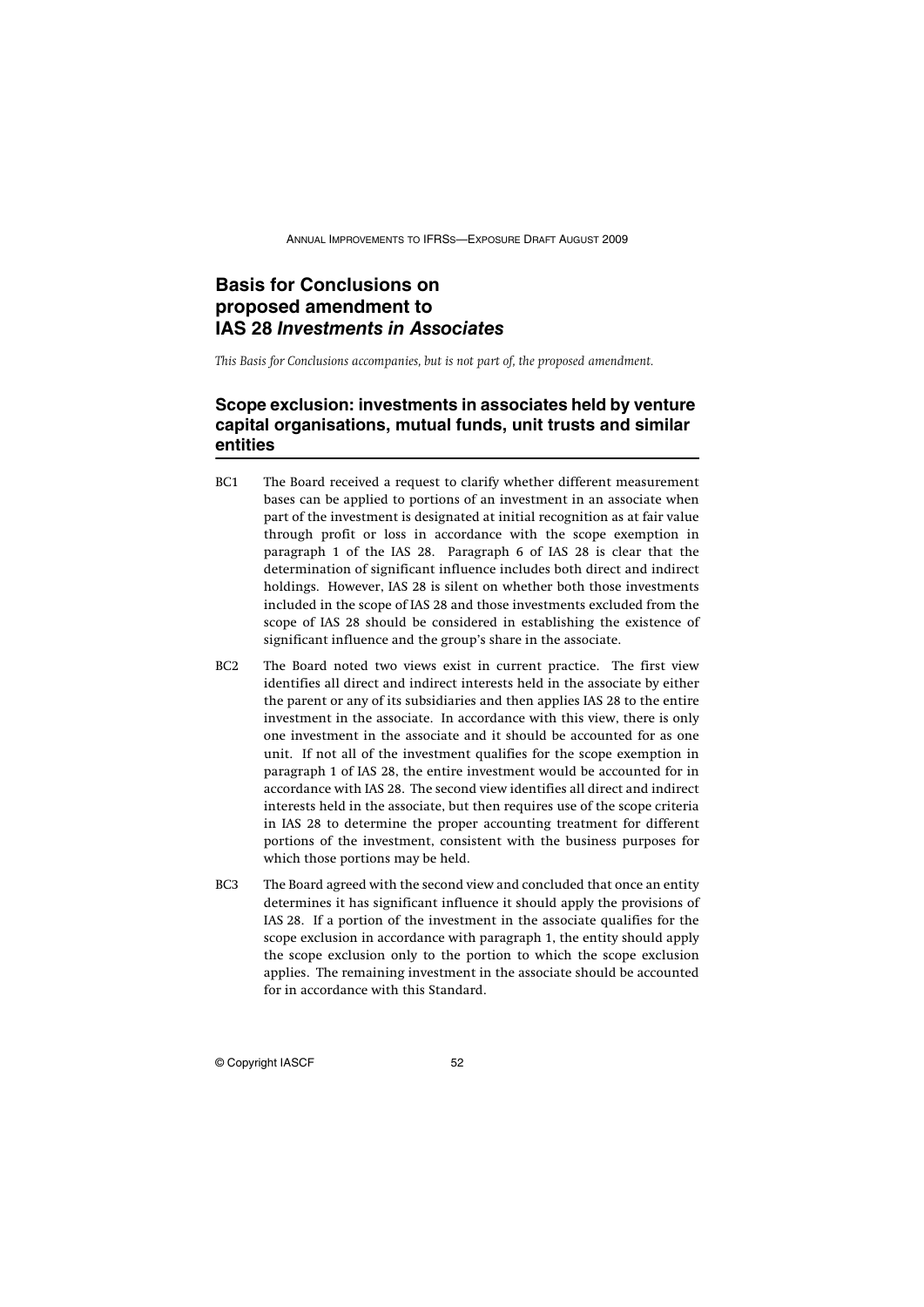# Basis for Conclusions on proposed amendment to IAS 28 *Investments in Associates*

*This Basis for Conclusions accompanies, but is not part of, the proposed amendment.*

## Scope exclusion: investments in associates held by venture capital organisations, mutual funds, unit trusts and similar entities

BC1 The Board received a request to clarify whether different measurement bases can be applied to portions of an investment in an associate when part of the investment is designated at initial recognition as at fair value through profit or loss in accordance with the scope exemption in paragraph 1 of the IAS 28. Paragraph 6 of IAS 28 is clear that the determination of significant influence includes both direct and indirect holdings. However, IAS 28 is silent on whether both those investments included in the scope of IAS 28 and those investments excluded from the scope of IAS 28 should be considered in establishing the existence of significant influence and the group's share in the associate.

BC2 The Board noted two views exist in current practice. The first view identifies all direct and indirect interests held in the associate by either the parent or any of its subsidiaries and then applies IAS 28 to the entire investment in the associate. In accordance with this view, there is only one investment in the associate and it should be accounted for as one unit. If not all of the investment qualifies for the scope exemption in paragraph 1 of IAS 28, the entire investment would be accounted for in accordance with IAS 28. The second view identifies all direct and indirect interests held in the associate, but then requires use of the scope criteria in IAS 28 to determine the proper accounting treatment for different portions of the investment, consistent with the business purposes for which those portions may be held.

BC3 The Board agreed with the second view and concluded that once an entity determines it has significant influence it should apply the provisions of IAS 28. If a portion of the investment in the associate qualifies for the scope exclusion in accordance with paragraph 1, the entity should apply the scope exclusion only to the portion to which the scope exclusion applies. The remaining investment in the associate should be accounted for in accordance with this Standard.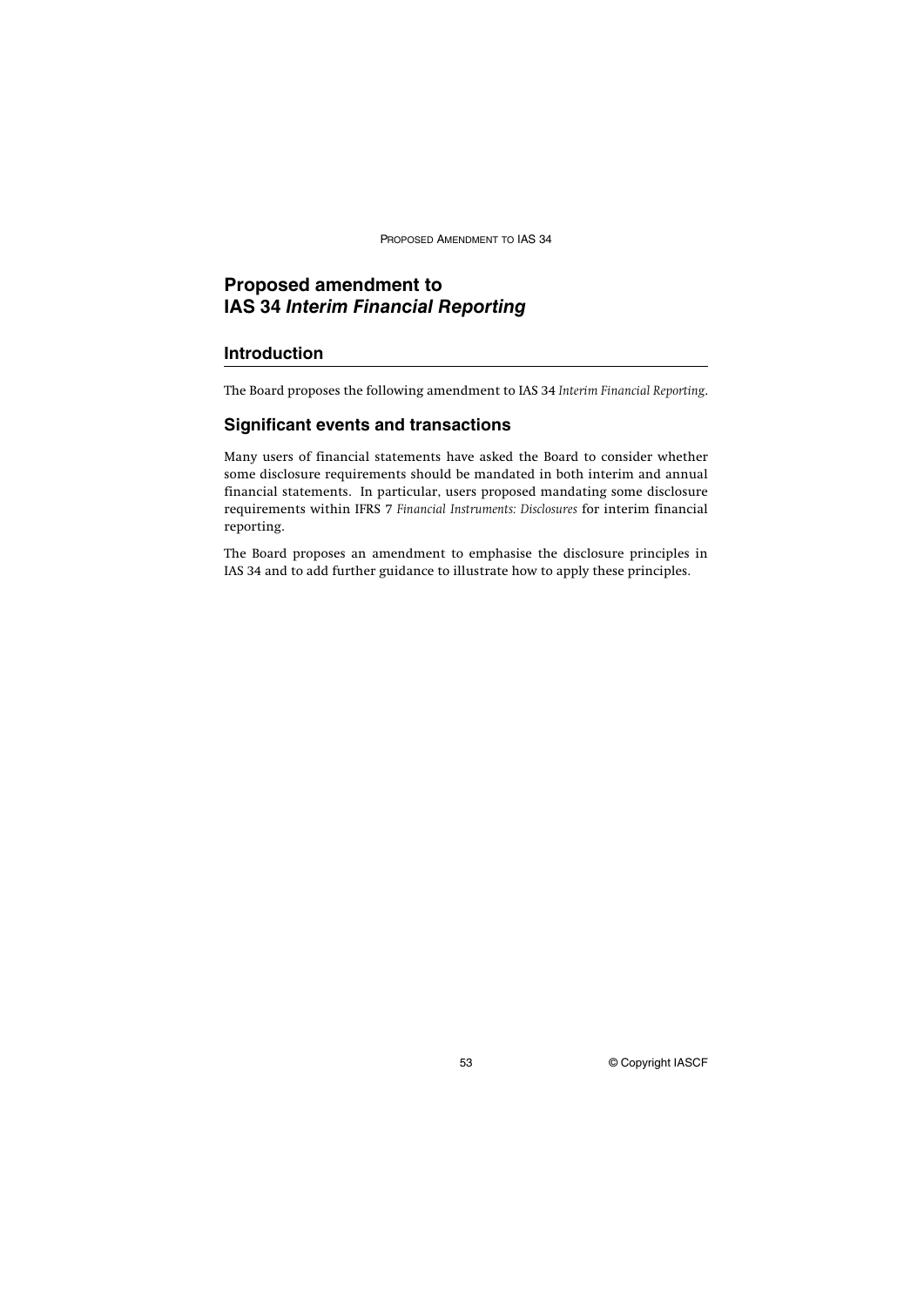# Proposed amendment to IAS 34 *Interim Financial Reporting*

## Introduction

The Board proposes the following amendment to IAS 34 *Interim Financial Reporting*.

## Significant events and transactions

Many users of financial statements have asked the Board to consider whether some disclosure requirements should be mandated in both interim and annual financial statements. In particular, users proposed mandating some disclosure requirements within IFRS 7 *Financial Instruments: Disclosures* for interim financial reporting.

The Board proposes an amendment to emphasise the disclosure principles in IAS 34 and to add further guidance to illustrate how to apply these principles.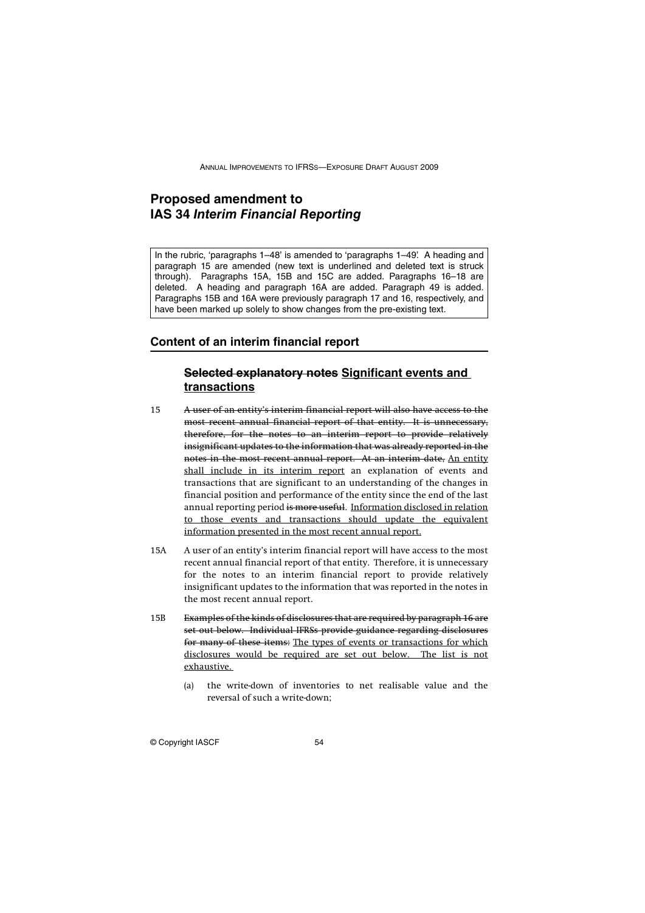# Proposed amendment to IAS 34 *Interim Financial Reporting*

In the rubric, 'paragraphs 1–48' is amended to 'paragraphs 1–49'. A heading and paragraph 15 are amended (new text is underlined and deleted text is struck through). Paragraphs 15A, 15B and 15C are added. Paragraphs 16–18 are deleted. A heading and paragraph 16A are added. Paragraph 49 is added. Paragraphs 15B and 16A were previously paragraph 17 and 16, respectively, and have been marked up solely to show changes from the pre-existing text.

## Content of an interim financial report

### ~~Selected explanatory notes~~ <u>Significant events and transactions</u>

15 ~~A user of an entity's interim financial report will also have access to the most recent annual financial report of that entity. It is unnecessary, therefore, for the notes to an interim report to provide relatively insignificant updates to the information that was already reported in the notes in the most recent annual report. At an interim date,~~ <u>An entity shall include in its interim report</u> an explanation of events and transactions that are significant to an understanding of the changes in financial position and performance of the entity since the end of the last annual reporting period ~~is more useful~~. <u>Information disclosed in relation to those events and transactions should update the equivalent information presented in the most recent annual report.</u>

15A A user of an entity's interim financial report will have access to the most recent annual financial report of that entity. Therefore, it is unnecessary for the notes to an interim financial report to provide relatively insignificant updates to the information that was reported in the notes in the most recent annual report.

15B ~~Examples of the kinds of disclosures that are required by paragraph 16 are set out below. Individual IFRSs provide guidance regarding disclosures for many of these items:~~ <u>The types of events or transactions for which disclosures would be required are set out below. The list is not exhaustive.</u>

(a) the write-down of inventories to net realisable value and the reversal of such a write-down;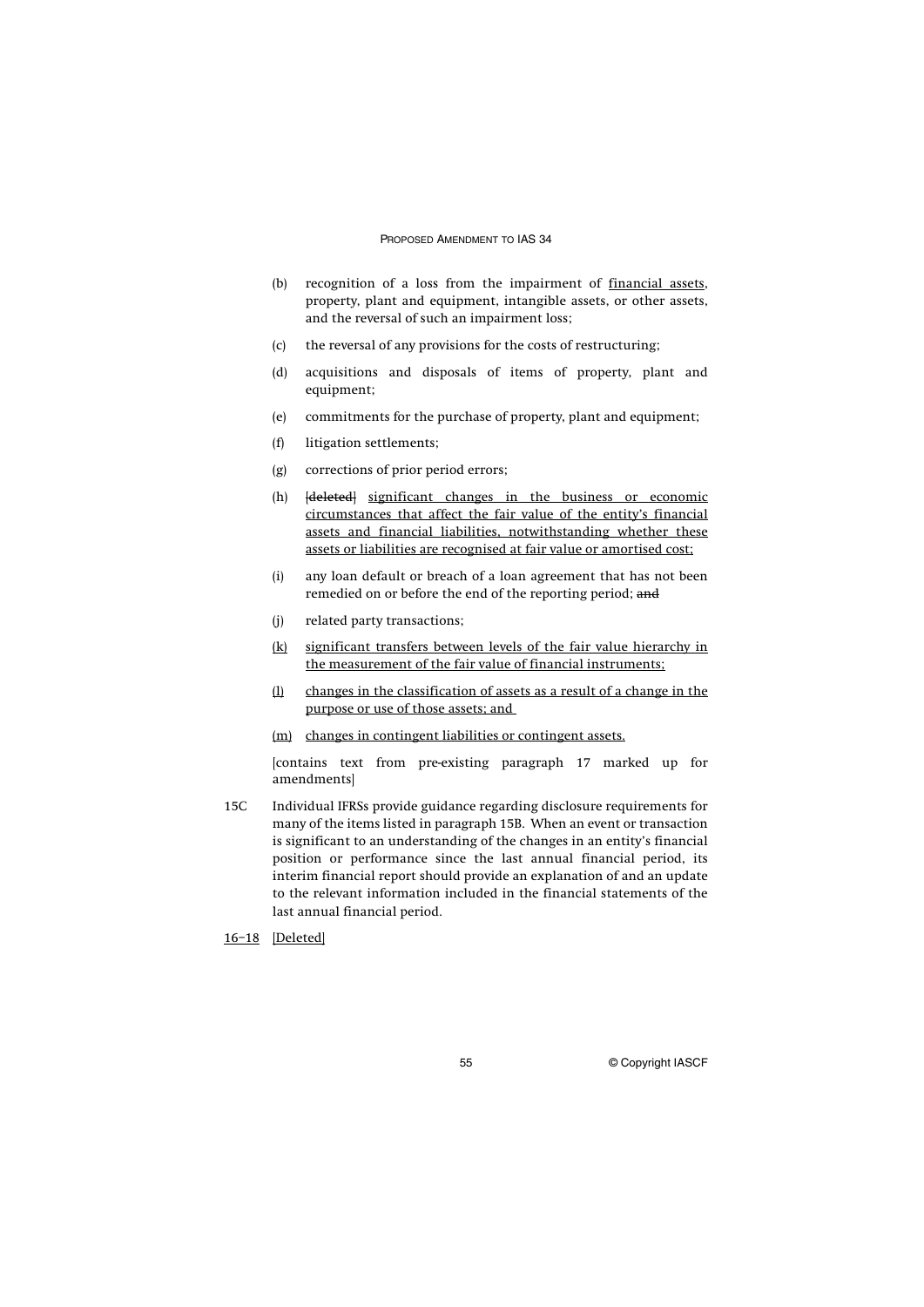(b) recognition of a loss from the impairment of financial assets, property, plant and equipment, intangible assets, or other assets, and the reversal of such an impairment loss;

(c) the reversal of any provisions for the costs of restructuring;

(d) acquisitions and disposals of items of property, plant and equipment;

(e) commitments for the purchase of property, plant and equipment;

(f) litigation settlements;

(g) corrections of prior period errors;

(h) ~~[deleted]~~ significant changes in the business or economic circumstances that affect the fair value of the entity's financial assets and financial liabilities, notwithstanding whether these assets or liabilities are recognised at fair value or amortised cost;

(i) any loan default or breach of a loan agreement that has not been remedied on or before the end of the reporting period; ~~and~~

(j) related party transactions;

(k) significant transfers between levels of the fair value hierarchy in the measurement of the fair value of financial instruments;

(l) changes in the classification of assets as a result of a change in the purpose or use of those assets; and

(m) changes in contingent liabilities or contingent assets.

[contains text from pre-existing paragraph 17 marked up for amendments]

15C Individual IFRSs provide guidance regarding disclosure requirements for many of the items listed in paragraph 15B. When an event or transaction is significant to an understanding of the changes in an entity's financial position or performance since the last annual financial period, its interim financial report should provide an explanation of and an update to the relevant information included in the financial statements of the last annual financial period.

16–18 [Deleted]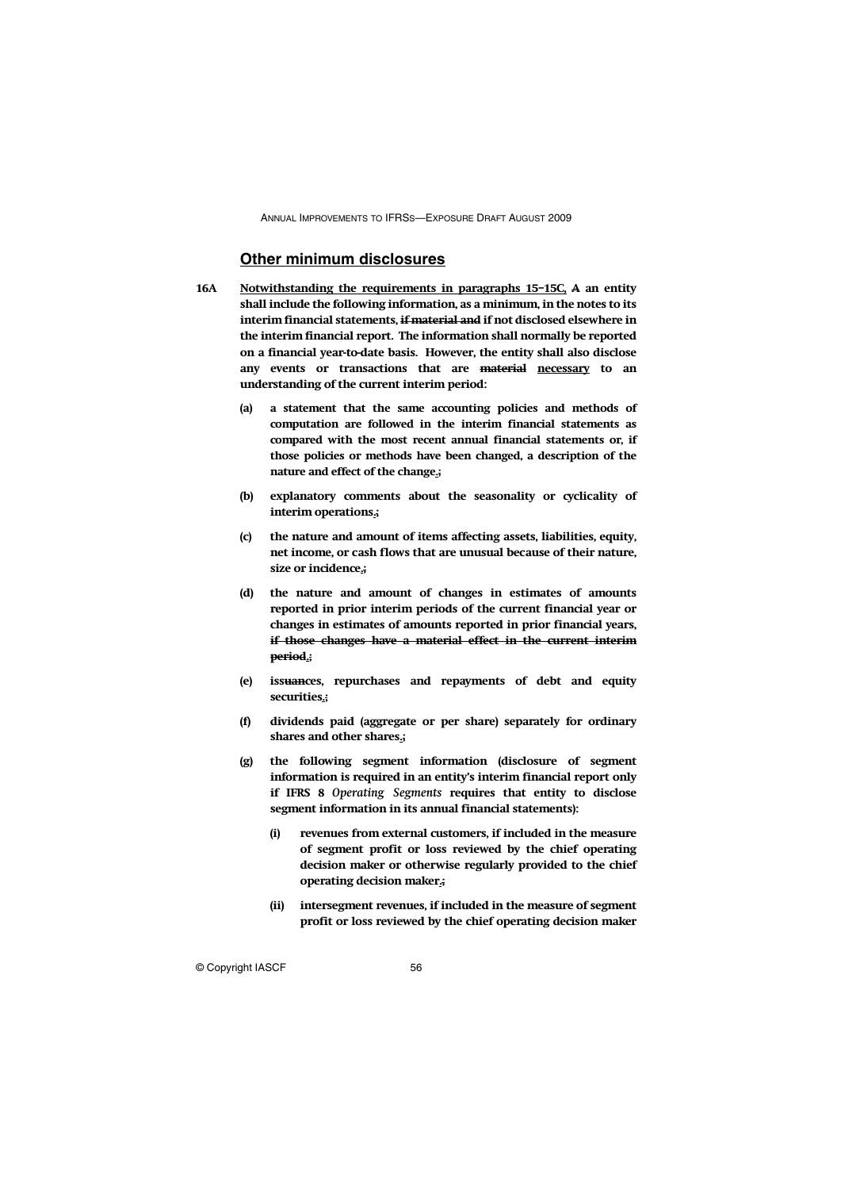## <u>Other minimum disclosures</u>

**16A** **<u>Notwithstanding the requirements in paragraphs 15–15C,</u> ~~A~~ an entity shall include the following information, as a minimum, in the notes to its interim financial statements, ~~if material and~~ if not disclosed elsewhere in the interim financial report. The information shall normally be reported on a financial year-to-date basis. However, the entity shall also disclose any events or transactions that are ~~material~~ <u>necessary</u> to an understanding of the current interim period:**

- **(a)** **a statement that the same accounting policies and methods of computation are followed in the interim financial statements as compared with the most recent annual financial statements or, if those policies or methods have been changed, a description of the nature and effect of the change<u>.</u>~~;~~**

- **(b)** **explanatory comments about the seasonality or cyclicality of interim operations<u>.</u>~~;~~**

- **(c)** **the nature and amount of items affecting assets, liabilities, equity, net income, or cash flows that are unusual because of their nature, size or incidence<u>.</u>~~;~~**

- **(d)** **the nature and amount of changes in estimates of amounts reported in prior interim periods of the current financial year or changes in estimates of amounts reported in prior financial years<u>.</u>~~, if those changes have a material effect in the current interim period.;~~**

- **(e)** **iss~~uanc~~es, repurchases and repayments of debt and equity securities<u>.</u>~~;~~**

- **(f)** **dividends paid (aggregate or per share) separately for ordinary shares and other shares<u>.</u>~~;~~**

- **(g)** **the following segment information (disclosure of segment information is required in an entity's interim financial report only if IFRS 8 *Operating Segments* requires that entity to disclose segment information in its annual financial statements):**

  - **(i)** **revenues from external customers, if included in the measure of segment profit or loss reviewed by the chief operating decision maker or otherwise regularly provided to the chief operating decision maker<u>.</u>~~;~~**

  - **(ii)** **intersegment revenues, if included in the measure of segment profit or loss reviewed by the chief operating decision maker**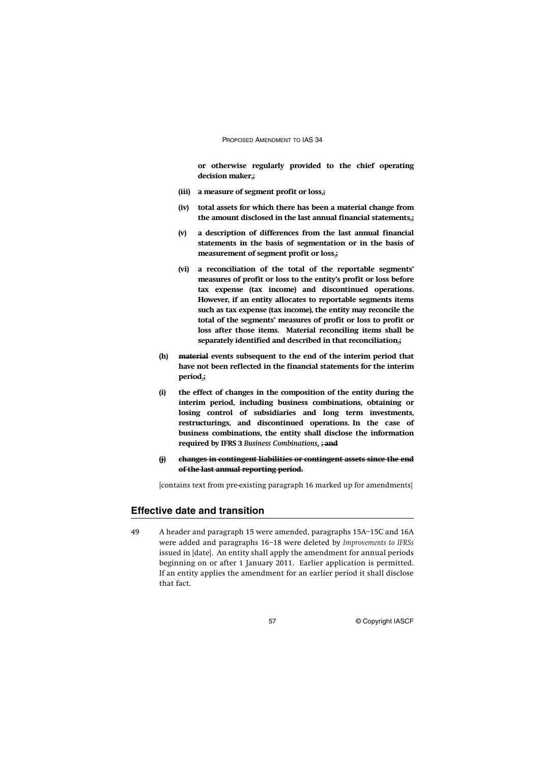**or otherwise regularly provided to the chief operating decision maker.~~;~~**

**(iii) a measure of segment profit or loss.~~;~~**

**(iv) total assets for which there has been a material change from the amount disclosed in the last annual financial statements.~~;~~**

**(v) a description of differences from the last annual financial statements in the basis of segmentation or in the basis of measurement of segment profit or loss.~~;~~**

**(vi) a reconciliation of the total of the reportable segments' measures of profit or loss to the entity's profit or loss before tax expense (tax income) and discontinued operations. However, if an entity allocates to reportable segments items such as tax expense (tax income), the entity may reconcile the total of the segments' measures of profit or loss to profit or loss after those items. Material reconciling items shall be separately identified and described in that reconciliation.~~;~~**

**(h) ~~material~~ events subsequent to the end of the interim period that have not been reflected in the financial statements for the interim period.~~;~~**

**(i) the effect of changes in the composition of the entity during the interim period, including business combinations, obtaining or losing control of subsidiaries and long term investments, restructurings, and discontinued operations. In the case of business combinations, the entity shall disclose the information required by IFRS 3 *Business Combinations*. ~~; and~~**

**~~(j) changes in contingent liabilities or contingent assets since the end of the last annual reporting period.~~**

[contains text from pre-existing paragraph 16 marked up for amendments]

## Effective date and transition

49 A header and paragraph 15 were amended, paragraphs 15A–15C and 16A were added and paragraphs 16–18 were deleted by *Improvements to IFRSs* issued in [date]. An entity shall apply the amendment for annual periods beginning on or after 1 January 2011. Earlier application is permitted. If an entity applies the amendment for an earlier period it shall disclose that fact.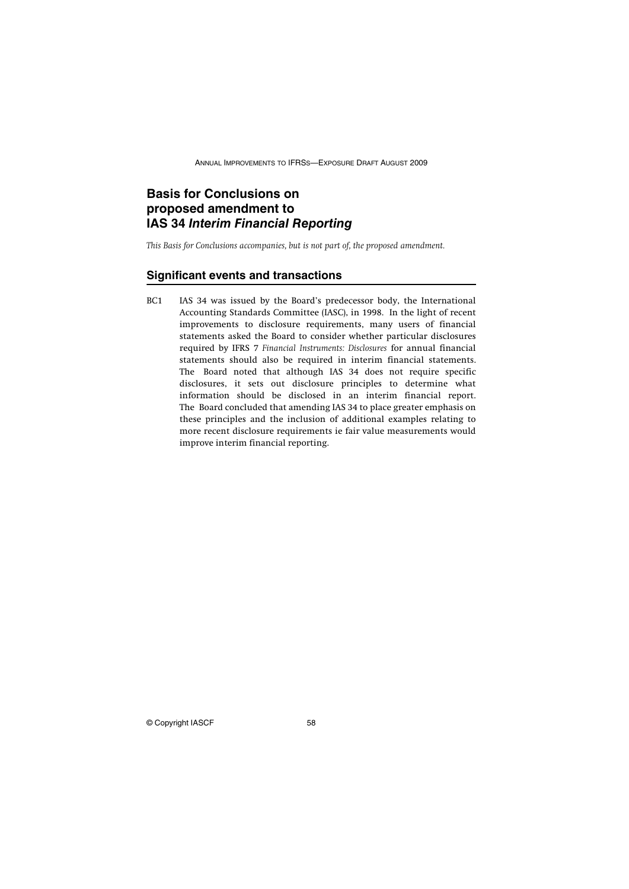# Basis for Conclusions on proposed amendment to IAS 34 *Interim Financial Reporting*

*This Basis for Conclusions accompanies, but is not part of, the proposed amendment.*

## Significant events and transactions

BC1 IAS 34 was issued by the Board's predecessor body, the International Accounting Standards Committee (IASC), in 1998. In the light of recent improvements to disclosure requirements, many users of financial statements asked the Board to consider whether particular disclosures required by IFRS 7 *Financial Instruments: Disclosures* for annual financial statements should also be required in interim financial statements. The Board noted that although IAS 34 does not require specific disclosures, it sets out disclosure principles to determine what information should be disclosed in an interim financial report. The Board concluded that amending IAS 34 to place greater emphasis on these principles and the inclusion of additional examples relating to more recent disclosure requirements ie fair value measurements would improve interim financial reporting.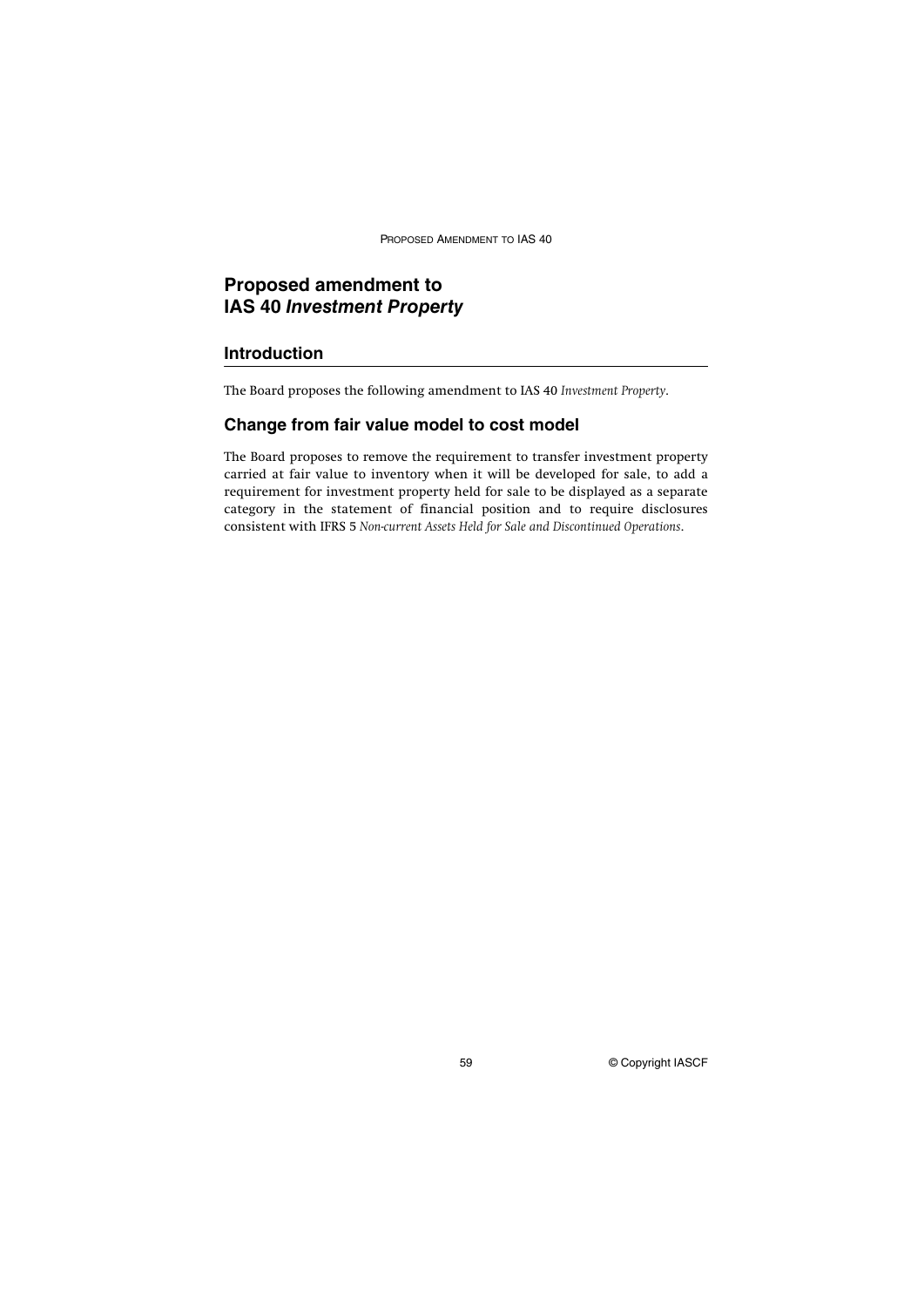# Proposed amendment to IAS 40 *Investment Property*

## Introduction

The Board proposes the following amendment to IAS 40 *Investment Property*.

## Change from fair value model to cost model

The Board proposes to remove the requirement to transfer investment property carried at fair value to inventory when it will be developed for sale, to add a requirement for investment property held for sale to be displayed as a separate category in the statement of financial position and to require disclosures consistent with IFRS 5 *Non-current Assets Held for Sale and Discontinued Operations*.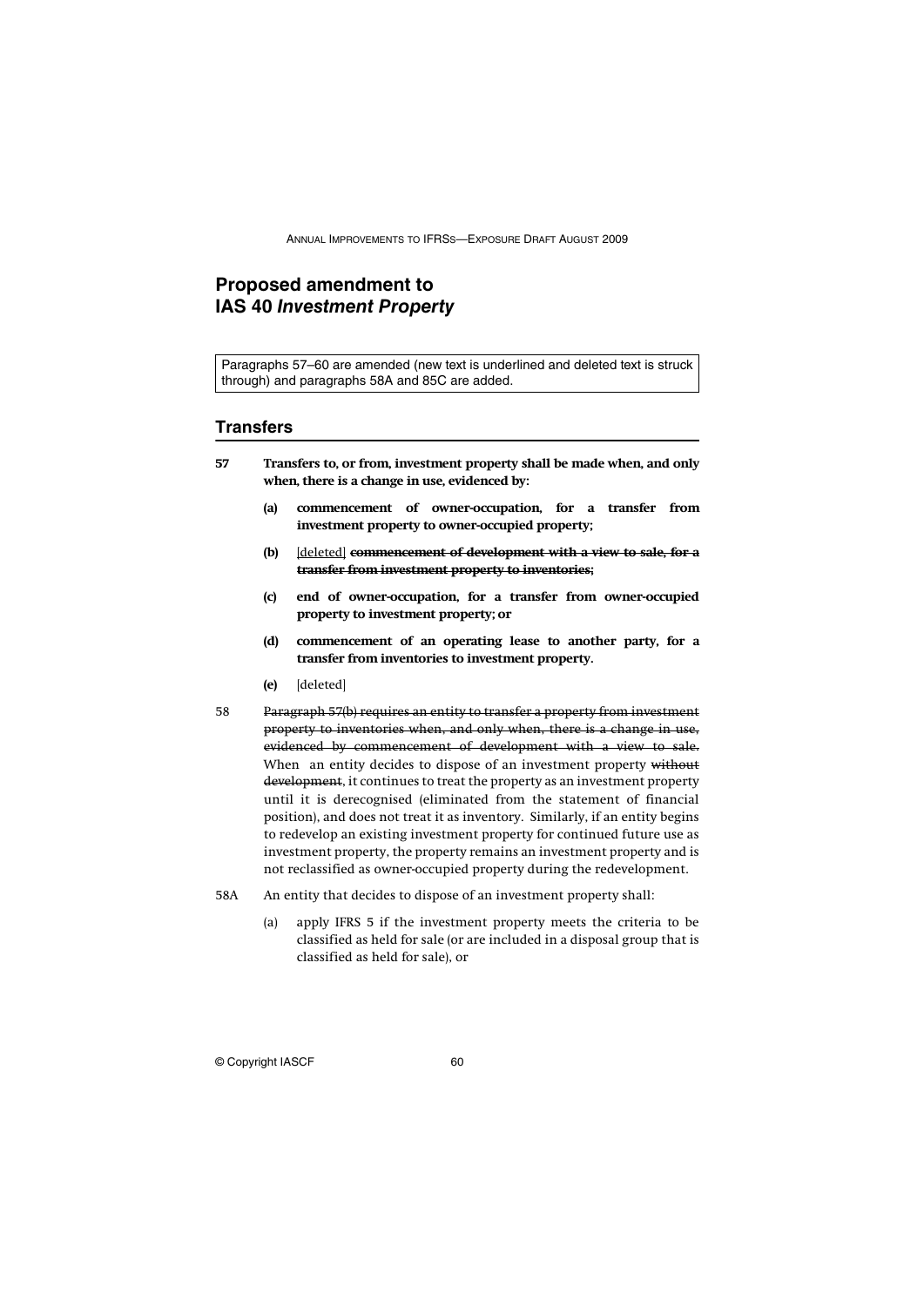# Proposed amendment to IAS 40 *Investment Property*

Paragraphs 57–60 are amended (new text is underlined and deleted text is struck through) and paragraphs 58A and 85C are added.

## Transfers

57 **Transfers to, or from, investment property shall be made when, and only when, there is a change in use, evidenced by:**

**(a)** **commencement of owner-occupation, for a transfer from investment property to owner-occupied property;**

**(b)** <u>[deleted]</u> ~~**commencement of development with a view to sale, for a transfer from investment property to inventories;**~~

**(c)** **end of owner-occupation, for a transfer from owner-occupied property to investment property; or**

**(d)** **commencement of an operating lease to another party, for a transfer from inventories to investment property.**

**(e)** [deleted]

58 ~~Paragraph 57(b) requires an entity to transfer a property from investment property to inventories when, and only when, there is a change in use, evidenced by commencement of development with a view to sale.~~ When an entity decides to dispose of an investment property ~~without development~~, it continues to treat the property as an investment property until it is derecognised (eliminated from the statement of financial position), and does not treat it as inventory. Similarly, if an entity begins to redevelop an existing investment property for continued future use as investment property, the property remains an investment property and is not reclassified as owner-occupied property during the redevelopment.

58A An entity that decides to dispose of an investment property shall:

(a) apply IFRS 5 if the investment property meets the criteria to be classified as held for sale (or are included in a disposal group that is classified as held for sale), or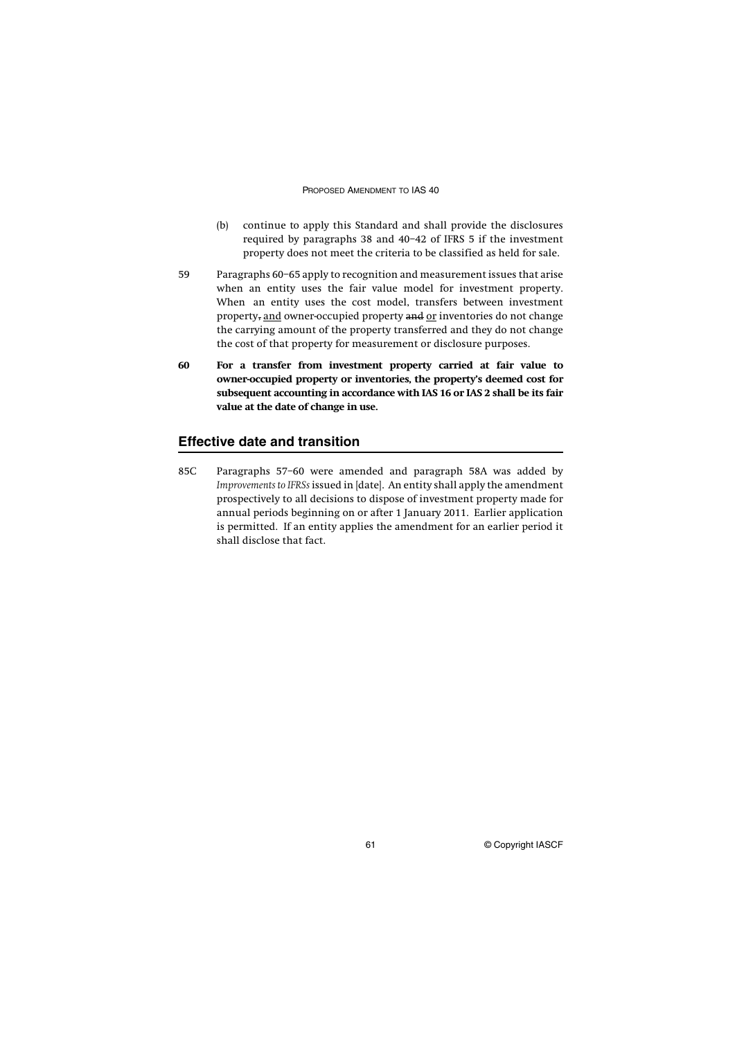(b) continue to apply this Standard and shall provide the disclosures required by paragraphs 38 and 40–42 of IFRS 5 if the investment property does not meet the criteria to be classified as held for sale.

59 Paragraphs 60–65 apply to recognition and measurement issues that arise when an entity uses the fair value model for investment property. When an entity uses the cost model, transfers between investment property, <u>and</u> owner-occupied property ~~and~~ <u>or</u> inventories do not change the carrying amount of the property transferred and they do not change the cost of that property for measurement or disclosure purposes.

**60 For a transfer from investment property carried at fair value to owner-occupied property or inventories, the property's deemed cost for subsequent accounting in accordance with IAS 16 or IAS 2 shall be its fair value at the date of change in use.**

## Effective date and transition

85C Paragraphs 57–60 were amended and paragraph 58A was added by *Improvements to IFRSs* issued in [date]. An entity shall apply the amendment prospectively to all decisions to dispose of investment property made for annual periods beginning on or after 1 January 2011. Earlier application is permitted. If an entity applies the amendment for an earlier period it shall disclose that fact.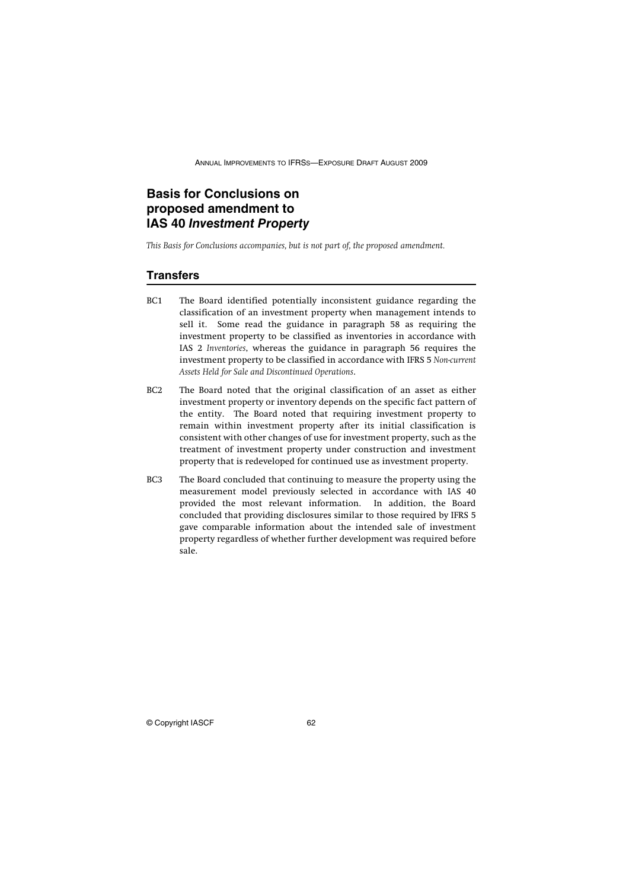# Basis for Conclusions on proposed amendment to IAS 40 *Investment Property*

*This Basis for Conclusions accompanies, but is not part of, the proposed amendment.*

## Transfers

BC1 The Board identified potentially inconsistent guidance regarding the classification of an investment property when management intends to sell it. Some read the guidance in paragraph 58 as requiring the investment property to be classified as inventories in accordance with IAS 2 *Inventories*, whereas the guidance in paragraph 56 requires the investment property to be classified in accordance with IFRS 5 *Non-current Assets Held for Sale and Discontinued Operations*.

BC2 The Board noted that the original classification of an asset as either investment property or inventory depends on the specific fact pattern of the entity. The Board noted that requiring investment property to remain within investment property after its initial classification is consistent with other changes of use for investment property, such as the treatment of investment property under construction and investment property that is redeveloped for continued use as investment property.

BC3 The Board concluded that continuing to measure the property using the measurement model previously selected in accordance with IAS 40 provided the most relevant information. In addition, the Board concluded that providing disclosures similar to those required by IFRS 5 gave comparable information about the intended sale of investment property regardless of whether further development was required before sale.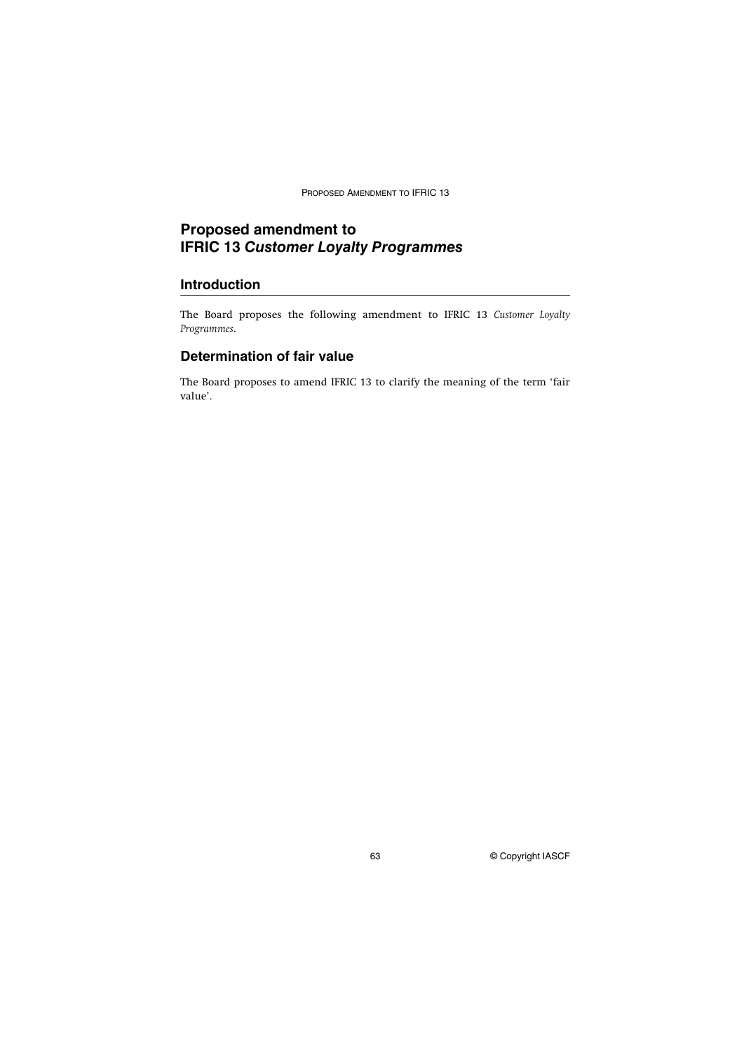# Proposed amendment to IFRIC 13 *Customer Loyalty Programmes*

## Introduction

The Board proposes the following amendment to IFRIC 13 *Customer Loyalty Programmes*.

## Determination of fair value

The Board proposes to amend IFRIC 13 to clarify the meaning of the term 'fair value'.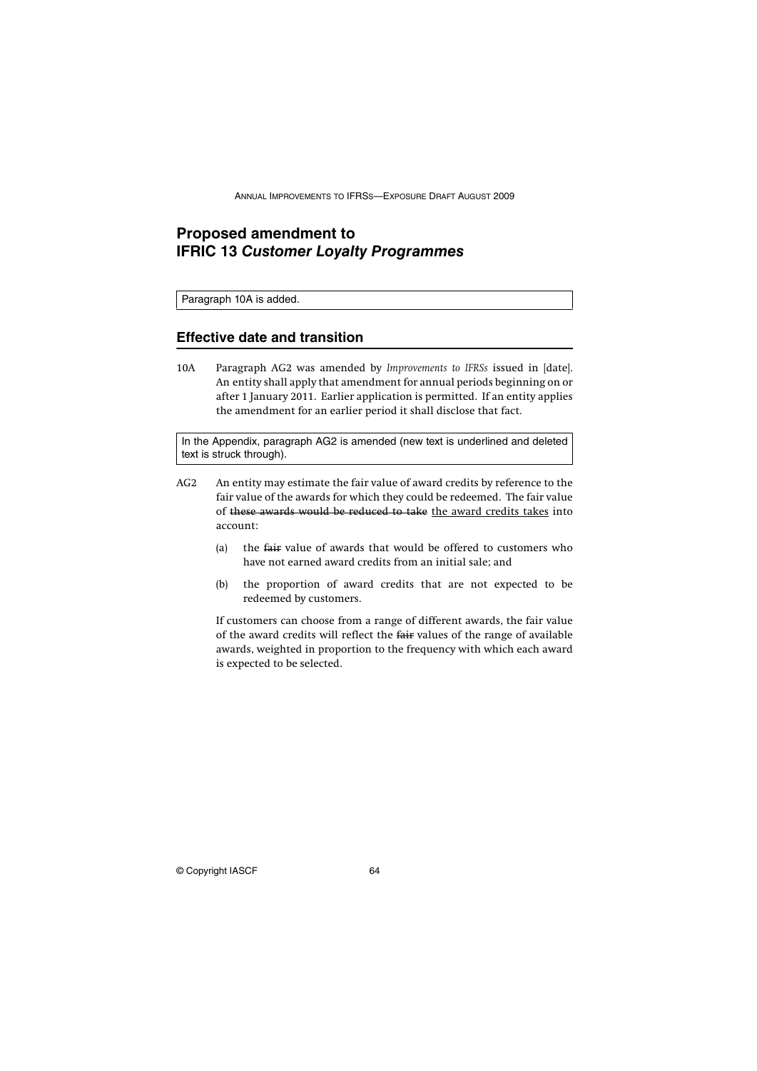# Proposed amendment to IFRIC 13 *Customer Loyalty Programmes*

Paragraph 10A is added.

## Effective date and transition

10A Paragraph AG2 was amended by *Improvements to IFRSs* issued in [date]. An entity shall apply that amendment for annual periods beginning on or after 1 January 2011. Earlier application is permitted. If an entity applies the amendment for an earlier period it shall disclose that fact.

In the Appendix, paragraph AG2 is amended (new text is underlined and deleted text is struck through).

AG2 An entity may estimate the fair value of award credits by reference to the fair value of the awards for which they could be redeemed. The fair value of ~~these awards would be reduced to take~~ <u>the award credits takes</u> into account:

(a) the ~~fair~~ value of awards that would be offered to customers who have not earned award credits from an initial sale; and

(b) the proportion of award credits that are not expected to be redeemed by customers.

If customers can choose from a range of different awards, the fair value of the award credits will reflect the ~~fair~~ values of the range of available awards, weighted in proportion to the frequency with which each award is expected to be selected.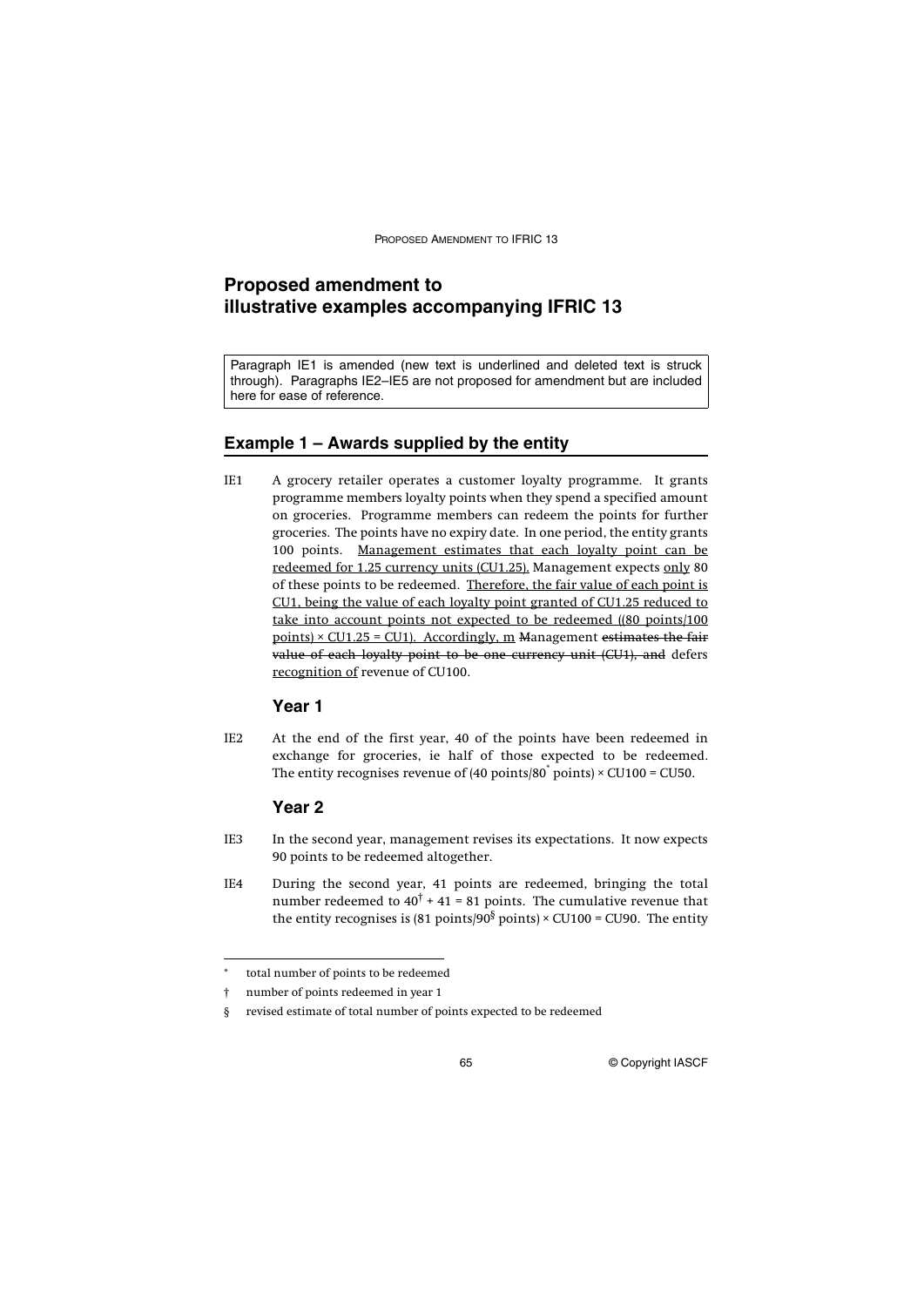# Proposed amendment to illustrative examples accompanying IFRIC 13

Paragraph IE1 is amended (new text is underlined and deleted text is struck through). Paragraphs IE2–IE5 are not proposed for amendment but are included here for ease of reference.

## Example 1 – Awards supplied by the entity

IE1 A grocery retailer operates a customer loyalty programme. It grants programme members loyalty points when they spend a specified amount on groceries. Programme members can redeem the points for further groceries. The points have no expiry date. In one period, the entity grants 100 points. <u>Management estimates that each loyalty point can be redeemed for 1.25 currency units (CU1.25).</u> Management expects <u>only</u> 80 of these points to be redeemed. <u>Therefore, the fair value of each point is CU1, being the value of each loyalty point granted of CU1.25 reduced to take into account points not expected to be redeemed ((80 points/100 points) × CU1.25 = CU1). Accordingly, m</u> ~~M~~anagement ~~estimates the fair value of each loyalty point to be one currency unit (CU1), and~~ defers <u>recognition of</u> revenue of CU100.

### Year 1

IE2 At the end of the first year, 40 of the points have been redeemed in exchange for groceries, ie half of those expected to be redeemed. The entity recognises revenue of (40 points/80[*] points) × CU100 = CU50.

### Year 2

IE3 In the second year, management revises its expectations. It now expects 90 points to be redeemed altogether.

IE4 During the second year, 41 points are redeemed, bringing the total number redeemed to 40[†] + 41 = 81 points. The cumulative revenue that the entity recognises is (81 points/90[§] points) × CU100 = CU90. The entity

[*] total number of points to be redeemed

[†] number of points redeemed in year 1

[§] revised estimate of total number of points expected to be redeemed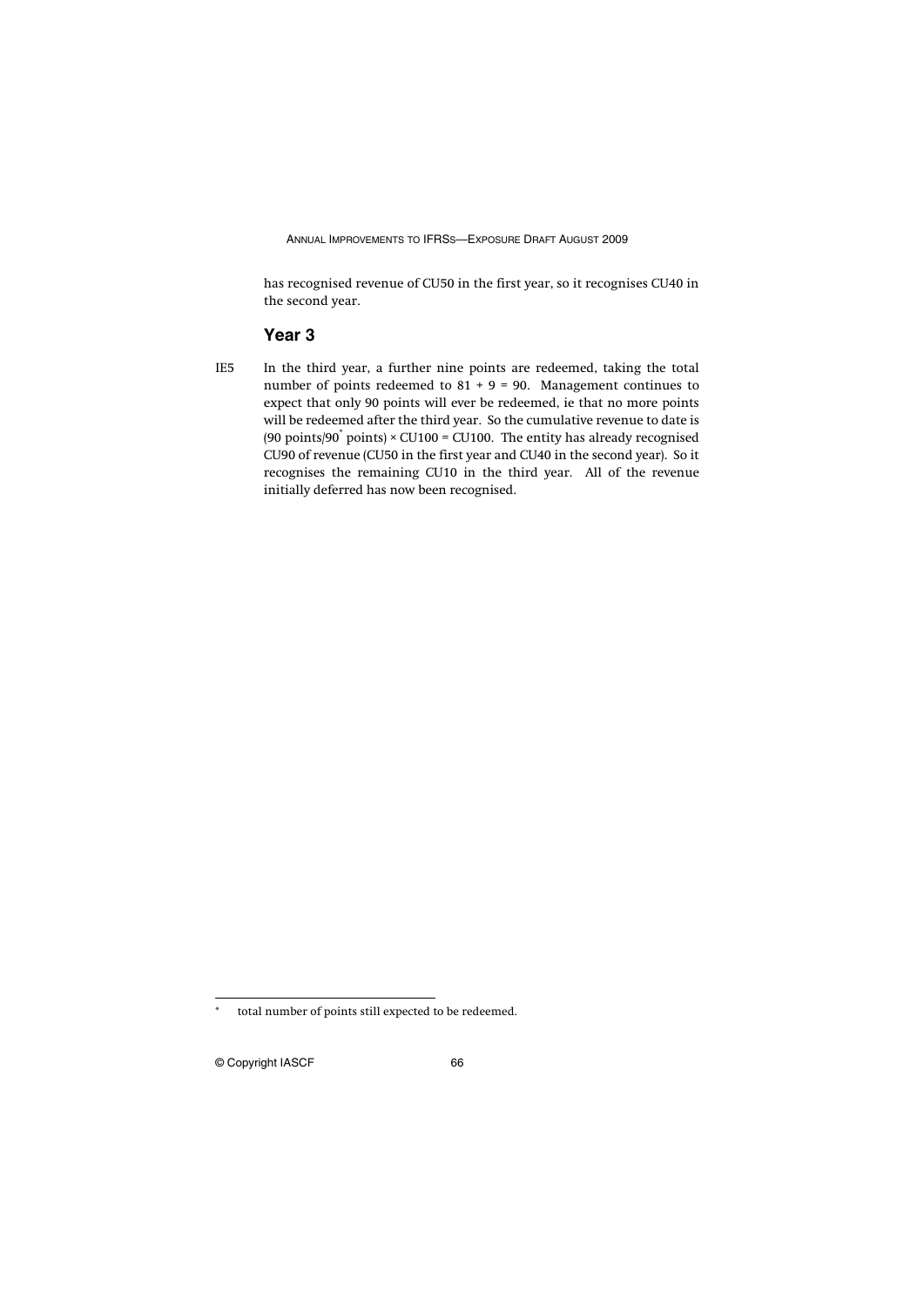has recognised revenue of CU50 in the first year, so it recognises CU40 in the second year.

### Year 3

IE5 In the third year, a further nine points are redeemed, taking the total number of points redeemed to 81 + 9 = 90. Management continues to expect that only 90 points will ever be redeemed, ie that no more points will be redeemed after the third year. So the cumulative revenue to date is (90 points/90* points) × CU100 = CU100. The entity has already recognised CU90 of revenue (CU50 in the first year and CU40 in the second year). So it recognises the remaining CU10 in the third year. All of the revenue initially deferred has now been recognised.

---

* total number of points still expected to be redeemed.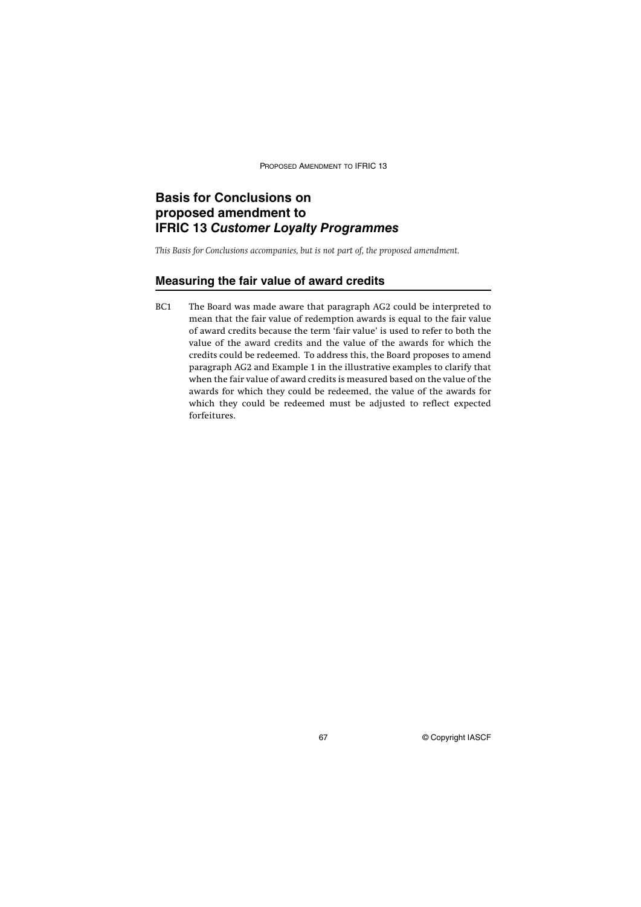# Basis for Conclusions on proposed amendment to IFRIC 13 *Customer Loyalty Programmes*

*This Basis for Conclusions accompanies, but is not part of, the proposed amendment.*

## Measuring the fair value of award credits

BC1 The Board was made aware that paragraph AG2 could be interpreted to mean that the fair value of redemption awards is equal to the fair value of award credits because the term 'fair value' is used to refer to both the value of the award credits and the value of the awards for which the credits could be redeemed. To address this, the Board proposes to amend paragraph AG2 and Example 1 in the illustrative examples to clarify that when the fair value of award credits is measured based on the value of the awards for which they could be redeemed, the value of the awards for which they could be redeemed must be adjusted to reflect expected forfeitures.